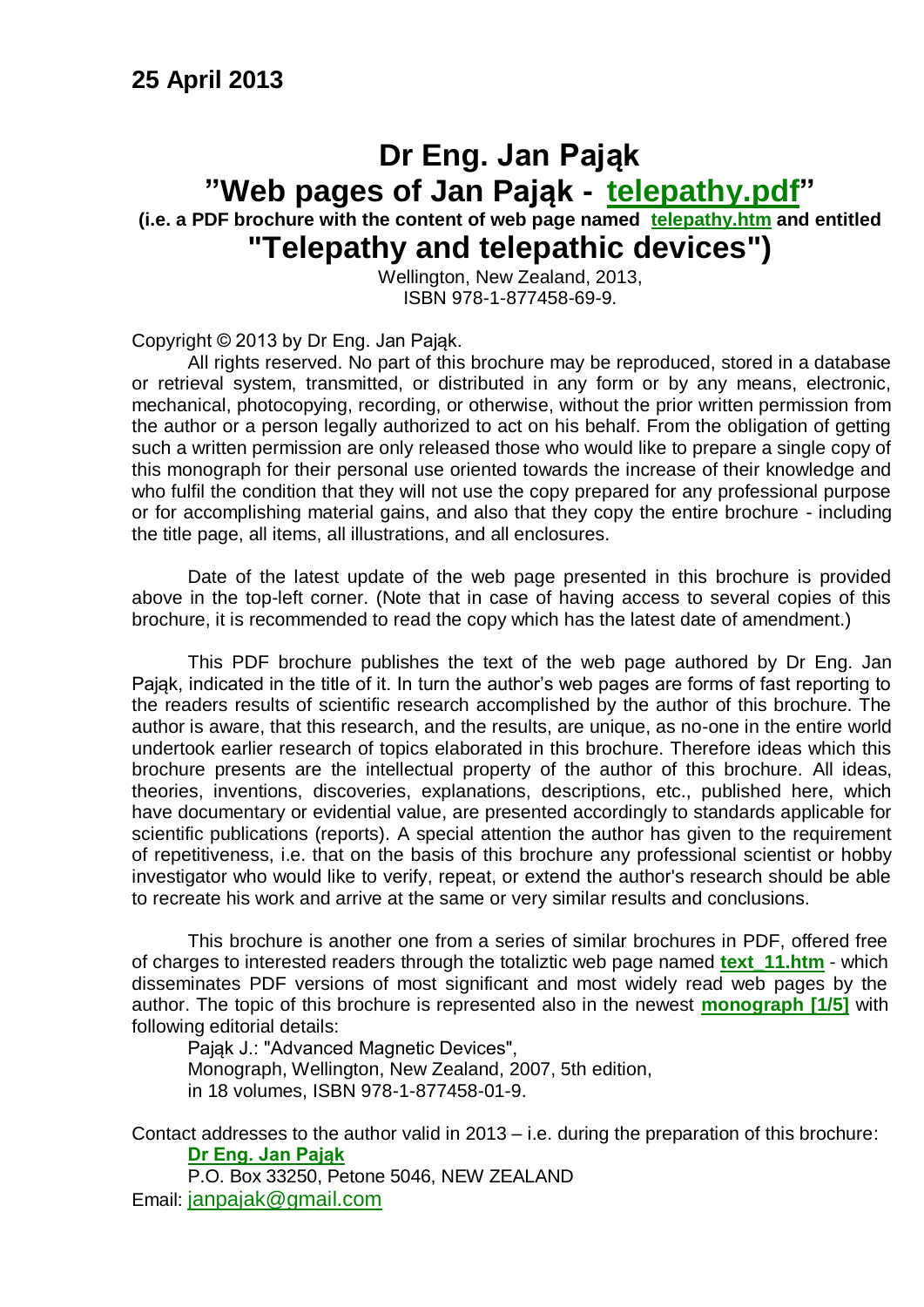**25 April 2013**

# Dr Eng. Jan Pająk

## ”Web pages of Jan Pająk - telepathy.pdf”

**(i.e. a PDF brochure with the content of web page named telepathy.htm and entitled**

## "Telepathy and telepathic devices")

Wellington, New Zealand, 2013,
ISBN 978-1-877458-69-9.

Copyright © 2013 by Dr Eng. Jan Pająk.

All rights reserved. No part of this brochure may be reproduced, stored in a database or retrieval system, transmitted, or distributed in any form or by any means, electronic, mechanical, photocopying, recording, or otherwise, without the prior written permission from the author or a person legally authorized to act on his behalf. From the obligation of getting such a written permission are only released those who would like to prepare a single copy of this monograph for their personal use oriented towards the increase of their knowledge and who fulfil the condition that they will not use the copy prepared for any professional purpose or for accomplishing material gains, and also that they copy the entire brochure - including the title page, all items, all illustrations, and all enclosures.

Date of the latest update of the web page presented in this brochure is provided above in the top-left corner. (Note that in case of having access to several copies of this brochure, it is recommended to read the copy which has the latest date of amendment.)

This PDF brochure publishes the text of the web page authored by Dr Eng. Jan Pająk, indicated in the title of it. In turn the author's web pages are forms of fast reporting to the readers results of scientific research accomplished by the author of this brochure. The author is aware, that this research, and the results, are unique, as no-one in the entire world undertook earlier research of topics elaborated in this brochure. Therefore ideas which this brochure presents are the intellectual property of the author of this brochure. All ideas, theories, inventions, discoveries, explanations, descriptions, etc., published here, which have documentary or evidential value, are presented accordingly to standards applicable for scientific publications (reports). A special attention the author has given to the requirement of repetitiveness, i.e. that on the basis of this brochure any professional scientist or hobby investigator who would like to verify, repeat, or extend the author's research should be able to recreate his work and arrive at the same or very similar results and conclusions.

This brochure is another one from a series of similar brochures in PDF, offered free of charges to interested readers through the totaliztic web page named **text_11.htm** - which disseminates PDF versions of most significant and most widely read web pages by the author. The topic of this brochure is represented also in the newest **monograph [1/5]** with following editorial details:

Pająk J.: "Advanced Magnetic Devices",
Monograph, Wellington, New Zealand, 2007, 5th edition,
in 18 volumes, ISBN 978-1-877458-01-9.

Contact addresses to the author valid in 2013 – i.e. during the preparation of this brochure:

**Dr Eng. Jan Pająk**
P.O. Box 33250, Petone 5046, NEW ZEALAND
Email: janpajak@gmail.com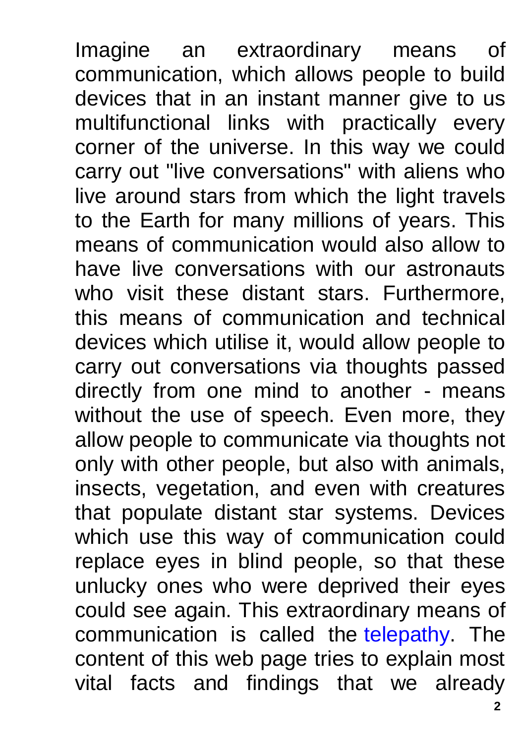Imagine an extraordinary means of communication, which allows people to build devices that in an instant manner give to us multifunctional links with practically every corner of the universe. In this way we could carry out "live conversations" with aliens who live around stars from which the light travels to the Earth for many millions of years. This means of communication would also allow to have live conversations with our astronauts who visit these distant stars. Furthermore, this means of communication and technical devices which utilise it, would allow people to carry out conversations via thoughts passed directly from one mind to another - means without the use of speech. Even more, they allow people to communicate via thoughts not only with other people, but also with animals, insects, vegetation, and even with creatures that populate distant star systems. Devices which use this way of communication could replace eyes in blind people, so that these unlucky ones who were deprived their eyes could see again. This extraordinary means of communication is called the telepathy. The content of this web page tries to explain most vital facts and findings that we already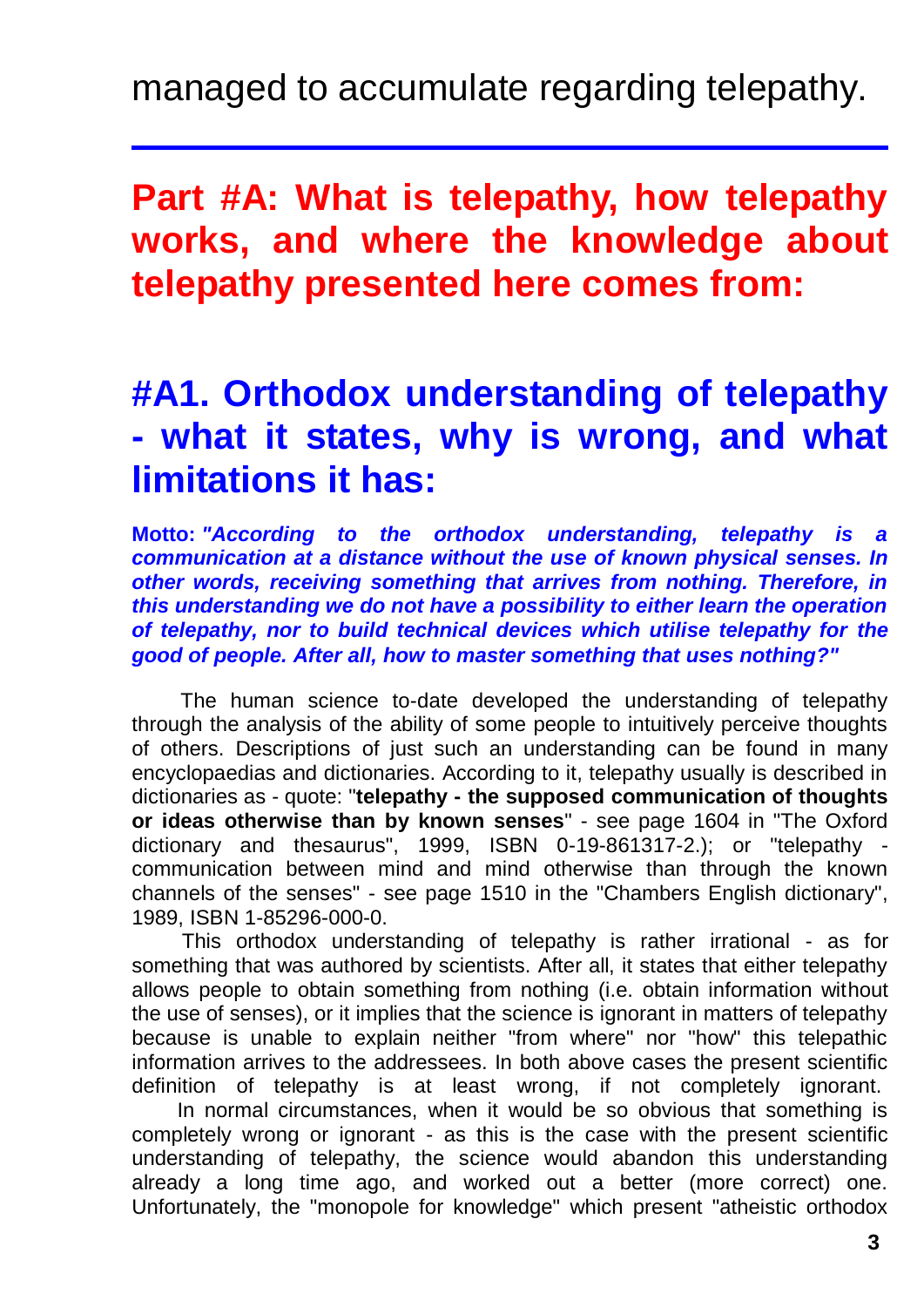managed to accumulate regarding telepathy.

---

## Part #A: What is telepathy, how telepathy works, and where the knowledge about telepathy presented here comes from:

### #A1. Orthodox understanding of telepathy - what it states, why is wrong, and what limitations it has:

**Motto:** ***"According to the orthodox understanding, telepathy is a communication at a distance without the use of known physical senses. In other words, receiving something that arrives from nothing. Therefore, in this understanding we do not have a possibility to either learn the operation of telepathy, nor to build technical devices which utilise telepathy for the good of people. After all, how to master something that uses nothing?"***

The human science to-date developed the understanding of telepathy through the analysis of the ability of some people to intuitively perceive thoughts of others. Descriptions of just such an understanding can be found in many encyclopaedias and dictionaries. According to it, telepathy usually is described in dictionaries as - quote: "**telepathy - the supposed communication of thoughts or ideas otherwise than by known senses**" - see page 1604 in "The Oxford dictionary and thesaurus", 1999, ISBN 0-19-861317-2.); or "telepathy - communication between mind and mind otherwise than through the known channels of the senses" - see page 1510 in the "Chambers English dictionary", 1989, ISBN 1-85296-000-0.

This orthodox understanding of telepathy is rather irrational - as for something that was authored by scientists. After all, it states that either telepathy allows people to obtain something from nothing (i.e. obtain information without the use of senses), or it implies that the science is ignorant in matters of telepathy because is unable to explain neither "from where" nor "how" this telepathic information arrives to the addressees. In both above cases the present scientific definition of telepathy is at least wrong, if not completely ignorant.

In normal circumstances, when it would be so obvious that something is completely wrong or ignorant - as this is the case with the present scientific understanding of telepathy, the science would abandon this understanding already a long time ago, and worked out a better (more correct) one. Unfortunately, the "monopole for knowledge" which present "atheistic orthodox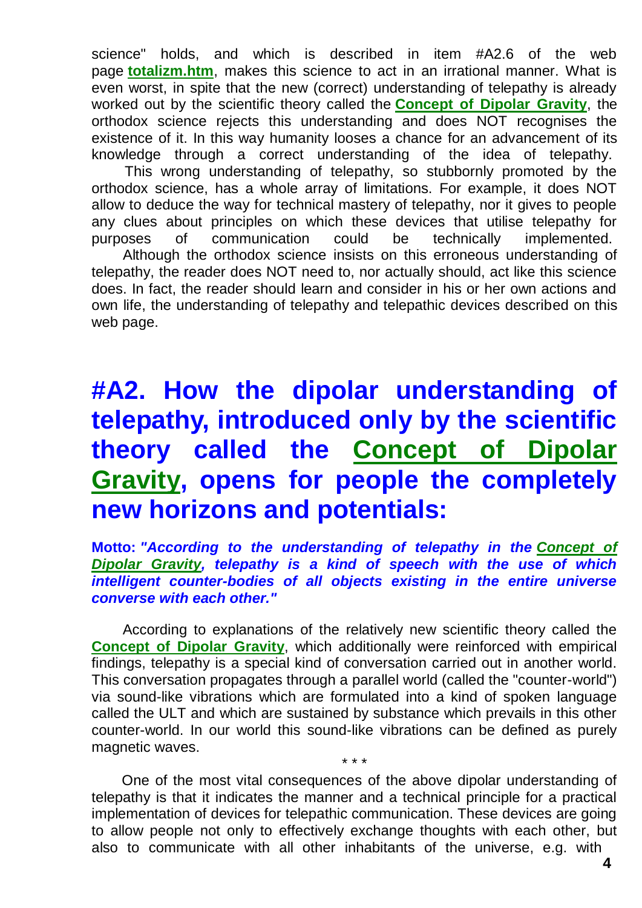science" holds, and which is described in item #A2.6 of the web page **totalizm.htm**, makes this science to act in an irrational manner. What is even worst, in spite that the new (correct) understanding of telepathy is already worked out by the scientific theory called the **Concept of Dipolar Gravity**, the orthodox science rejects this understanding and does NOT recognises the existence of it. In this way humanity looses a chance for an advancement of its knowledge through a correct understanding of the idea of telepathy.

This wrong understanding of telepathy, so stubbornly promoted by the orthodox science, has a whole array of limitations. For example, it does NOT allow to deduce the way for technical mastery of telepathy, nor it gives to people any clues about principles on which these devices that utilise telepathy for purposes of communication could be technically implemented.

Although the orthodox science insists on this erroneous understanding of telepathy, the reader does NOT need to, nor actually should, act like this science does. In fact, the reader should learn and consider in his or her own actions and own life, the understanding of telepathy and telepathic devices described on this web page.

# #A2. How the dipolar understanding of telepathy, introduced only by the scientific theory called the Concept of Dipolar Gravity, opens for people the completely new horizons and potentials:

**Motto:** ***"According to the understanding of telepathy in the Concept of Dipolar Gravity, telepathy is a kind of speech with the use of which intelligent counter-bodies of all objects existing in the entire universe converse with each other."***

According to explanations of the relatively new scientific theory called the **Concept of Dipolar Gravity**, which additionally were reinforced with empirical findings, telepathy is a special kind of conversation carried out in another world. This conversation propagates through a parallel world (called the "counter-world") via sound-like vibrations which are formulated into a kind of spoken language called the ULT and which are sustained by substance which prevails in this other counter-world. In our world this sound-like vibrations can be defined as purely magnetic waves.

\* \* \*

One of the most vital consequences of the above dipolar understanding of telepathy is that it indicates the manner and a technical principle for a practical implementation of devices for telepathic communication. These devices are going to allow people not only to effectively exchange thoughts with each other, but also to communicate with all other inhabitants of the universe, e.g. with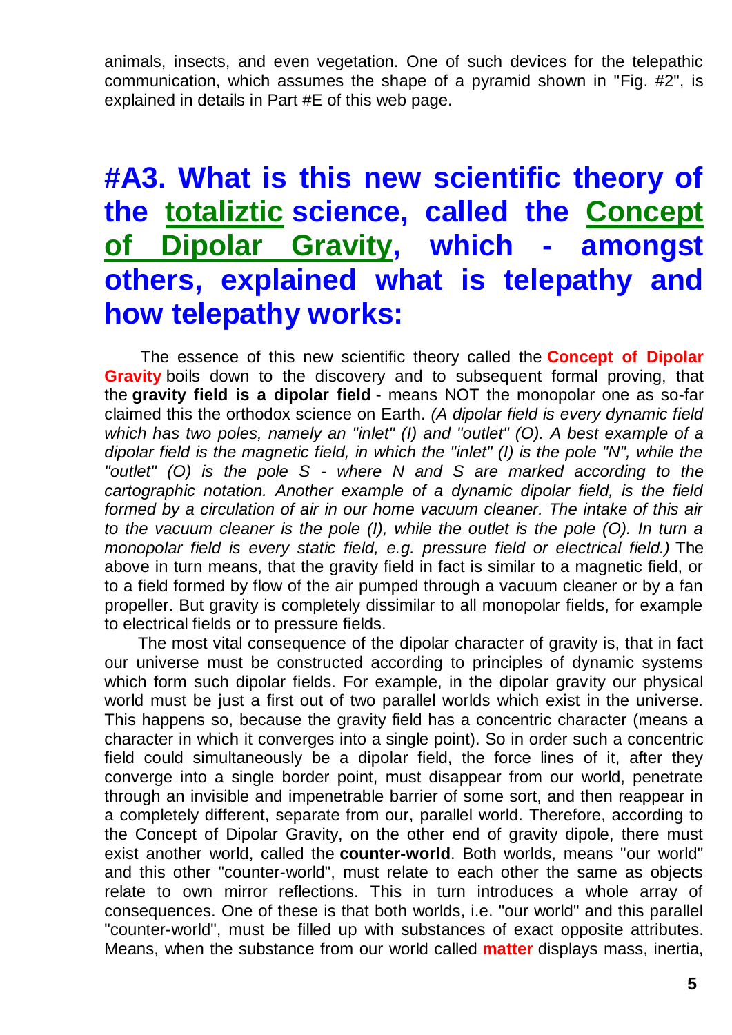animals, insects, and even vegetation. One of such devices for the telepathic communication, which assumes the shape of a pyramid shown in "Fig. #2", is explained in details in Part #E of this web page.

## #A3. What is this new scientific theory of the totaliztic science, called the Concept of Dipolar Gravity, which - amongst others, explained what is telepathy and how telepathy works:

The essence of this new scientific theory called the **Concept of Dipolar Gravity** boils down to the discovery and to subsequent formal proving, that the **gravity field is a dipolar field** - means NOT the monopolar one as so-far claimed this the orthodox science on Earth. *(A dipolar field is every dynamic field which has two poles, namely an "inlet" (I) and "outlet" (O). A best example of a dipolar field is the magnetic field, in which the "inlet" (I) is the pole "N", while the "outlet" (O) is the pole S - where N and S are marked according to the cartographic notation. Another example of a dynamic dipolar field, is the field formed by a circulation of air in our home vacuum cleaner. The intake of this air to the vacuum cleaner is the pole (I), while the outlet is the pole (O). In turn a monopolar field is every static field, e.g. pressure field or electrical field.)* The above in turn means, that the gravity field in fact is similar to a magnetic field, or to a field formed by flow of the air pumped through a vacuum cleaner or by a fan propeller. But gravity is completely dissimilar to all monopolar fields, for example to electrical fields or to pressure fields.

The most vital consequence of the dipolar character of gravity is, that in fact our universe must be constructed according to principles of dynamic systems which form such dipolar fields. For example, in the dipolar gravity our physical world must be just a first out of two parallel worlds which exist in the universe. This happens so, because the gravity field has a concentric character (means a character in which it converges into a single point). So in order such a concentric field could simultaneously be a dipolar field, the force lines of it, after they converge into a single border point, must disappear from our world, penetrate through an invisible and impenetrable barrier of some sort, and then reappear in a completely different, separate from our, parallel world. Therefore, according to the Concept of Dipolar Gravity, on the other end of gravity dipole, there must exist another world, called the **counter-world**. Both worlds, means "our world" and this other "counter-world", must relate to each other the same as objects relate to own mirror reflections. This in turn introduces a whole array of consequences. One of these is that both worlds, i.e. "our world" and this parallel "counter-world", must be filled up with substances of exact opposite attributes. Means, when the substance from our world called **matter** displays mass, inertia,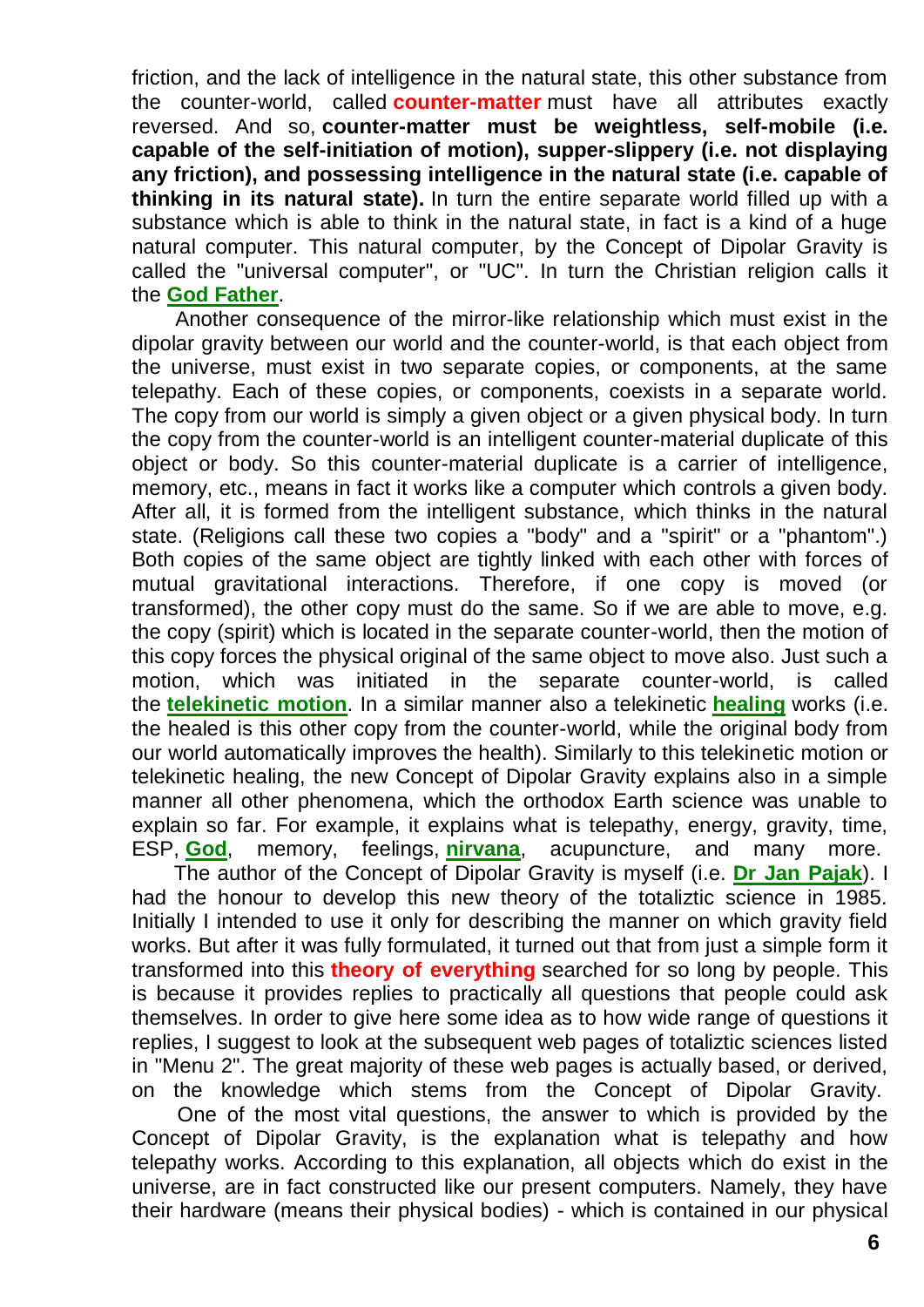friction, and the lack of intelligence in the natural state, this other substance from the counter-world, called **counter-matter** must have all attributes exactly reversed. And so, **counter-matter must be weightless, self-mobile (i.e. capable of the self-initiation of motion), supper-slippery (i.e. not displaying any friction), and possessing intelligence in the natural state (i.e. capable of thinking in its natural state).** In turn the entire separate world filled up with a substance which is able to think in the natural state, in fact is a kind of a huge natural computer. This natural computer, by the Concept of Dipolar Gravity is called the "universal computer", or "UC". In turn the Christian religion calls it the **God Father**.

Another consequence of the mirror-like relationship which must exist in the dipolar gravity between our world and the counter-world, is that each object from the universe, must exist in two separate copies, or components, at the same telepathy. Each of these copies, or components, coexists in a separate world. The copy from our world is simply a given object or a given physical body. In turn the copy from the counter-world is an intelligent counter-material duplicate of this object or body. So this counter-material duplicate is a carrier of intelligence, memory, etc., means in fact it works like a computer which controls a given body. After all, it is formed from the intelligent substance, which thinks in the natural state. (Religions call these two copies a "body" and a "spirit" or a "phantom".) Both copies of the same object are tightly linked with each other with forces of mutual gravitational interactions. Therefore, if one copy is moved (or transformed), the other copy must do the same. So if we are able to move, e.g. the copy (spirit) which is located in the separate counter-world, then the motion of this copy forces the physical original of the same object to move also. Just such a motion, which was initiated in the separate counter-world, is called the **telekinetic motion**. In a similar manner also a telekinetic **healing** works (i.e. the healed is this other copy from the counter-world, while the original body from our world automatically improves the health). Similarly to this telekinetic motion or telekinetic healing, the new Concept of Dipolar Gravity explains also in a simple manner all other phenomena, which the orthodox Earth science was unable to explain so far. For example, it explains what is telepathy, energy, gravity, time, ESP, **God**, memory, feelings, **nirvana**, acupuncture, and many more.

The author of the Concept of Dipolar Gravity is myself (i.e. **Dr Jan Pajak**). I had the honour to develop this new theory of the totaliztic science in 1985. Initially I intended to use it only for describing the manner on which gravity field works. But after it was fully formulated, it turned out that from just a simple form it transformed into this **theory of everything** searched for so long by people. This is because it provides replies to practically all questions that people could ask themselves. In order to give here some idea as to how wide range of questions it replies, I suggest to look at the subsequent web pages of totaliztic sciences listed in "Menu 2". The great majority of these web pages is actually based, or derived, on the knowledge which stems from the Concept of Dipolar Gravity.

One of the most vital questions, the answer to which is provided by the Concept of Dipolar Gravity, is the explanation what is telepathy and how telepathy works. According to this explanation, all objects which do exist in the universe, are in fact constructed like our present computers. Namely, they have their hardware (means their physical bodies) - which is contained in our physical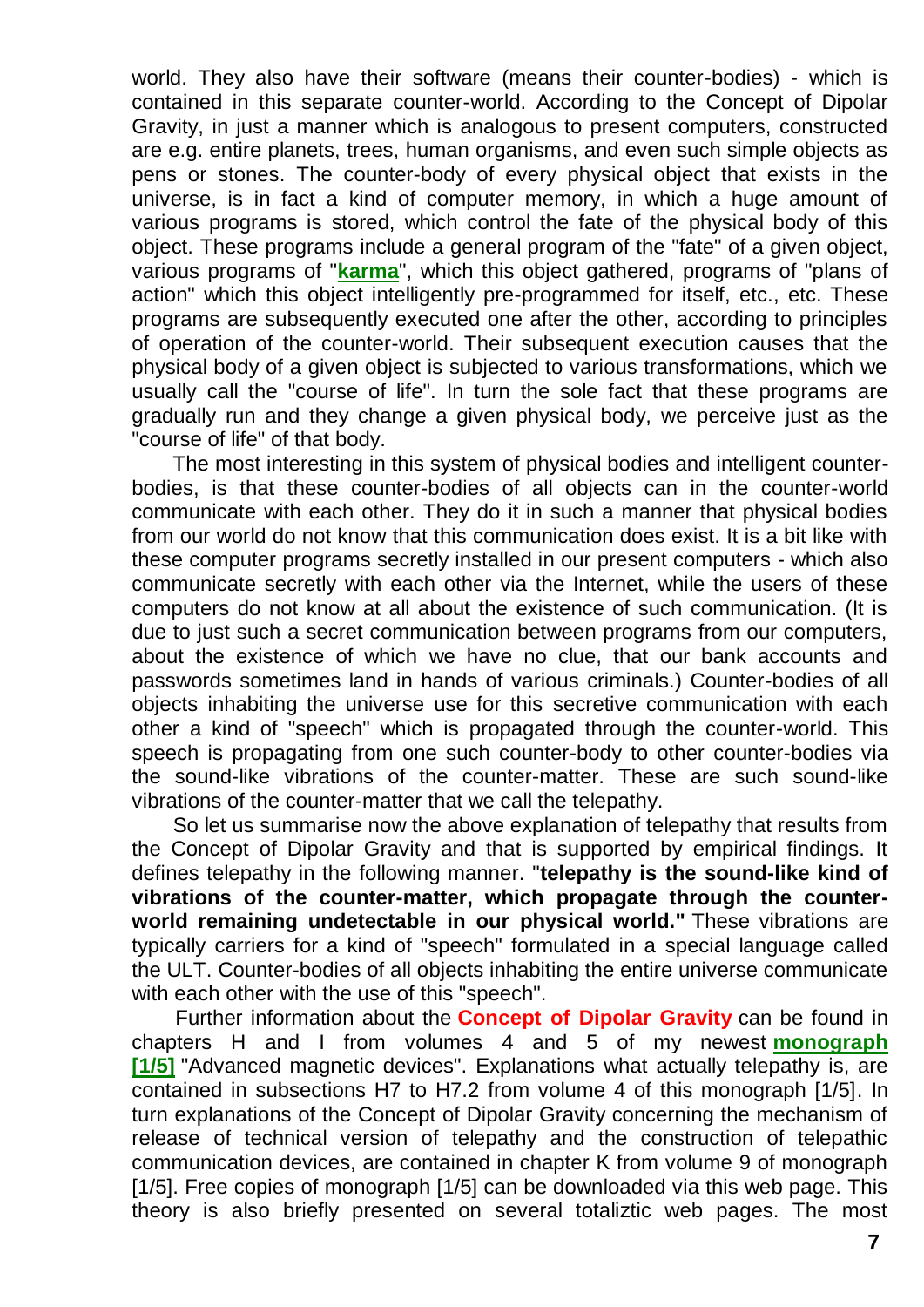world. They also have their software (means their counter-bodies) - which is contained in this separate counter-world. According to the Concept of Dipolar Gravity, in just a manner which is analogous to present computers, constructed are e.g. entire planets, trees, human organisms, and even such simple objects as pens or stones. The counter-body of every physical object that exists in the universe, is in fact a kind of computer memory, in which a huge amount of various programs is stored, which control the fate of the physical body of this object. These programs include a general program of the "fate" of a given object, various programs of "**karma**", which this object gathered, programs of "plans of action" which this object intelligently pre-programmed for itself, etc., etc. These programs are subsequently executed one after the other, according to principles of operation of the counter-world. Their subsequent execution causes that the physical body of a given object is subjected to various transformations, which we usually call the "course of life". In turn the sole fact that these programs are gradually run and they change a given physical body, we perceive just as the "course of life" of that body.

The most interesting in this system of physical bodies and intelligent counter-bodies, is that these counter-bodies of all objects can in the counter-world communicate with each other. They do it in such a manner that physical bodies from our world do not know that this communication does exist. It is a bit like with these computer programs secretly installed in our present computers - which also communicate secretly with each other via the Internet, while the users of these computers do not know at all about the existence of such communication. (It is due to just such a secret communication between programs from our computers, about the existence of which we have no clue, that our bank accounts and passwords sometimes land in hands of various criminals.) Counter-bodies of all objects inhabiting the universe use for this secretive communication with each other a kind of "speech" which is propagated through the counter-world. This speech is propagating from one such counter-body to other counter-bodies via the sound-like vibrations of the counter-matter. These are such sound-like vibrations of the counter-matter that we call the telepathy.

So let us summarise now the above explanation of telepathy that results from the Concept of Dipolar Gravity and that is supported by empirical findings. It defines telepathy in the following manner. "**telepathy is the sound-like kind of vibrations of the counter-matter, which propagate through the counter-world remaining undetectable in our physical world."** These vibrations are typically carriers for a kind of "speech" formulated in a special language called the ULT. Counter-bodies of all objects inhabiting the entire universe communicate with each other with the use of this "speech".

Further information about the **Concept of Dipolar Gravity** can be found in chapters H and I from volumes 4 and 5 of my newest **monograph [1/5]** "Advanced magnetic devices". Explanations what actually telepathy is, are contained in subsections H7 to H7.2 from volume 4 of this monograph [1/5]. In turn explanations of the Concept of Dipolar Gravity concerning the mechanism of release of technical version of telepathy and the construction of telepathic communication devices, are contained in chapter K from volume 9 of monograph [1/5]. Free copies of monograph [1/5] can be downloaded via this web page. This theory is also briefly presented on several totaliztic web pages. The most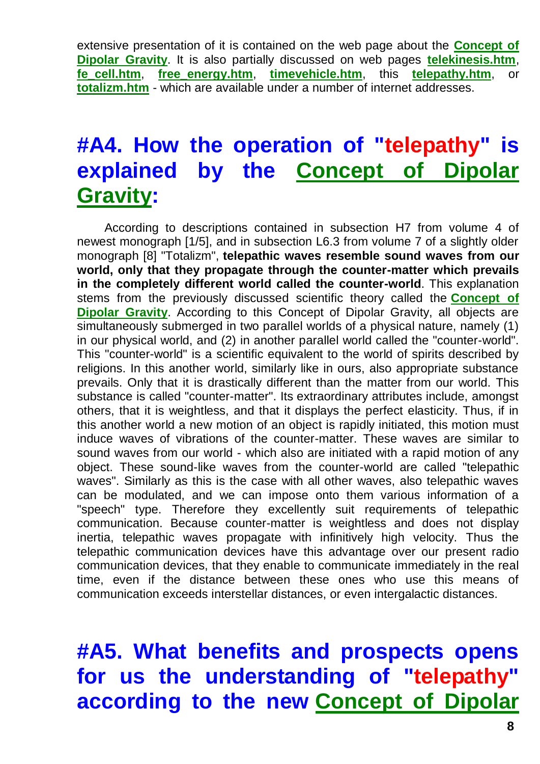extensive presentation of it is contained on the web page about the **Concept of Dipolar Gravity**. It is also partially discussed on web pages **telekinesis.htm**, **fe_cell.htm**, **free_energy.htm**, **timevehicle.htm**, this **telepathy.htm**, or **totalizm.htm** - which are available under a number of internet addresses.

# #A4. How the operation of "telepathy" is explained by the Concept of Dipolar Gravity:

According to descriptions contained in subsection H7 from volume 4 of newest monograph [1/5], and in subsection L6.3 from volume 7 of a slightly older monograph [8] "Totalizm", **telepathic waves resemble sound waves from our world, only that they propagate through the counter-matter which prevails in the completely different world called the counter-world**. This explanation stems from the previously discussed scientific theory called the **Concept of Dipolar Gravity**. According to this Concept of Dipolar Gravity, all objects are simultaneously submerged in two parallel worlds of a physical nature, namely (1) in our physical world, and (2) in another parallel world called the "counter-world". This "counter-world" is a scientific equivalent to the world of spirits described by religions. In this another world, similarly like in ours, also appropriate substance prevails. Only that it is drastically different than the matter from our world. This substance is called "counter-matter". Its extraordinary attributes include, amongst others, that it is weightless, and that it displays the perfect elasticity. Thus, if in this another world a new motion of an object is rapidly initiated, this motion must induce waves of vibrations of the counter-matter. These waves are similar to sound waves from our world - which also are initiated with a rapid motion of any object. These sound-like waves from the counter-world are called "telepathic waves". Similarly as this is the case with all other waves, also telepathic waves can be modulated, and we can impose onto them various information of a "speech" type. Therefore they excellently suit requirements of telepathic communication. Because counter-matter is weightless and does not display inertia, telepathic waves propagate with infinitively high velocity. Thus the telepathic communication devices have this advantage over our present radio communication devices, that they enable to communicate immediately in the real time, even if the distance between these ones who use this means of communication exceeds interstellar distances, or even intergalactic distances.

# #A5. What benefits and prospects opens for us the understanding of "telepathy" according to the new Concept of Dipolar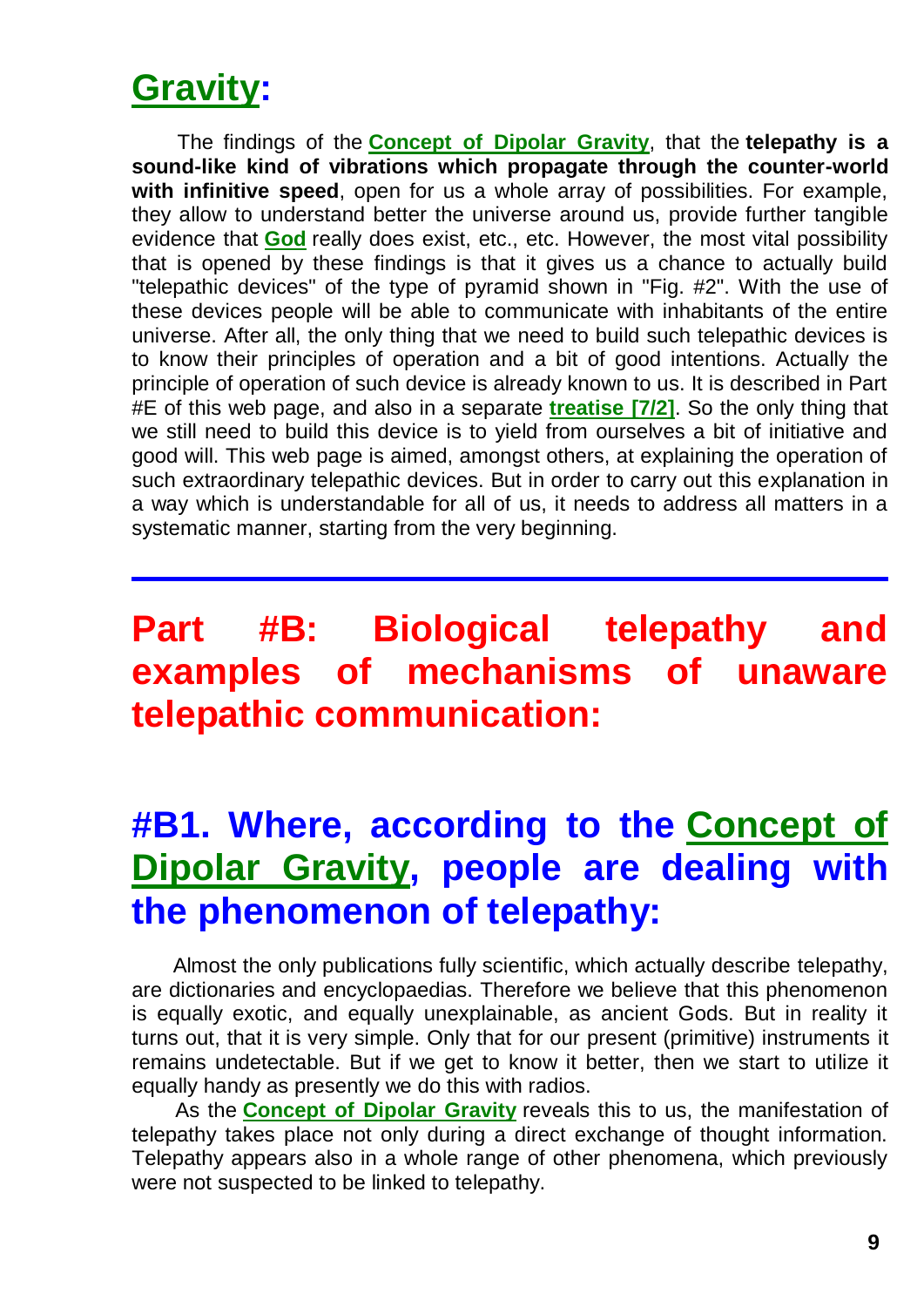## Gravity:

The findings of the **Concept of Dipolar Gravity**, that the **telepathy is a sound-like kind of vibrations which propagate through the counter-world with infinitive speed**, open for us a whole array of possibilities. For example, they allow to understand better the universe around us, provide further tangible evidence that **God** really does exist, etc., etc. However, the most vital possibility that is opened by these findings is that it gives us a chance to actually build "telepathic devices" of the type of pyramid shown in "Fig. #2". With the use of these devices people will be able to communicate with inhabitants of the entire universe. After all, the only thing that we need to build such telepathic devices is to know their principles of operation and a bit of good intentions. Actually the principle of operation of such device is already known to us. It is described in Part #E of this web page, and also in a separate **treatise [7/2]**. So the only thing that we still need to build this device is to yield from ourselves a bit of initiative and good will. This web page is aimed, amongst others, at explaining the operation of such extraordinary telepathic devices. But in order to carry out this explanation in a way which is understandable for all of us, it needs to address all matters in a systematic manner, starting from the very beginning.

---

# Part #B: Biological telepathy and examples of mechanisms of unaware telepathic communication:

## #B1. Where, according to the Concept of Dipolar Gravity, people are dealing with the phenomenon of telepathy:

Almost the only publications fully scientific, which actually describe telepathy, are dictionaries and encyclopaedias. Therefore we believe that this phenomenon is equally exotic, and equally unexplainable, as ancient Gods. But in reality it turns out, that it is very simple. Only that for our present (primitive) instruments it remains undetectable. But if we get to know it better, then we start to utilize it equally handy as presently we do this with radios.

As the **Concept of Dipolar Gravity** reveals this to us, the manifestation of telepathy takes place not only during a direct exchange of thought information. Telepathy appears also in a whole range of other phenomena, which previously were not suspected to be linked to telepathy.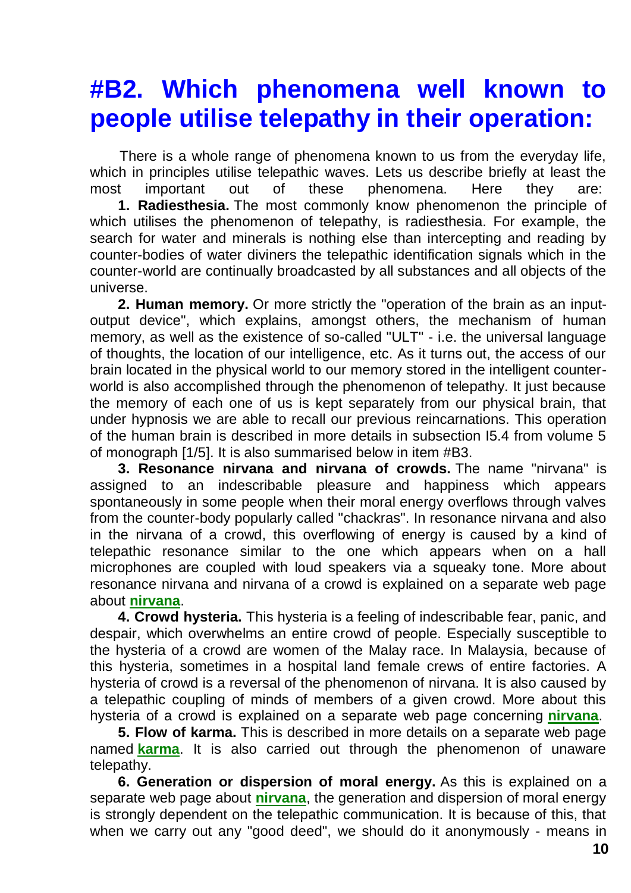# #B2. Which phenomena well known to people utilise telepathy in their operation:

There is a whole range of phenomena known to us from the everyday life, which in principles utilise telepathic waves. Lets us describe briefly at least the most important out of these phenomena. Here they are:

**1. Radiesthesia.** The most commonly know phenomenon the principle of which utilises the phenomenon of telepathy, is radiesthesia. For example, the search for water and minerals is nothing else than intercepting and reading by counter-bodies of water diviners the telepathic identification signals which in the counter-world are continually broadcasted by all substances and all objects of the universe.

**2. Human memory.** Or more strictly the "operation of the brain as an input-output device", which explains, amongst others, the mechanism of human memory, as well as the existence of so-called "ULT" - i.e. the universal language of thoughts, the location of our intelligence, etc. As it turns out, the access of our brain located in the physical world to our memory stored in the intelligent counter-world is also accomplished through the phenomenon of telepathy. It just because the memory of each one of us is kept separately from our physical brain, that under hypnosis we are able to recall our previous reincarnations. This operation of the human brain is described in more details in subsection I5.4 from volume 5 of monograph [1/5]. It is also summarised below in item #B3.

**3. Resonance nirvana and nirvana of crowds.** The name "nirvana" is assigned to an indescribable pleasure and happiness which appears spontaneously in some people when their moral energy overflows through valves from the counter-body popularly called "chackras". In resonance nirvana and also in the nirvana of a crowd, this overflowing of energy is caused by a kind of telepathic resonance similar to the one which appears when on a hall microphones are coupled with loud speakers via a squeaky tone. More about resonance nirvana and nirvana of a crowd is explained on a separate web page about **nirvana**.

**4. Crowd hysteria.** This hysteria is a feeling of indescribable fear, panic, and despair, which overwhelms an entire crowd of people. Especially susceptible to the hysteria of a crowd are women of the Malay race. In Malaysia, because of this hysteria, sometimes in a hospital land female crews of entire factories. A hysteria of crowd is a reversal of the phenomenon of nirvana. It is also caused by a telepathic coupling of minds of members of a given crowd. More about this hysteria of a crowd is explained on a separate web page concerning **nirvana**.

**5. Flow of karma.** This is described in more details on a separate web page named **karma**. It is also carried out through the phenomenon of unaware telepathy.

**6. Generation or dispersion of moral energy.** As this is explained on a separate web page about **nirvana**, the generation and dispersion of moral energy is strongly dependent on the telepathic communication. It is because of this, that when we carry out any "good deed", we should do it anonymously - means in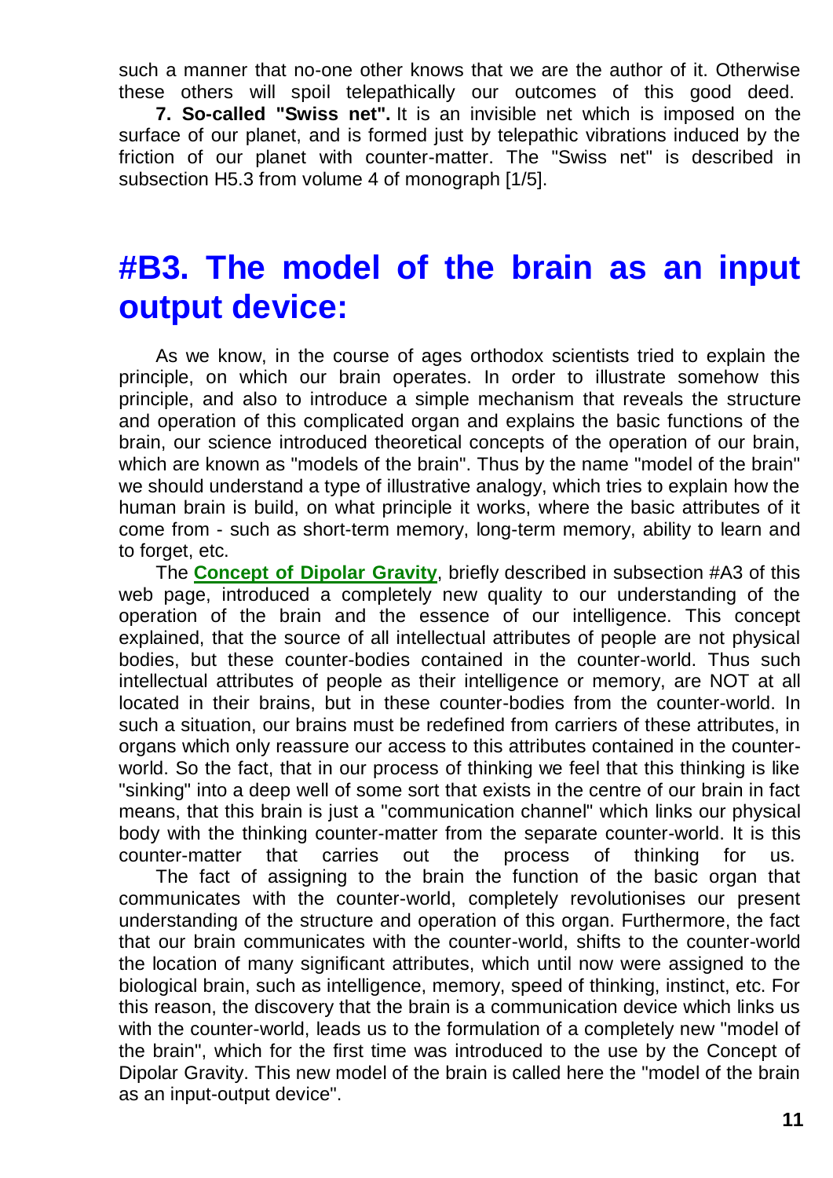such a manner that no-one other knows that we are the author of it. Otherwise these others will spoil telepathically our outcomes of this good deed.

**7. So-called "Swiss net".** It is an invisible net which is imposed on the surface of our planet, and is formed just by telepathic vibrations induced by the friction of our planet with counter-matter. The "Swiss net" is described in subsection H5.3 from volume 4 of monograph [1/5].

# #B3. The model of the brain as an input output device:

As we know, in the course of ages orthodox scientists tried to explain the principle, on which our brain operates. In order to illustrate somehow this principle, and also to introduce a simple mechanism that reveals the structure and operation of this complicated organ and explains the basic functions of the brain, our science introduced theoretical concepts of the operation of our brain, which are known as "models of the brain". Thus by the name "model of the brain" we should understand a type of illustrative analogy, which tries to explain how the human brain is build, on what principle it works, where the basic attributes of it come from - such as short-term memory, long-term memory, ability to learn and to forget, etc.

The **Concept of Dipolar Gravity**, briefly described in subsection #A3 of this web page, introduced a completely new quality to our understanding of the operation of the brain and the essence of our intelligence. This concept explained, that the source of all intellectual attributes of people are not physical bodies, but these counter-bodies contained in the counter-world. Thus such intellectual attributes of people as their intelligence or memory, are NOT at all located in their brains, but in these counter-bodies from the counter-world. In such a situation, our brains must be redefined from carriers of these attributes, in organs which only reassure our access to this attributes contained in the counter-world. So the fact, that in our process of thinking we feel that this thinking is like "sinking" into a deep well of some sort that exists in the centre of our brain in fact means, that this brain is just a "communication channel" which links our physical body with the thinking counter-matter from the separate counter-world. It is this counter-matter that carries out the process of thinking for us.

The fact of assigning to the brain the function of the basic organ that communicates with the counter-world, completely revolutionises our present understanding of the structure and operation of this organ. Furthermore, the fact that our brain communicates with the counter-world, shifts to the counter-world the location of many significant attributes, which until now were assigned to the biological brain, such as intelligence, memory, speed of thinking, instinct, etc. For this reason, the discovery that the brain is a communication device which links us with the counter-world, leads us to the formulation of a completely new "model of the brain", which for the first time was introduced to the use by the Concept of Dipolar Gravity. This new model of the brain is called here the "model of the brain as an input-output device".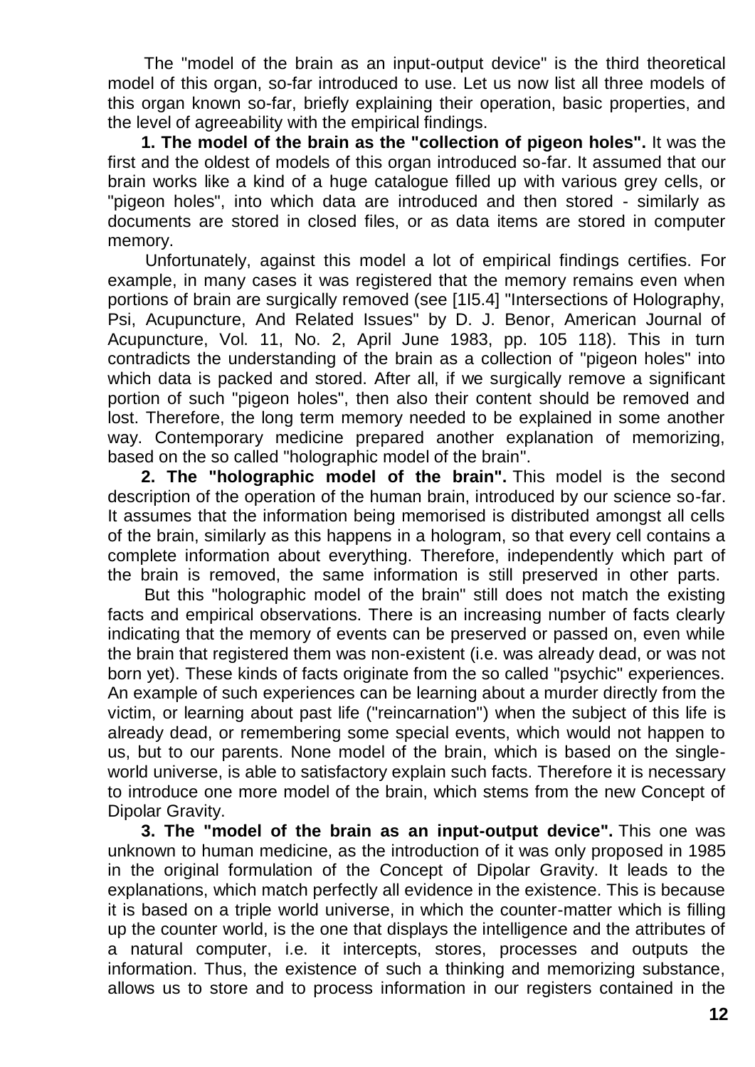The "model of the brain as an input-output device" is the third theoretical model of this organ, so-far introduced to use. Let us now list all three models of this organ known so-far, briefly explaining their operation, basic properties, and the level of agreeability with the empirical findings.

**1. The model of the brain as the "collection of pigeon holes".** It was the first and the oldest of models of this organ introduced so-far. It assumed that our brain works like a kind of a huge catalogue filled up with various grey cells, or "pigeon holes", into which data are introduced and then stored - similarly as documents are stored in closed files, or as data items are stored in computer memory.

Unfortunately, against this model a lot of empirical findings certifies. For example, in many cases it was registered that the memory remains even when portions of brain are surgically removed (see [1I5.4] "Intersections of Holography, Psi, Acupuncture, And Related Issues" by D. J. Benor, American Journal of Acupuncture, Vol. 11, No. 2, April June 1983, pp. 105 118). This in turn contradicts the understanding of the brain as a collection of "pigeon holes" into which data is packed and stored. After all, if we surgically remove a significant portion of such "pigeon holes", then also their content should be removed and lost. Therefore, the long term memory needed to be explained in some another way. Contemporary medicine prepared another explanation of memorizing, based on the so called "holographic model of the brain".

**2. The "holographic model of the brain".** This model is the second description of the operation of the human brain, introduced by our science so-far. It assumes that the information being memorised is distributed amongst all cells of the brain, similarly as this happens in a hologram, so that every cell contains a complete information about everything. Therefore, independently which part of the brain is removed, the same information is still preserved in other parts.

But this "holographic model of the brain" still does not match the existing facts and empirical observations. There is an increasing number of facts clearly indicating that the memory of events can be preserved or passed on, even while the brain that registered them was non-existent (i.e. was already dead, or was not born yet). These kinds of facts originate from the so called "psychic" experiences. An example of such experiences can be learning about a murder directly from the victim, or learning about past life ("reincarnation") when the subject of this life is already dead, or remembering some special events, which would not happen to us, but to our parents. None model of the brain, which is based on the single-world universe, is able to satisfactory explain such facts. Therefore it is necessary to introduce one more model of the brain, which stems from the new Concept of Dipolar Gravity.

**3. The "model of the brain as an input-output device".** This one was unknown to human medicine, as the introduction of it was only proposed in 1985 in the original formulation of the Concept of Dipolar Gravity. It leads to the explanations, which match perfectly all evidence in the existence. This is because it is based on a triple world universe, in which the counter-matter which is filling up the counter world, is the one that displays the intelligence and the attributes of a natural computer, i.e. it intercepts, stores, processes and outputs the information. Thus, the existence of such a thinking and memorizing substance, allows us to store and to process information in our registers contained in the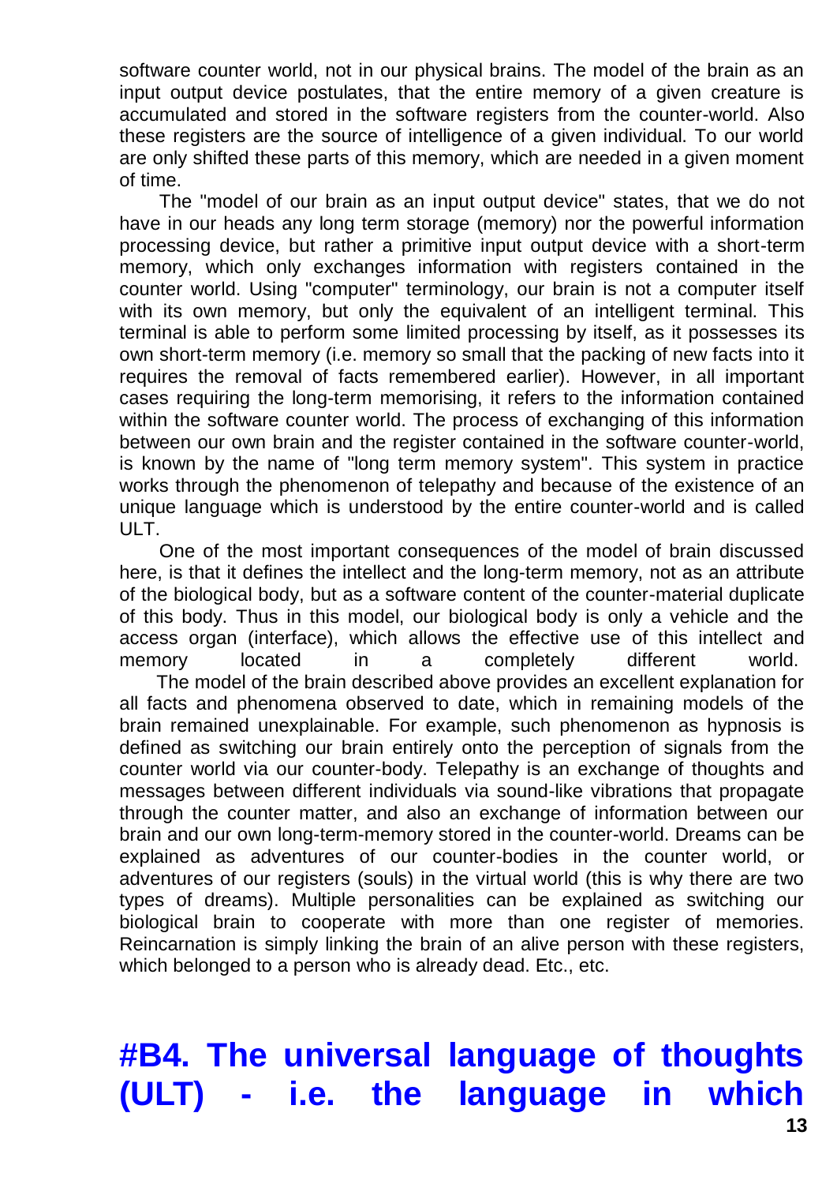software counter world, not in our physical brains. The model of the brain as an input output device postulates, that the entire memory of a given creature is accumulated and stored in the software registers from the counter-world. Also these registers are the source of intelligence of a given individual. To our world are only shifted these parts of this memory, which are needed in a given moment of time.

The "model of our brain as an input output device" states, that we do not have in our heads any long term storage (memory) nor the powerful information processing device, but rather a primitive input output device with a short-term memory, which only exchanges information with registers contained in the counter world. Using "computer" terminology, our brain is not a computer itself with its own memory, but only the equivalent of an intelligent terminal. This terminal is able to perform some limited processing by itself, as it possesses its own short-term memory (i.e. memory so small that the packing of new facts into it requires the removal of facts remembered earlier). However, in all important cases requiring the long-term memorising, it refers to the information contained within the software counter world. The process of exchanging of this information between our own brain and the register contained in the software counter-world, is known by the name of "long term memory system". This system in practice works through the phenomenon of telepathy and because of the existence of an unique language which is understood by the entire counter-world and is called ULT.

One of the most important consequences of the model of brain discussed here, is that it defines the intellect and the long-term memory, not as an attribute of the biological body, but as a software content of the counter-material duplicate of this body. Thus in this model, our biological body is only a vehicle and the access organ (interface), which allows the effective use of this intellect and memory located in a completely different world.

The model of the brain described above provides an excellent explanation for all facts and phenomena observed to date, which in remaining models of the brain remained unexplainable. For example, such phenomenon as hypnosis is defined as switching our brain entirely onto the perception of signals from the counter world via our counter-body. Telepathy is an exchange of thoughts and messages between different individuals via sound-like vibrations that propagate through the counter matter, and also an exchange of information between our brain and our own long-term-memory stored in the counter-world. Dreams can be explained as adventures of our counter-bodies in the counter world, or adventures of our registers (souls) in the virtual world (this is why there are two types of dreams). Multiple personalities can be explained as switching our biological brain to cooperate with more than one register of memories. Reincarnation is simply linking the brain of an alive person with these registers, which belonged to a person who is already dead. Etc., etc.

# #B4. The universal language of thoughts (ULT) - i.e. the language in which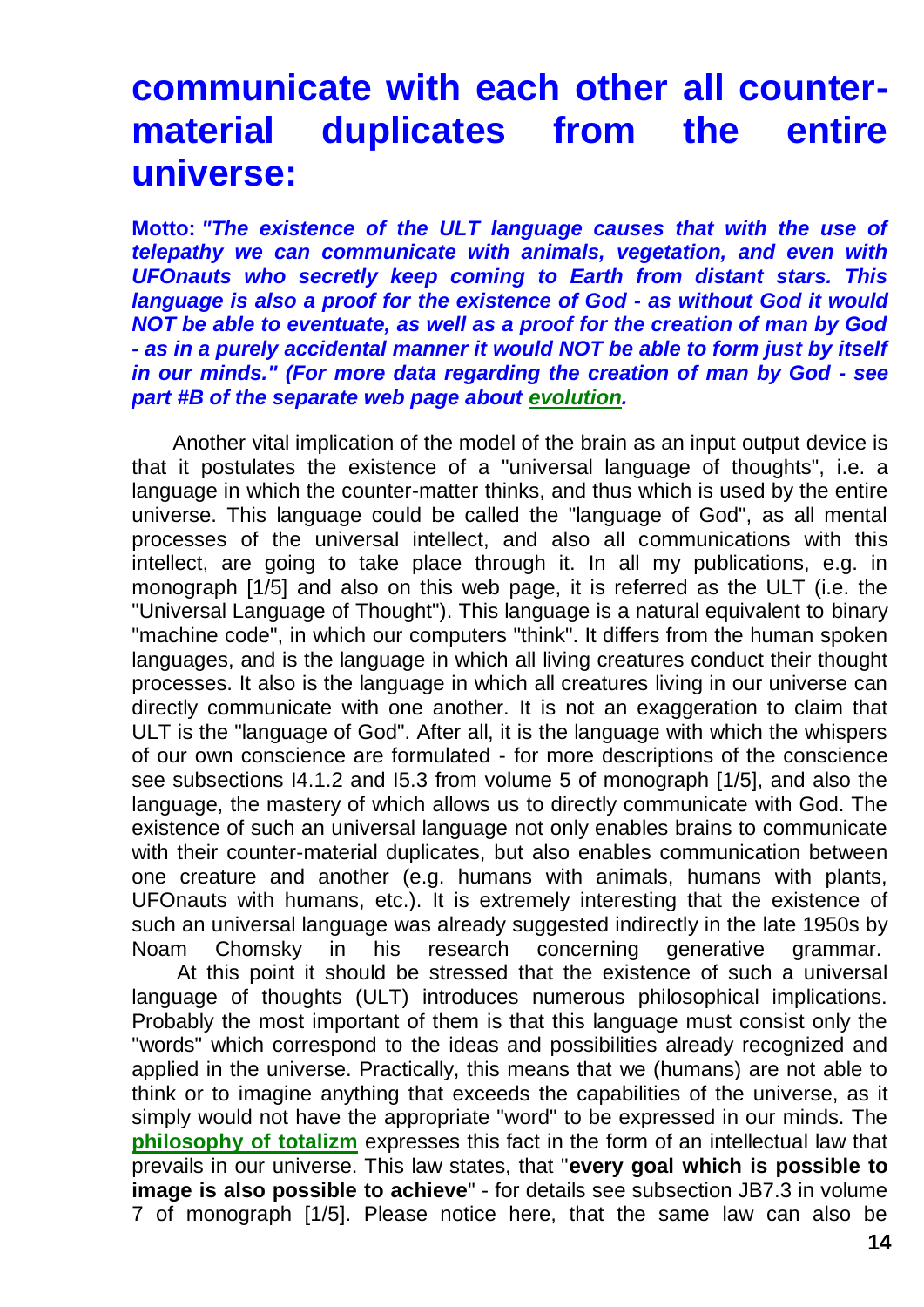## communicate with each other all counter-material duplicates from the entire universe:

**Motto:** ***"The existence of the ULT language causes that with the use of telepathy we can communicate with animals, vegetation, and even with UFOnauts who secretly keep coming to Earth from distant stars. This language is also a proof for the existence of God - as without God it would NOT be able to eventuate, as well as a proof for the creation of man by God - as in a purely accidental manner it would NOT be able to form just by itself in our minds." (For more data regarding the creation of man by God - see part #B of the separate web page about evolution.***

Another vital implication of the model of the brain as an input output device is that it postulates the existence of a "universal language of thoughts", i.e. a language in which the counter-matter thinks, and thus which is used by the entire universe. This language could be called the "language of God", as all mental processes of the universal intellect, and also all communications with this intellect, are going to take place through it. In all my publications, e.g. in monograph [1/5] and also on this web page, it is referred as the ULT (i.e. the "Universal Language of Thought"). This language is a natural equivalent to binary "machine code", in which our computers "think". It differs from the human spoken languages, and is the language in which all living creatures conduct their thought processes. It also is the language in which all creatures living in our universe can directly communicate with one another. It is not an exaggeration to claim that ULT is the "language of God". After all, it is the language with which the whispers of our own conscience are formulated - for more descriptions of the conscience see subsections I4.1.2 and I5.3 from volume 5 of monograph [1/5], and also the language, the mastery of which allows us to directly communicate with God. The existence of such an universal language not only enables brains to communicate with their counter-material duplicates, but also enables communication between one creature and another (e.g. humans with animals, humans with plants, UFOnauts with humans, etc.). It is extremely interesting that the existence of such an universal language was already suggested indirectly in the late 1950s by Noam Chomsky in his research concerning generative grammar.

At this point it should be stressed that the existence of such a universal language of thoughts (ULT) introduces numerous philosophical implications. Probably the most important of them is that this language must consist only the "words" which correspond to the ideas and possibilities already recognized and applied in the universe. Practically, this means that we (humans) are not able to think or to imagine anything that exceeds the capabilities of the universe, as it simply would not have the appropriate "word" to be expressed in our minds. The **philosophy of totalizm** expresses this fact in the form of an intellectual law that prevails in our universe. This law states, that "**every goal which is possible to image is also possible to achieve**" - for details see subsection JB7.3 in volume 7 of monograph [1/5]. Please notice here, that the same law can also be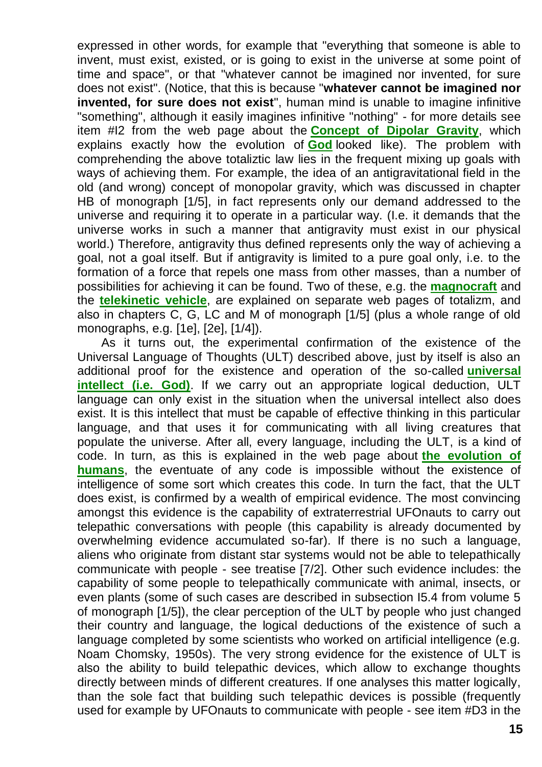expressed in other words, for example that "everything that someone is able to invent, must exist, existed, or is going to exist in the universe at some point of time and space", or that "whatever cannot be imagined nor invented, for sure does not exist". (Notice, that this is because "**whatever cannot be imagined nor invented, for sure does not exist**", human mind is unable to imagine infinitive "something", although it easily imagines infinitive "nothing" - for more details see item #I2 from the web page about the **Concept of Dipolar Gravity**, which explains exactly how the evolution of **God** looked like). The problem with comprehending the above totaliztic law lies in the frequent mixing up goals with ways of achieving them. For example, the idea of an antigravitational field in the old (and wrong) concept of monopolar gravity, which was discussed in chapter HB of monograph [1/5], in fact represents only our demand addressed to the universe and requiring it to operate in a particular way. (I.e. it demands that the universe works in such a manner that antigravity must exist in our physical world.) Therefore, antigravity thus defined represents only the way of achieving a goal, not a goal itself. But if antigravity is limited to a pure goal only, i.e. to the formation of a force that repels one mass from other masses, than a number of possibilities for achieving it can be found. Two of these, e.g. the **magnocraft** and the **telekinetic vehicle**, are explained on separate web pages of totalizm, and also in chapters C, G, LC and M of monograph [1/5] (plus a whole range of old monographs, e.g. [1e], [2e], [1/4]).

As it turns out, the experimental confirmation of the existence of the Universal Language of Thoughts (ULT) described above, just by itself is also an additional proof for the existence and operation of the so-called **universal intellect (i.e. God)**. If we carry out an appropriate logical deduction, ULT language can only exist in the situation when the universal intellect also does exist. It is this intellect that must be capable of effective thinking in this particular language, and that uses it for communicating with all living creatures that populate the universe. After all, every language, including the ULT, is a kind of code. In turn, as this is explained in the web page about **the evolution of humans**, the eventuate of any code is impossible without the existence of intelligence of some sort which creates this code. In turn the fact, that the ULT does exist, is confirmed by a wealth of empirical evidence. The most convincing amongst this evidence is the capability of extraterrestrial UFOnauts to carry out telepathic conversations with people (this capability is already documented by overwhelming evidence accumulated so-far). If there is no such a language, aliens who originate from distant star systems would not be able to telepathically communicate with people - see treatise [7/2]. Other such evidence includes: the capability of some people to telepathically communicate with animal, insects, or even plants (some of such cases are described in subsection I5.4 from volume 5 of monograph [1/5]), the clear perception of the ULT by people who just changed their country and language, the logical deductions of the existence of such a language completed by some scientists who worked on artificial intelligence (e.g. Noam Chomsky, 1950s). The very strong evidence for the existence of ULT is also the ability to build telepathic devices, which allow to exchange thoughts directly between minds of different creatures. If one analyses this matter logically, than the sole fact that building such telepathic devices is possible (frequently used for example by UFOnauts to communicate with people - see item #D3 in the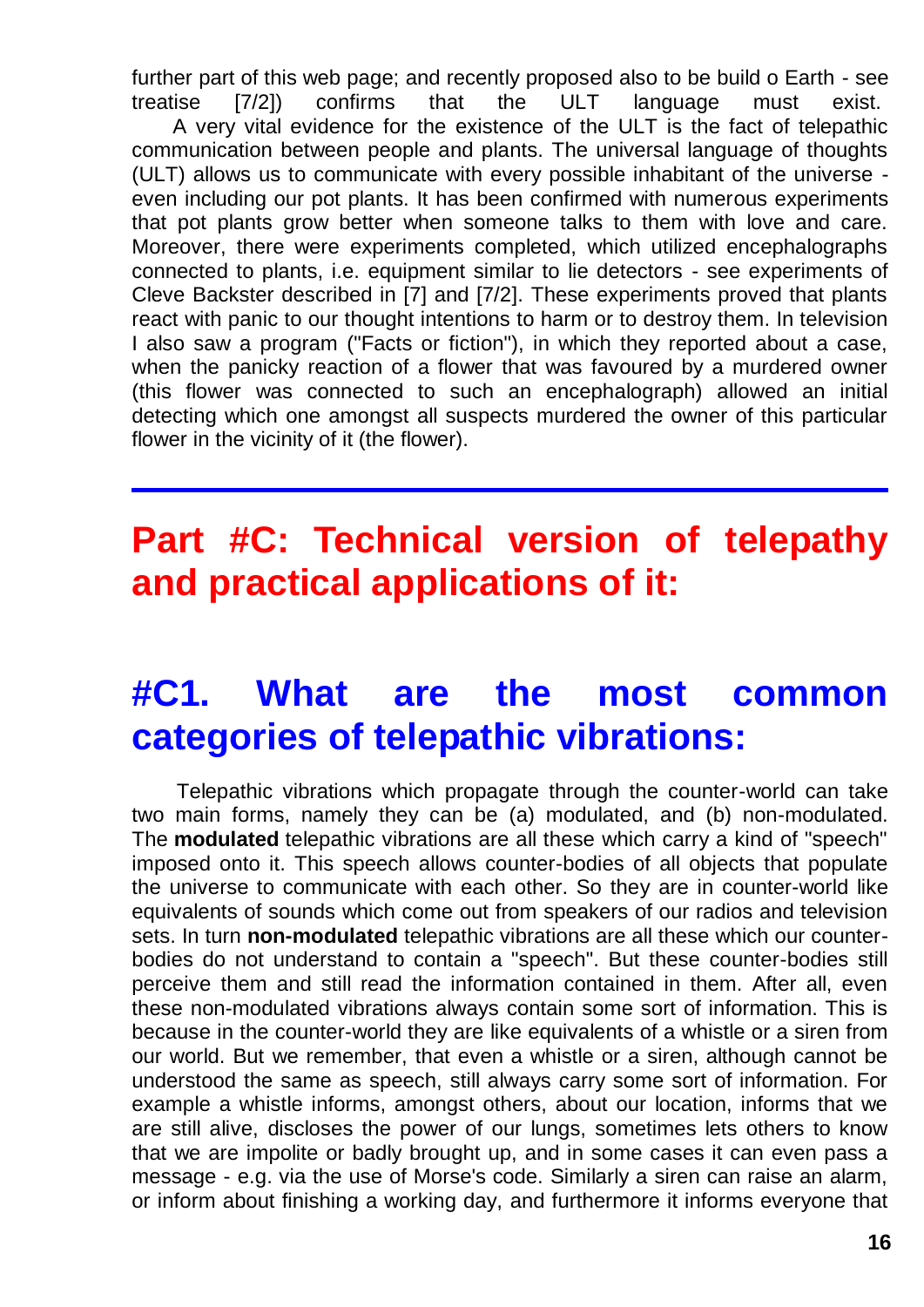further part of this web page; and recently proposed also to be build o Earth - see treatise [7/2]) confirms that the ULT language must exist.

A very vital evidence for the existence of the ULT is the fact of telepathic communication between people and plants. The universal language of thoughts (ULT) allows us to communicate with every possible inhabitant of the universe - even including our pot plants. It has been confirmed with numerous experiments that pot plants grow better when someone talks to them with love and care. Moreover, there were experiments completed, which utilized encephalographs connected to plants, i.e. equipment similar to lie detectors - see experiments of Cleve Backster described in [7] and [7/2]. These experiments proved that plants react with panic to our thought intentions to harm or to destroy them. In television I also saw a program ("Facts or fiction"), in which they reported about a case, when the panicky reaction of a flower that was favoured by a murdered owner (this flower was connected to such an encephalograph) allowed an initial detecting which one amongst all suspects murdered the owner of this particular flower in the vicinity of it (the flower).

---

# Part #C: Technical version of telepathy and practical applications of it:

## #C1. What are the most common categories of telepathic vibrations:

Telepathic vibrations which propagate through the counter-world can take two main forms, namely they can be (a) modulated, and (b) non-modulated. The **modulated** telepathic vibrations are all these which carry a kind of "speech" imposed onto it. This speech allows counter-bodies of all objects that populate the universe to communicate with each other. So they are in counter-world like equivalents of sounds which come out from speakers of our radios and television sets. In turn **non-modulated** telepathic vibrations are all these which our counter-bodies do not understand to contain a "speech". But these counter-bodies still perceive them and still read the information contained in them. After all, even these non-modulated vibrations always contain some sort of information. This is because in the counter-world they are like equivalents of a whistle or a siren from our world. But we remember, that even a whistle or a siren, although cannot be understood the same as speech, still always carry some sort of information. For example a whistle informs, amongst others, about our location, informs that we are still alive, discloses the power of our lungs, sometimes lets others to know that we are impolite or badly brought up, and in some cases it can even pass a message - e.g. via the use of Morse's code. Similarly a siren can raise an alarm, or inform about finishing a working day, and furthermore it informs everyone that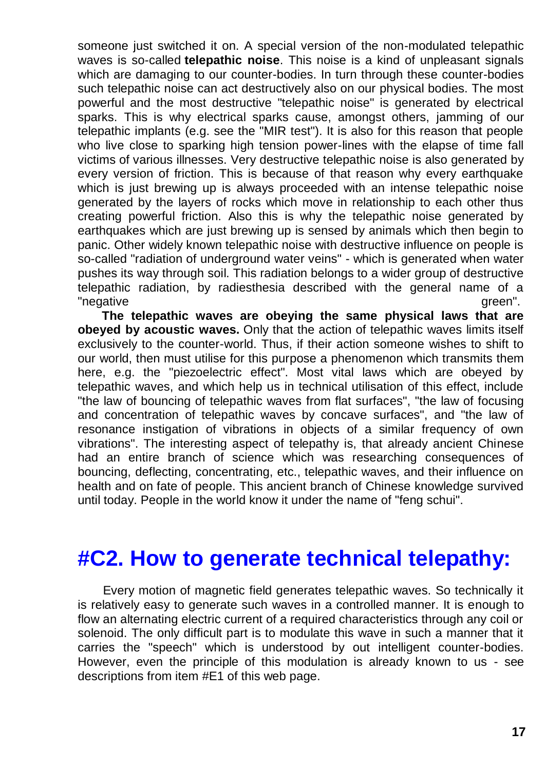someone just switched it on. A special version of the non-modulated telepathic waves is so-called **telepathic noise**. This noise is a kind of unpleasant signals which are damaging to our counter-bodies. In turn through these counter-bodies such telepathic noise can act destructively also on our physical bodies. The most powerful and the most destructive "telepathic noise" is generated by electrical sparks. This is why electrical sparks cause, amongst others, jamming of our telepathic implants (e.g. see the "MIR test"). It is also for this reason that people who live close to sparking high tension power-lines with the elapse of time fall victims of various illnesses. Very destructive telepathic noise is also generated by every version of friction. This is because of that reason why every earthquake which is just brewing up is always proceeded with an intense telepathic noise generated by the layers of rocks which move in relationship to each other thus creating powerful friction. Also this is why the telepathic noise generated by earthquakes which are just brewing up is sensed by animals which then begin to panic. Other widely known telepathic noise with destructive influence on people is so-called "radiation of underground water veins" - which is generated when water pushes its way through soil. This radiation belongs to a wider group of destructive telepathic radiation, by radiesthesia described with the general name of a "negative green".

**The telepathic waves are obeying the same physical laws that are obeyed by acoustic waves.** Only that the action of telepathic waves limits itself exclusively to the counter-world. Thus, if their action someone wishes to shift to our world, then must utilise for this purpose a phenomenon which transmits them here, e.g. the "piezoelectric effect". Most vital laws which are obeyed by telepathic waves, and which help us in technical utilisation of this effect, include "the law of bouncing of telepathic waves from flat surfaces", "the law of focusing and concentration of telepathic waves by concave surfaces", and "the law of resonance instigation of vibrations in objects of a similar frequency of own vibrations". The interesting aspect of telepathy is, that already ancient Chinese had an entire branch of science which was researching consequences of bouncing, deflecting, concentrating, etc., telepathic waves, and their influence on health and on fate of people. This ancient branch of Chinese knowledge survived until today. People in the world know it under the name of "feng schui".

# #C2. How to generate technical telepathy:

Every motion of magnetic field generates telepathic waves. So technically it is relatively easy to generate such waves in a controlled manner. It is enough to flow an alternating electric current of a required characteristics through any coil or solenoid. The only difficult part is to modulate this wave in such a manner that it carries the "speech" which is understood by out intelligent counter-bodies. However, even the principle of this modulation is already known to us - see descriptions from item #E1 of this web page.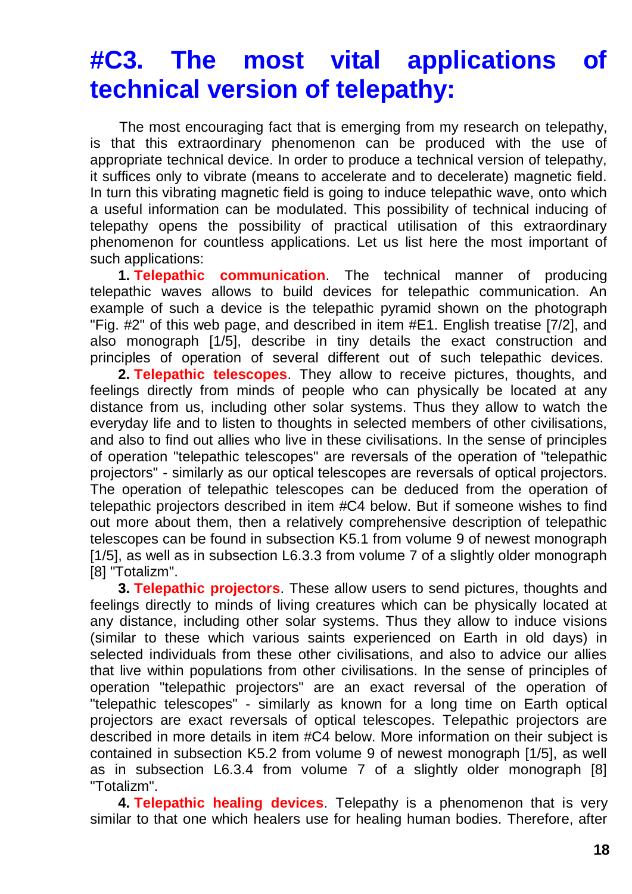# #C3. The most vital applications of technical version of telepathy:

The most encouraging fact that is emerging from my research on telepathy, is that this extraordinary phenomenon can be produced with the use of appropriate technical device. In order to produce a technical version of telepathy, it suffices only to vibrate (means to accelerate and to decelerate) magnetic field. In turn this vibrating magnetic field is going to induce telepathic wave, onto which a useful information can be modulated. This possibility of technical inducing of telepathy opens the possibility of practical utilisation of this extraordinary phenomenon for countless applications. Let us list here the most important of such applications:

**1. Telepathic communication**. The technical manner of producing telepathic waves allows to build devices for telepathic communication. An example of such a device is the telepathic pyramid shown on the photograph "Fig. #2" of this web page, and described in item #E1. English treatise [7/2], and also monograph [1/5], describe in tiny details the exact construction and principles of operation of several different out of such telepathic devices.

**2. Telepathic telescopes**. They allow to receive pictures, thoughts, and feelings directly from minds of people who can physically be located at any distance from us, including other solar systems. Thus they allow to watch the everyday life and to listen to thoughts in selected members of other civilisations, and also to find out allies who live in these civilisations. In the sense of principles of operation "telepathic telescopes" are reversals of the operation of "telepathic projectors" - similarly as our optical telescopes are reversals of optical projectors. The operation of telepathic telescopes can be deduced from the operation of telepathic projectors described in item #C4 below. But if someone wishes to find out more about them, then a relatively comprehensive description of telepathic telescopes can be found in subsection K5.1 from volume 9 of newest monograph [1/5], as well as in subsection L6.3.3 from volume 7 of a slightly older monograph [8] "Totalizm".

**3. Telepathic projectors**. These allow users to send pictures, thoughts and feelings directly to minds of living creatures which can be physically located at any distance, including other solar systems. Thus they allow to induce visions (similar to these which various saints experienced on Earth in old days) in selected individuals from these other civilisations, and also to advice our allies that live within populations from other civilisations. In the sense of principles of operation "telepathic projectors" are an exact reversal of the operation of "telepathic telescopes" - similarly as known for a long time on Earth optical projectors are exact reversals of optical telescopes. Telepathic projectors are described in more details in item #C4 below. More information on their subject is contained in subsection K5.2 from volume 9 of newest monograph [1/5], as well as in subsection L6.3.4 from volume 7 of a slightly older monograph [8] "Totalizm".

**4. Telepathic healing devices**. Telepathy is a phenomenon that is very similar to that one which healers use for healing human bodies. Therefore, after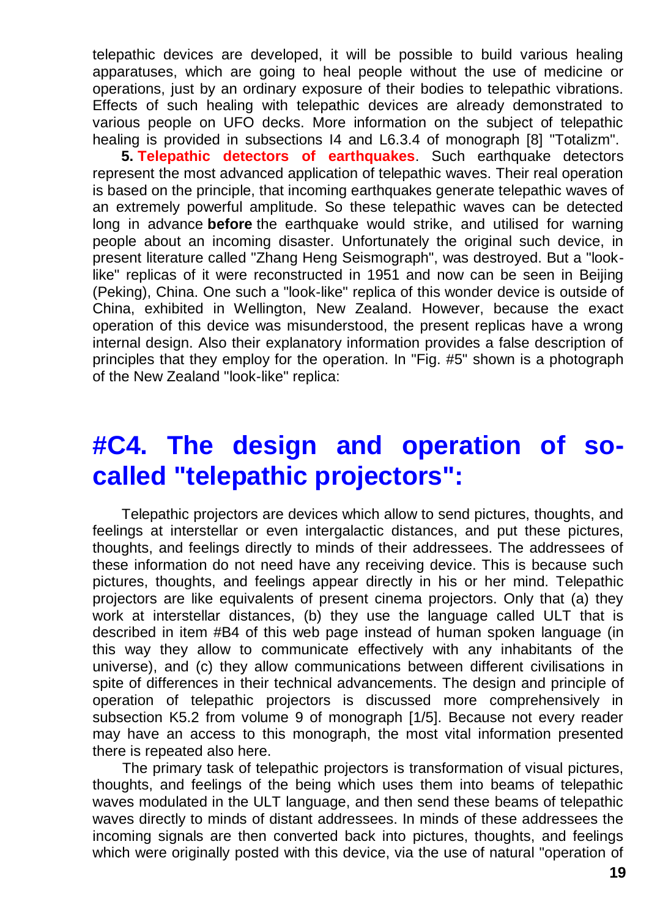telepathic devices are developed, it will be possible to build various healing apparatuses, which are going to heal people without the use of medicine or operations, just by an ordinary exposure of their bodies to telepathic vibrations. Effects of such healing with telepathic devices are already demonstrated to various people on UFO decks. More information on the subject of telepathic healing is provided in subsections I4 and L6.3.4 of monograph [8] "Totalizm".

**5. Telepathic detectors of earthquakes**. Such earthquake detectors represent the most advanced application of telepathic waves. Their real operation is based on the principle, that incoming earthquakes generate telepathic waves of an extremely powerful amplitude. So these telepathic waves can be detected long in advance **before** the earthquake would strike, and utilised for warning people about an incoming disaster. Unfortunately the original such device, in present literature called "Zhang Heng Seismograph", was destroyed. But a "look-like" replicas of it were reconstructed in 1951 and now can be seen in Beijing (Peking), China. One such a "look-like" replica of this wonder device is outside of China, exhibited in Wellington, New Zealand. However, because the exact operation of this device was misunderstood, the present replicas have a wrong internal design. Also their explanatory information provides a false description of principles that they employ for the operation. In "Fig. #5" shown is a photograph of the New Zealand "look-like" replica:

# #C4. The design and operation of so-called "telepathic projectors":

Telepathic projectors are devices which allow to send pictures, thoughts, and feelings at interstellar or even intergalactic distances, and put these pictures, thoughts, and feelings directly to minds of their addressees. The addressees of these information do not need have any receiving device. This is because such pictures, thoughts, and feelings appear directly in his or her mind. Telepathic projectors are like equivalents of present cinema projectors. Only that (a) they work at interstellar distances, (b) they use the language called ULT that is described in item #B4 of this web page instead of human spoken language (in this way they allow to communicate effectively with any inhabitants of the universe), and (c) they allow communications between different civilisations in spite of differences in their technical advancements. The design and principle of operation of telepathic projectors is discussed more comprehensively in subsection K5.2 from volume 9 of monograph [1/5]. Because not every reader may have an access to this monograph, the most vital information presented there is repeated also here.

The primary task of telepathic projectors is transformation of visual pictures, thoughts, and feelings of the being which uses them into beams of telepathic waves modulated in the ULT language, and then send these beams of telepathic waves directly to minds of distant addressees. In minds of these addressees the incoming signals are then converted back into pictures, thoughts, and feelings which were originally posted with this device, via the use of natural "operation of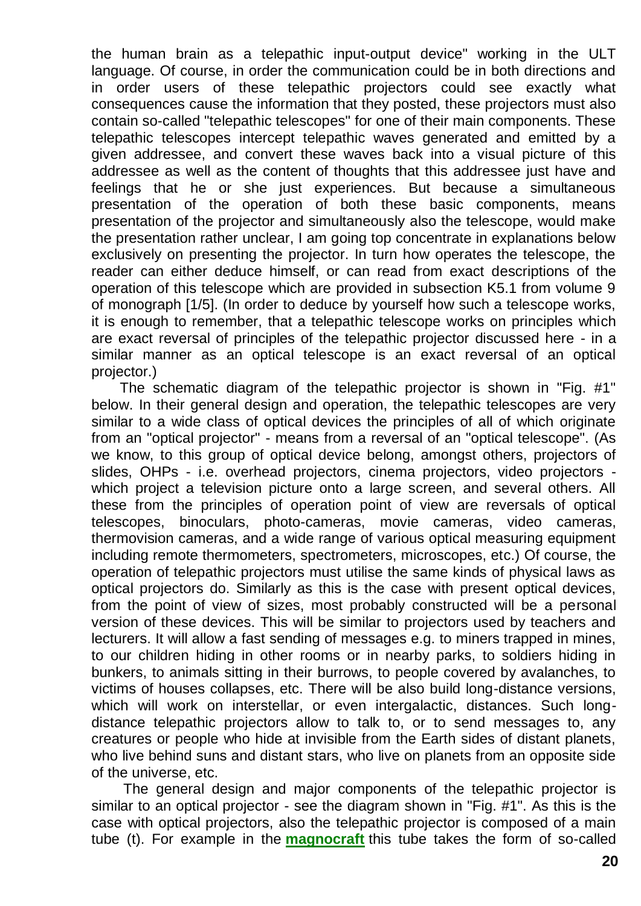the human brain as a telepathic input-output device" working in the ULT language. Of course, in order the communication could be in both directions and in order users of these telepathic projectors could see exactly what consequences cause the information that they posted, these projectors must also contain so-called "telepathic telescopes" for one of their main components. These telepathic telescopes intercept telepathic waves generated and emitted by a given addressee, and convert these waves back into a visual picture of this addressee as well as the content of thoughts that this addressee just have and feelings that he or she just experiences. But because a simultaneous presentation of the operation of both these basic components, means presentation of the projector and simultaneously also the telescope, would make the presentation rather unclear, I am going top concentrate in explanations below exclusively on presenting the projector. In turn how operates the telescope, the reader can either deduce himself, or can read from exact descriptions of the operation of this telescope which are provided in subsection K5.1 from volume 9 of monograph [1/5]. (In order to deduce by yourself how such a telescope works, it is enough to remember, that a telepathic telescope works on principles which are exact reversal of principles of the telepathic projector discussed here - in a similar manner as an optical telescope is an exact reversal of an optical projector.)

The schematic diagram of the telepathic projector is shown in "Fig. #1" below. In their general design and operation, the telepathic telescopes are very similar to a wide class of optical devices the principles of all of which originate from an "optical projector" - means from a reversal of an "optical telescope". (As we know, to this group of optical device belong, amongst others, projectors of slides, OHPs - i.e. overhead projectors, cinema projectors, video projectors - which project a television picture onto a large screen, and several others. All these from the principles of operation point of view are reversals of optical telescopes, binoculars, photo-cameras, movie cameras, video cameras, thermovision cameras, and a wide range of various optical measuring equipment including remote thermometers, spectrometers, microscopes, etc.) Of course, the operation of telepathic projectors must utilise the same kinds of physical laws as optical projectors do. Similarly as this is the case with present optical devices, from the point of view of sizes, most probably constructed will be a personal version of these devices. This will be similar to projectors used by teachers and lecturers. It will allow a fast sending of messages e.g. to miners trapped in mines, to our children hiding in other rooms or in nearby parks, to soldiers hiding in bunkers, to animals sitting in their burrows, to people covered by avalanches, to victims of houses collapses, etc. There will be also build long-distance versions, which will work on interstellar, or even intergalactic, distances. Such long-distance telepathic projectors allow to talk to, or to send messages to, any creatures or people who hide at invisible from the Earth sides of distant planets, who live behind suns and distant stars, who live on planets from an opposite side of the universe, etc.

The general design and major components of the telepathic projector is similar to an optical projector - see the diagram shown in "Fig. #1". As this is the case with optical projectors, also the telepathic projector is composed of a main tube (t). For example in the **magnocraft** this tube takes the form of so-called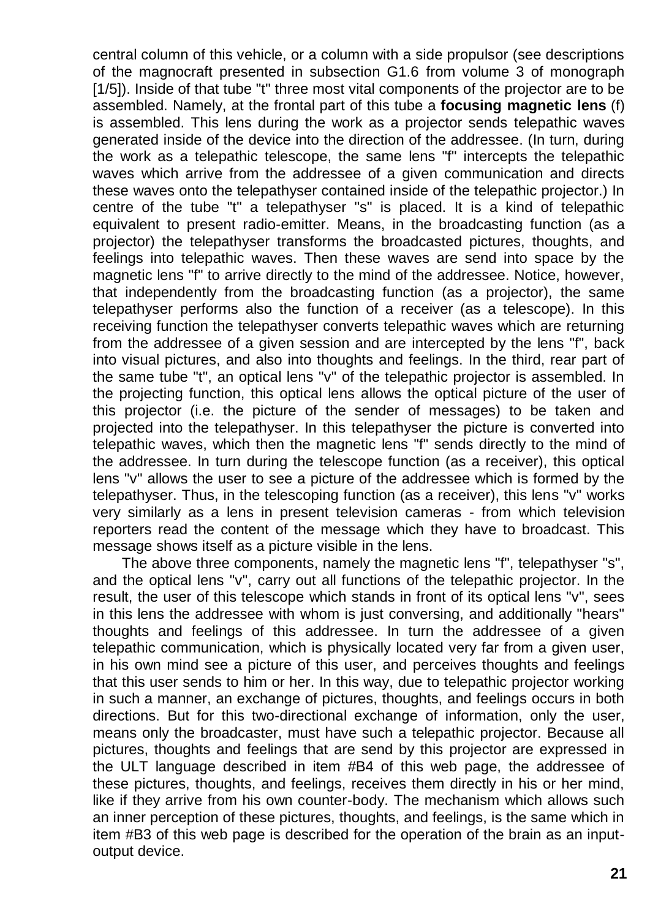central column of this vehicle, or a column with a side propulsor (see descriptions of the magnocraft presented in subsection G1.6 from volume 3 of monograph [1/5]). Inside of that tube "t" three most vital components of the projector are to be assembled. Namely, at the frontal part of this tube a **focusing magnetic lens** (f) is assembled. This lens during the work as a projector sends telepathic waves generated inside of the device into the direction of the addressee. (In turn, during the work as a telepathic telescope, the same lens "f" intercepts the telepathic waves which arrive from the addressee of a given communication and directs these waves onto the telepathyser contained inside of the telepathic projector.) In centre of the tube "t" a telepathyser "s" is placed. It is a kind of telepathic equivalent to present radio-emitter. Means, in the broadcasting function (as a projector) the telepathyser transforms the broadcasted pictures, thoughts, and feelings into telepathic waves. Then these waves are send into space by the magnetic lens "f" to arrive directly to the mind of the addressee. Notice, however, that independently from the broadcasting function (as a projector), the same telepathyser performs also the function of a receiver (as a telescope). In this receiving function the telepathyser converts telepathic waves which are returning from the addressee of a given session and are intercepted by the lens "f", back into visual pictures, and also into thoughts and feelings. In the third, rear part of the same tube "t", an optical lens "v" of the telepathic projector is assembled. In the projecting function, this optical lens allows the optical picture of the user of this projector (i.e. the picture of the sender of messages) to be taken and projected into the telepathyser. In this telepathyser the picture is converted into telepathic waves, which then the magnetic lens "f" sends directly to the mind of the addressee. In turn during the telescope function (as a receiver), this optical lens "v" allows the user to see a picture of the addressee which is formed by the telepathyser. Thus, in the telescoping function (as a receiver), this lens "v" works very similarly as a lens in present television cameras - from which television reporters read the content of the message which they have to broadcast. This message shows itself as a picture visible in the lens.

The above three components, namely the magnetic lens "f", telepathyser "s", and the optical lens "v", carry out all functions of the telepathic projector. In the result, the user of this telescope which stands in front of its optical lens "v", sees in this lens the addressee with whom is just conversing, and additionally "hears" thoughts and feelings of this addressee. In turn the addressee of a given telepathic communication, which is physically located very far from a given user, in his own mind see a picture of this user, and perceives thoughts and feelings that this user sends to him or her. In this way, due to telepathic projector working in such a manner, an exchange of pictures, thoughts, and feelings occurs in both directions. But for this two-directional exchange of information, only the user, means only the broadcaster, must have such a telepathic projector. Because all pictures, thoughts and feelings that are send by this projector are expressed in the ULT language described in item #B4 of this web page, the addressee of these pictures, thoughts, and feelings, receives them directly in his or her mind, like if they arrive from his own counter-body. The mechanism which allows such an inner perception of these pictures, thoughts, and feelings, is the same which in item #B3 of this web page is described for the operation of the brain as an input-output device.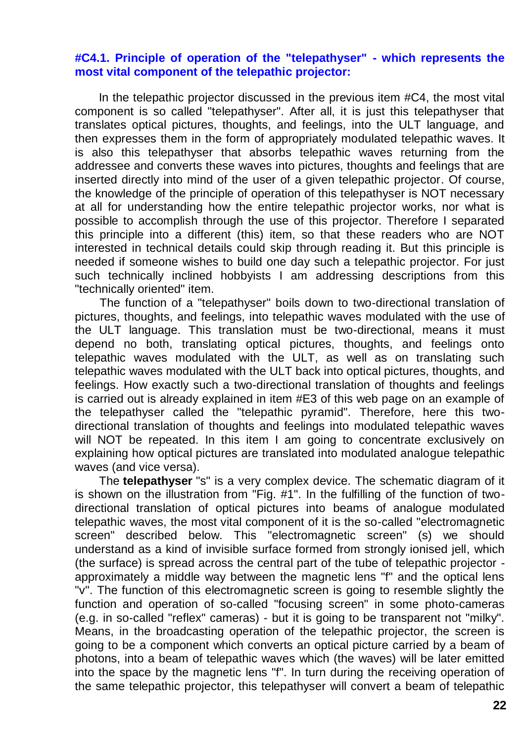#### #C4.1. Principle of operation of the "telepathyser" - which represents the most vital component of the telepathic projector:

In the telepathic projector discussed in the previous item #C4, the most vital component is so called "telepathyser". After all, it is just this telepathyser that translates optical pictures, thoughts, and feelings, into the ULT language, and then expresses them in the form of appropriately modulated telepathic waves. It is also this telepathyser that absorbs telepathic waves returning from the addressee and converts these waves into pictures, thoughts and feelings that are inserted directly into mind of the user of a given telepathic projector. Of course, the knowledge of the principle of operation of this telepathyser is NOT necessary at all for understanding how the entire telepathic projector works, nor what is possible to accomplish through the use of this projector. Therefore I separated this principle into a different (this) item, so that these readers who are NOT interested in technical details could skip through reading it. But this principle is needed if someone wishes to build one day such a telepathic projector. For just such technically inclined hobbyists I am addressing descriptions from this "technically oriented" item.

The function of a "telepathyser" boils down to two-directional translation of pictures, thoughts, and feelings, into telepathic waves modulated with the use of the ULT language. This translation must be two-directional, means it must depend no both, translating optical pictures, thoughts, and feelings onto telepathic waves modulated with the ULT, as well as on translating such telepathic waves modulated with the ULT back into optical pictures, thoughts, and feelings. How exactly such a two-directional translation of thoughts and feelings is carried out is already explained in item #E3 of this web page on an example of the telepathyser called the "telepathic pyramid". Therefore, here this two-directional translation of thoughts and feelings into modulated telepathic waves will NOT be repeated. In this item I am going to concentrate exclusively on explaining how optical pictures are translated into modulated analogue telepathic waves (and vice versa).

The **telepathyser** "s" is a very complex device. The schematic diagram of it is shown on the illustration from "Fig. #1". In the fulfilling of the function of two-directional translation of optical pictures into beams of analogue modulated telepathic waves, the most vital component of it is the so-called "electromagnetic screen" described below. This "electromagnetic screen" (s) we should understand as a kind of invisible surface formed from strongly ionised jell, which (the surface) is spread across the central part of the tube of telepathic projector - approximately a middle way between the magnetic lens "f" and the optical lens "v". The function of this electromagnetic screen is going to resemble slightly the function and operation of so-called "focusing screen" in some photo-cameras (e.g. in so-called "reflex" cameras) - but it is going to be transparent not "milky". Means, in the broadcasting operation of the telepathic projector, the screen is going to be a component which converts an optical picture carried by a beam of photons, into a beam of telepathic waves which (the waves) will be later emitted into the space by the magnetic lens "f". In turn during the receiving operation of the same telepathic projector, this telepathyser will convert a beam of telepathic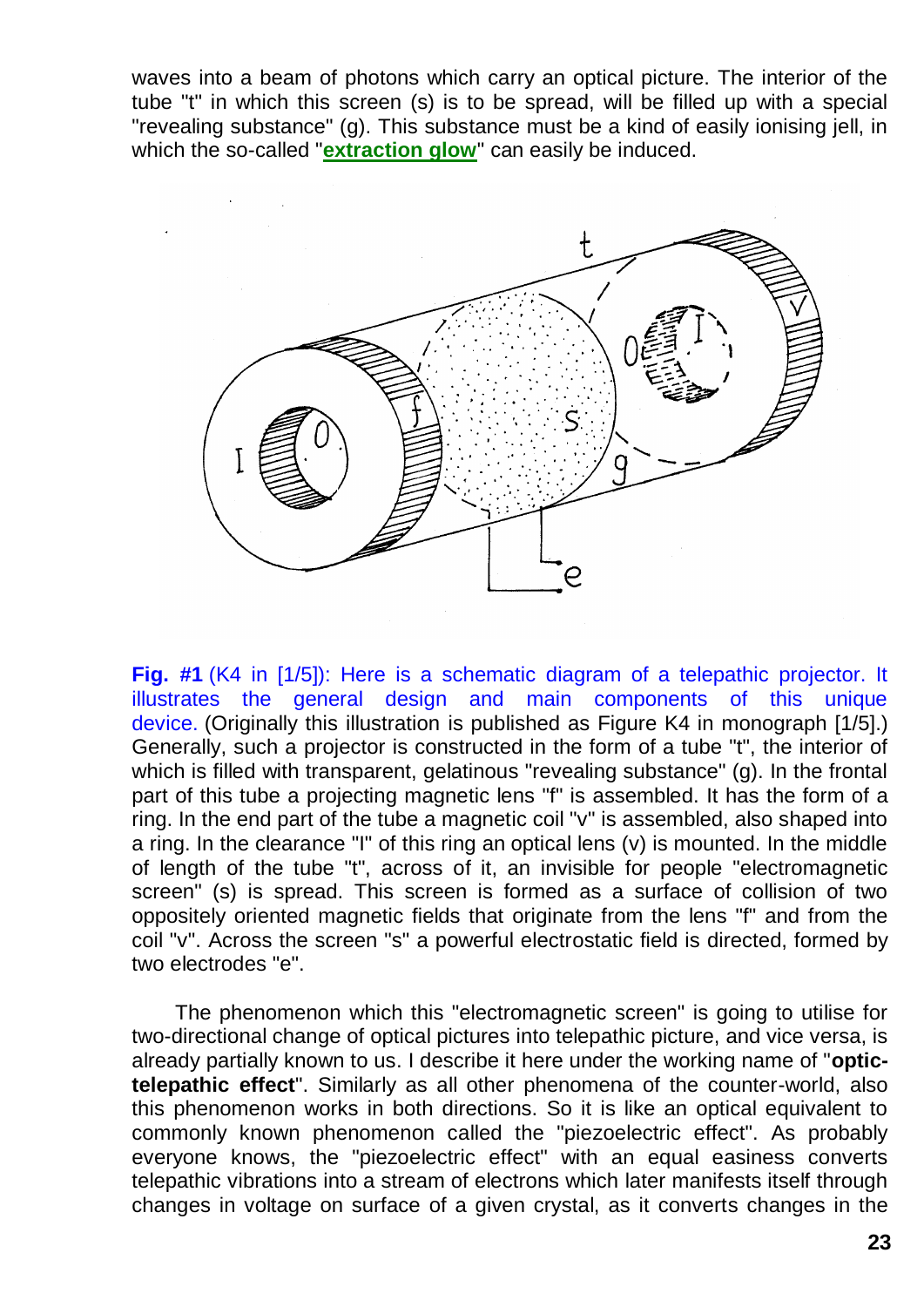waves into a beam of photons which carry an optical picture. The interior of the tube "t" in which this screen (s) is to be spread, will be filled up with a special "revealing substance" (g). This substance must be a kind of easily ionising jell, in which the so-called "**extraction glow**" can easily be induced.

**Fig. #1** (K4 in [1/5]): Here is a schematic diagram of a telepathic projector. It illustrates the general design and main components of this unique device. (Originally this illustration is published as Figure K4 in monograph [1/5].) Generally, such a projector is constructed in the form of a tube "t", the interior of which is filled with transparent, gelatinous "revealing substance" (g). In the frontal part of this tube a projecting magnetic lens "f" is assembled. It has the form of a ring. In the end part of the tube a magnetic coil "v" is assembled, also shaped into a ring. In the clearance "I" of this ring an optical lens (v) is mounted. In the middle of length of the tube "t", across of it, an invisible for people "electromagnetic screen" (s) is spread. This screen is formed as a surface of collision of two oppositely oriented magnetic fields that originate from the lens "f" and from the coil "v". Across the screen "s" a powerful electrostatic field is directed, formed by two electrodes "e".

The phenomenon which this "electromagnetic screen" is going to utilise for two-directional change of optical pictures into telepathic picture, and vice versa, is already partially known to us. I describe it here under the working name of "**optic-telepathic effect**". Similarly as all other phenomena of the counter-world, also this phenomenon works in both directions. So it is like an optical equivalent to commonly known phenomenon called the "piezoelectric effect". As probably everyone knows, the "piezoelectric effect" with an equal easiness converts telepathic vibrations into a stream of electrons which later manifests itself through changes in voltage on surface of a given crystal, as it converts changes in the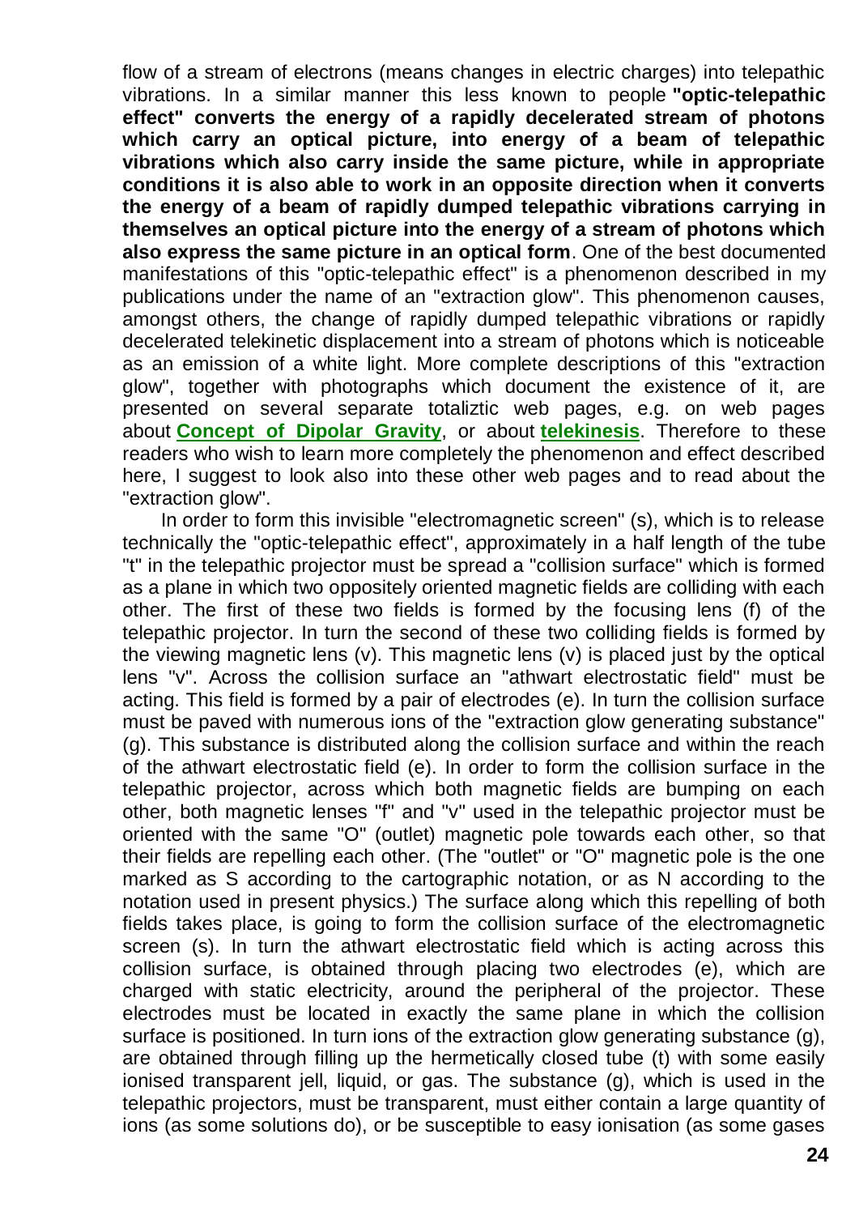flow of a stream of electrons (means changes in electric charges) into telepathic vibrations. In a similar manner this less known to people **"optic-telepathic effect" converts the energy of a rapidly decelerated stream of photons which carry an optical picture, into energy of a beam of telepathic vibrations which also carry inside the same picture, while in appropriate conditions it is also able to work in an opposite direction when it converts the energy of a beam of rapidly dumped telepathic vibrations carrying in themselves an optical picture into the energy of a stream of photons which also express the same picture in an optical form**. One of the best documented manifestations of this "optic-telepathic effect" is a phenomenon described in my publications under the name of an "extraction glow". This phenomenon causes, amongst others, the change of rapidly dumped telepathic vibrations or rapidly decelerated telekinetic displacement into a stream of photons which is noticeable as an emission of a white light. More complete descriptions of this "extraction glow", together with photographs which document the existence of it, are presented on several separate totaliztic web pages, e.g. on web pages about **Concept of Dipolar Gravity**, or about **telekinesis**. Therefore to these readers who wish to learn more completely the phenomenon and effect described here, I suggest to look also into these other web pages and to read about the "extraction glow".

In order to form this invisible "electromagnetic screen" (s), which is to release technically the "optic-telepathic effect", approximately in a half length of the tube "t" in the telepathic projector must be spread a "collision surface" which is formed as a plane in which two oppositely oriented magnetic fields are colliding with each other. The first of these two fields is formed by the focusing lens (f) of the telepathic projector. In turn the second of these two colliding fields is formed by the viewing magnetic lens (v). This magnetic lens (v) is placed just by the optical lens "v". Across the collision surface an "athwart electrostatic field" must be acting. This field is formed by a pair of electrodes (e). In turn the collision surface must be paved with numerous ions of the "extraction glow generating substance" (g). This substance is distributed along the collision surface and within the reach of the athwart electrostatic field (e). In order to form the collision surface in the telepathic projector, across which both magnetic fields are bumping on each other, both magnetic lenses "f" and "v" used in the telepathic projector must be oriented with the same "O" (outlet) magnetic pole towards each other, so that their fields are repelling each other. (The "outlet" or "O" magnetic pole is the one marked as S according to the cartographic notation, or as N according to the notation used in present physics.) The surface along which this repelling of both fields takes place, is going to form the collision surface of the electromagnetic screen (s). In turn the athwart electrostatic field which is acting across this collision surface, is obtained through placing two electrodes (e), which are charged with static electricity, around the peripheral of the projector. These electrodes must be located in exactly the same plane in which the collision surface is positioned. In turn ions of the extraction glow generating substance (g), are obtained through filling up the hermetically closed tube (t) with some easily ionised transparent jell, liquid, or gas. The substance (g), which is used in the telepathic projectors, must be transparent, must either contain a large quantity of ions (as some solutions do), or be susceptible to easy ionisation (as some gases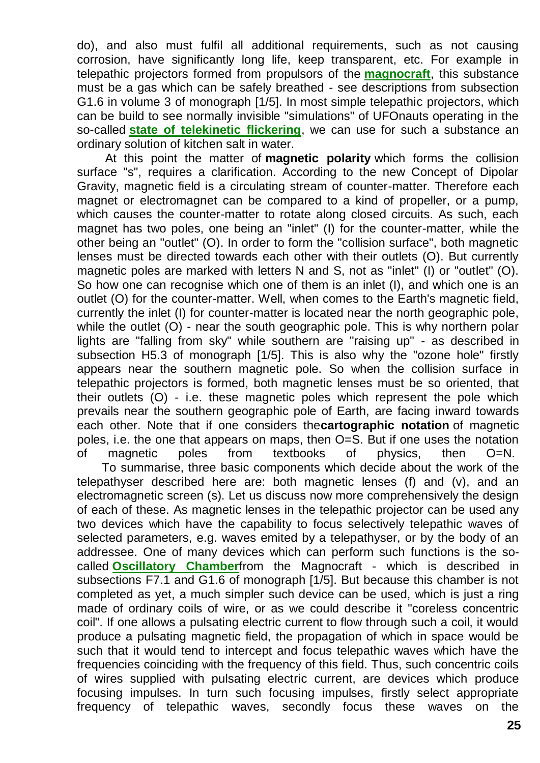do), and also must fulfil all additional requirements, such as not causing corrosion, have significantly long life, keep transparent, etc. For example in telepathic projectors formed from propulsors of the **magnocraft**, this substance must be a gas which can be safely breathed - see descriptions from subsection G1.6 in volume 3 of monograph [1/5]. In most simple telepathic projectors, which can be build to see normally invisible "simulations" of UFOnauts operating in the so-called **state of telekinetic flickering**, we can use for such a substance an ordinary solution of kitchen salt in water.

At this point the matter of **magnetic polarity** which forms the collision surface "s", requires a clarification. According to the new Concept of Dipolar Gravity, magnetic field is a circulating stream of counter-matter. Therefore each magnet or electromagnet can be compared to a kind of propeller, or a pump, which causes the counter-matter to rotate along closed circuits. As such, each magnet has two poles, one being an "inlet" (I) for the counter-matter, while the other being an "outlet" (O). In order to form the "collision surface", both magnetic lenses must be directed towards each other with their outlets (O). But currently magnetic poles are marked with letters N and S, not as "inlet" (I) or "outlet" (O). So how one can recognise which one of them is an inlet (I), and which one is an outlet (O) for the counter-matter. Well, when comes to the Earth's magnetic field, currently the inlet (I) for counter-matter is located near the north geographic pole, while the outlet (O) - near the south geographic pole. This is why northern polar lights are "falling from sky" while southern are "raising up" - as described in subsection H5.3 of monograph [1/5]. This is also why the "ozone hole" firstly appears near the southern magnetic pole. So when the collision surface in telepathic projectors is formed, both magnetic lenses must be so oriented, that their outlets (O) - i.e. these magnetic poles which represent the pole which prevails near the southern geographic pole of Earth, are facing inward towards each other. Note that if one considers the**cartographic notation** of magnetic poles, i.e. the one that appears on maps, then O=S. But if one uses the notation of magnetic poles from textbooks of physics, then O=N.

To summarise, three basic components which decide about the work of the telepathyser described here are: both magnetic lenses (f) and (v), and an electromagnetic screen (s). Let us discuss now more comprehensively the design of each of these. As magnetic lenses in the telepathic projector can be used any two devices which have the capability to focus selectively telepathic waves of selected parameters, e.g. waves emited by a telepathyser, or by the body of an addressee. One of many devices which can perform such functions is the so-called **Oscillatory Chamber**from the Magnocraft - which is described in subsections F7.1 and G1.6 of monograph [1/5]. But because this chamber is not completed as yet, a much simpler such device can be used, which is just a ring made of ordinary coils of wire, or as we could describe it "coreless concentric coil". If one allows a pulsating electric current to flow through such a coil, it would produce a pulsating magnetic field, the propagation of which in space would be such that it would tend to intercept and focus telepathic waves which have the frequencies coinciding with the frequency of this field. Thus, such concentric coils of wires supplied with pulsating electric current, are devices which produce focusing impulses. In turn such focusing impulses, firstly select appropriate frequency of telepathic waves, secondly focus these waves on the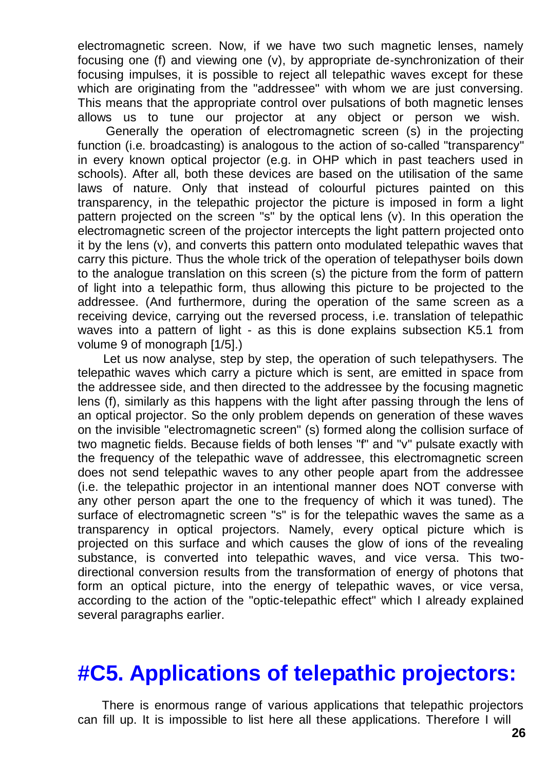electromagnetic screen. Now, if we have two such magnetic lenses, namely focusing one (f) and viewing one (v), by appropriate de-synchronization of their focusing impulses, it is possible to reject all telepathic waves except for these which are originating from the "addressee" with whom we are just conversing. This means that the appropriate control over pulsations of both magnetic lenses allows us to tune our projector at any object or person we wish.

Generally the operation of electromagnetic screen (s) in the projecting function (i.e. broadcasting) is analogous to the action of so-called "transparency" in every known optical projector (e.g. in OHP which in past teachers used in schools). After all, both these devices are based on the utilisation of the same laws of nature. Only that instead of colourful pictures painted on this transparency, in the telepathic projector the picture is imposed in form a light pattern projected on the screen "s" by the optical lens (v). In this operation the electromagnetic screen of the projector intercepts the light pattern projected onto it by the lens (v), and converts this pattern onto modulated telepathic waves that carry this picture. Thus the whole trick of the operation of telepathyser boils down to the analogue translation on this screen (s) the picture from the form of pattern of light into a telepathic form, thus allowing this picture to be projected to the addressee. (And furthermore, during the operation of the same screen as a receiving device, carrying out the reversed process, i.e. translation of telepathic waves into a pattern of light - as this is done explains subsection K5.1 from volume 9 of monograph [1/5].)

Let us now analyse, step by step, the operation of such telepathysers. The telepathic waves which carry a picture which is sent, are emitted in space from the addressee side, and then directed to the addressee by the focusing magnetic lens (f), similarly as this happens with the light after passing through the lens of an optical projector. So the only problem depends on generation of these waves on the invisible "electromagnetic screen" (s) formed along the collision surface of two magnetic fields. Because fields of both lenses "f" and "v" pulsate exactly with the frequency of the telepathic wave of addressee, this electromagnetic screen does not send telepathic waves to any other people apart from the addressee (i.e. the telepathic projector in an intentional manner does NOT converse with any other person apart the one to the frequency of which it was tuned). The surface of electromagnetic screen "s" is for the telepathic waves the same as a transparency in optical projectors. Namely, every optical picture which is projected on this surface and which causes the glow of ions of the revealing substance, is converted into telepathic waves, and vice versa. This two-directional conversion results from the transformation of energy of photons that form an optical picture, into the energy of telepathic waves, or vice versa, according to the action of the "optic-telepathic effect" which I already explained several paragraphs earlier.

# #C5. Applications of telepathic projectors:

There is enormous range of various applications that telepathic projectors can fill up. It is impossible to list here all these applications. Therefore I will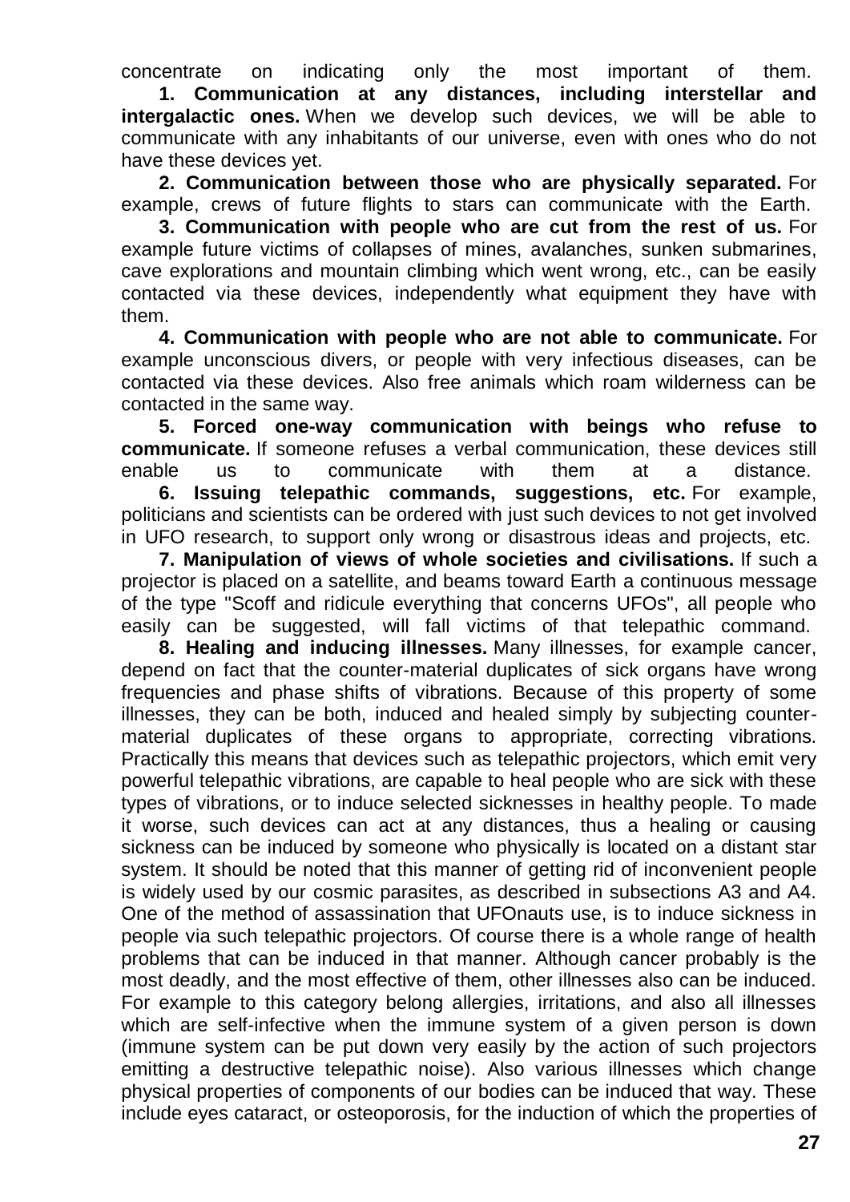concentrate on indicating only the most important of them.

**1. Communication at any distances, including interstellar and intergalactic ones.** When we develop such devices, we will be able to communicate with any inhabitants of our universe, even with ones who do not have these devices yet.

**2. Communication between those who are physically separated.** For example, crews of future flights to stars can communicate with the Earth.

**3. Communication with people who are cut from the rest of us.** For example future victims of collapses of mines, avalanches, sunken submarines, cave explorations and mountain climbing which went wrong, etc., can be easily contacted via these devices, independently what equipment they have with them.

**4. Communication with people who are not able to communicate.** For example unconscious divers, or people with very infectious diseases, can be contacted via these devices. Also free animals which roam wilderness can be contacted in the same way.

**5. Forced one-way communication with beings who refuse to communicate.** If someone refuses a verbal communication, these devices still enable us to communicate with them at a distance.

**6. Issuing telepathic commands, suggestions, etc.** For example, politicians and scientists can be ordered with just such devices to not get involved in UFO research, to support only wrong or disastrous ideas and projects, etc.

**7. Manipulation of views of whole societies and civilisations.** If such a projector is placed on a satellite, and beams toward Earth a continuous message of the type "Scoff and ridicule everything that concerns UFOs", all people who easily can be suggested, will fall victims of that telepathic command.

**8. Healing and inducing illnesses.** Many illnesses, for example cancer, depend on fact that the counter-material duplicates of sick organs have wrong frequencies and phase shifts of vibrations. Because of this property of some illnesses, they can be both, induced and healed simply by subjecting counter-material duplicates of these organs to appropriate, correcting vibrations. Practically this means that devices such as telepathic projectors, which emit very powerful telepathic vibrations, are capable to heal people who are sick with these types of vibrations, or to induce selected sicknesses in healthy people. To made it worse, such devices can act at any distances, thus a healing or causing sickness can be induced by someone who physically is located on a distant star system. It should be noted that this manner of getting rid of inconvenient people is widely used by our cosmic parasites, as described in subsections A3 and A4. One of the method of assassination that UFOnauts use, is to induce sickness in people via such telepathic projectors. Of course there is a whole range of health problems that can be induced in that manner. Although cancer probably is the most deadly, and the most effective of them, other illnesses also can be induced. For example to this category belong allergies, irritations, and also all illnesses which are self-infective when the immune system of a given person is down (immune system can be put down very easily by the action of such projectors emitting a destructive telepathic noise). Also various illnesses which change physical properties of components of our bodies can be induced that way. These include eyes cataract, or osteoporosis, for the induction of which the properties of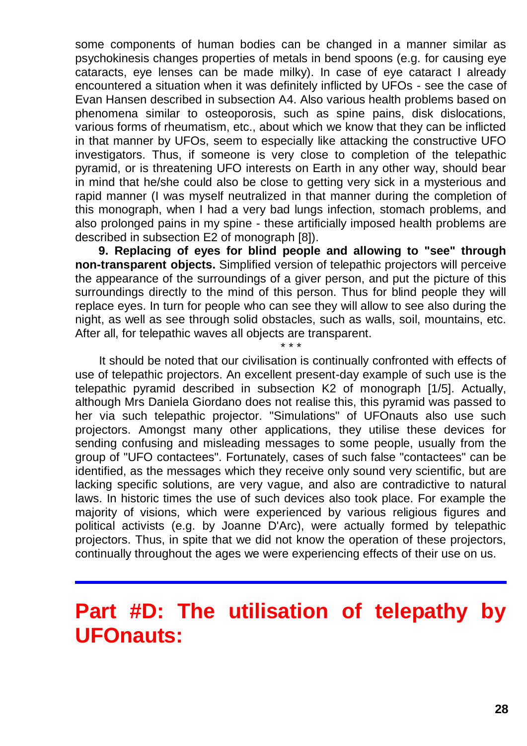some components of human bodies can be changed in a manner similar as psychokinesis changes properties of metals in bend spoons (e.g. for causing eye cataracts, eye lenses can be made milky). In case of eye cataract I already encountered a situation when it was definitely inflicted by UFOs - see the case of Evan Hansen described in subsection A4. Also various health problems based on phenomena similar to osteoporosis, such as spine pains, disk dislocations, various forms of rheumatism, etc., about which we know that they can be inflicted in that manner by UFOs, seem to especially like attacking the constructive UFO investigators. Thus, if someone is very close to completion of the telepathic pyramid, or is threatening UFO interests on Earth in any other way, should bear in mind that he/she could also be close to getting very sick in a mysterious and rapid manner (I was myself neutralized in that manner during the completion of this monograph, when I had a very bad lungs infection, stomach problems, and also prolonged pains in my spine - these artificially imposed health problems are described in subsection E2 of monograph [8]).

**9. Replacing of eyes for blind people and allowing to "see" through non-transparent objects.** Simplified version of telepathic projectors will perceive the appearance of the surroundings of a giver person, and put the picture of this surroundings directly to the mind of this person. Thus for blind people they will replace eyes. In turn for people who can see they will allow to see also during the night, as well as see through solid obstacles, such as walls, soil, mountains, etc. After all, for telepathic waves all objects are transparent.

\* \* \*

It should be noted that our civilisation is continually confronted with effects of use of telepathic projectors. An excellent present-day example of such use is the telepathic pyramid described in subsection K2 of monograph [1/5]. Actually, although Mrs Daniela Giordano does not realise this, this pyramid was passed to her via such telepathic projector. "Simulations" of UFOnauts also use such projectors. Amongst many other applications, they utilise these devices for sending confusing and misleading messages to some people, usually from the group of "UFO contactees". Fortunately, cases of such false "contactees" can be identified, as the messages which they receive only sound very scientific, but are lacking specific solutions, are very vague, and also are contradictive to natural laws. In historic times the use of such devices also took place. For example the majority of visions, which were experienced by various religious figures and political activists (e.g. by Joanne D'Arc), were actually formed by telepathic projectors. Thus, in spite that we did not know the operation of these projectors, continually throughout the ages we were experiencing effects of their use on us.

---

# Part #D: The utilisation of telepathy by UFOnauts: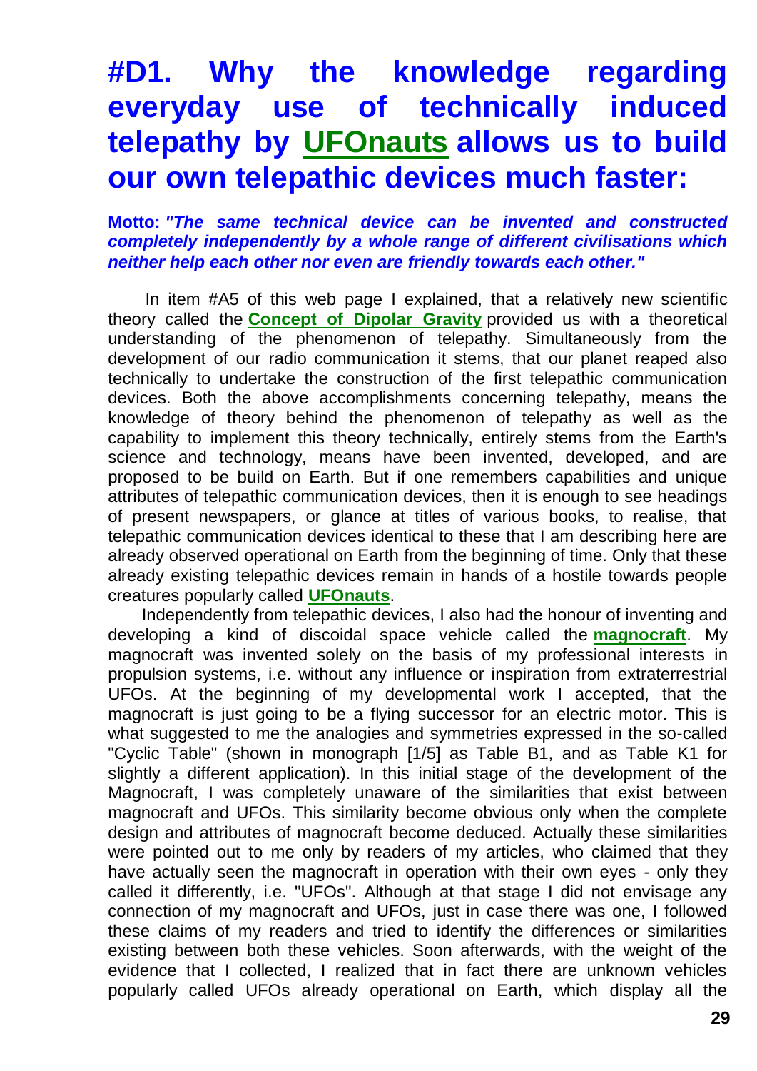# #D1. Why the knowledge regarding everyday use of technically induced telepathy by UFOnauts allows us to build our own telepathic devices much faster:

**Motto:** ***"The same technical device can be invented and constructed completely independently by a whole range of different civilisations which neither help each other nor even are friendly towards each other."***

In item #A5 of this web page I explained, that a relatively new scientific theory called the **Concept of Dipolar Gravity** provided us with a theoretical understanding of the phenomenon of telepathy. Simultaneously from the development of our radio communication it stems, that our planet reaped also technically to undertake the construction of the first telepathic communication devices. Both the above accomplishments concerning telepathy, means the knowledge of theory behind the phenomenon of telepathy as well as the capability to implement this theory technically, entirely stems from the Earth's science and technology, means have been invented, developed, and are proposed to be build on Earth. But if one remembers capabilities and unique attributes of telepathic communication devices, then it is enough to see headings of present newspapers, or glance at titles of various books, to realise, that telepathic communication devices identical to these that I am describing here are already observed operational on Earth from the beginning of time. Only that these already existing telepathic devices remain in hands of a hostile towards people creatures popularly called **UFOnauts**.

Independently from telepathic devices, I also had the honour of inventing and developing a kind of discoidal space vehicle called the **magnocraft**. My magnocraft was invented solely on the basis of my professional interests in propulsion systems, i.e. without any influence or inspiration from extraterrestrial UFOs. At the beginning of my developmental work I accepted, that the magnocraft is just going to be a flying successor for an electric motor. This is what suggested to me the analogies and symmetries expressed in the so-called "Cyclic Table" (shown in monograph [1/5] as Table B1, and as Table K1 for slightly a different application). In this initial stage of the development of the Magnocraft, I was completely unaware of the similarities that exist between magnocraft and UFOs. This similarity become obvious only when the complete design and attributes of magnocraft become deduced. Actually these similarities were pointed out to me only by readers of my articles, who claimed that they have actually seen the magnocraft in operation with their own eyes - only they called it differently, i.e. "UFOs". Although at that stage I did not envisage any connection of my magnocraft and UFOs, just in case there was one, I followed these claims of my readers and tried to identify the differences or similarities existing between both these vehicles. Soon afterwards, with the weight of the evidence that I collected, I realized that in fact there are unknown vehicles popularly called UFOs already operational on Earth, which display all the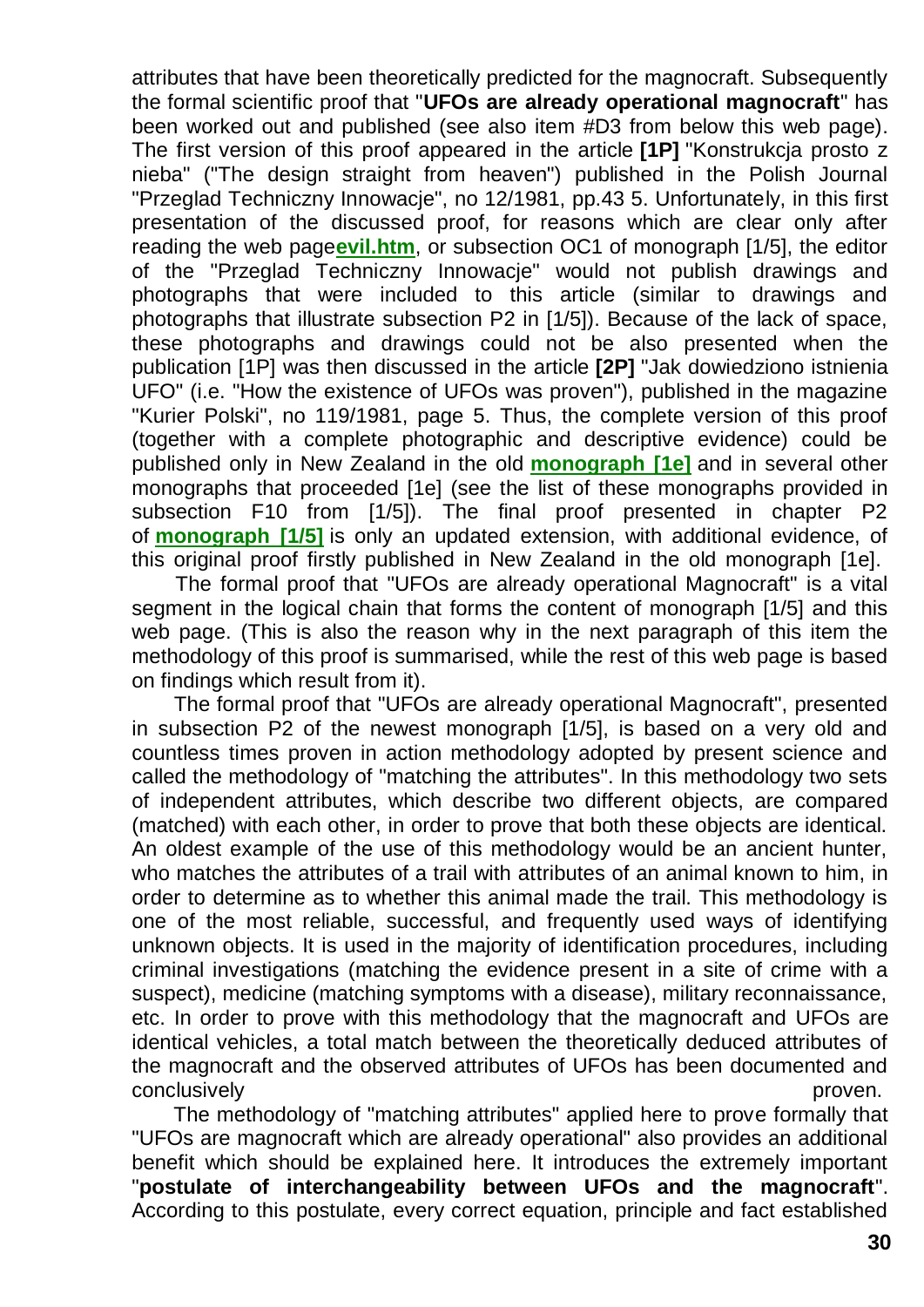attributes that have been theoretically predicted for the magnocraft. Subsequently the formal scientific proof that "**UFOs are already operational magnocraft**" has been worked out and published (see also item #D3 from below this web page). The first version of this proof appeared in the article **[1P]** "Konstrukcja prosto z nieba" ("The design straight from heaven") published in the Polish Journal "Przeglad Techniczny Innowacje", no 12/1981, pp.43 5. Unfortunately, in this first presentation of the discussed proof, for reasons which are clear only after reading the web page**evil.htm**, or subsection OC1 of monograph [1/5], the editor of the "Przeglad Techniczny Innowacje" would not publish drawings and photographs that were included to this article (similar to drawings and photographs that illustrate subsection P2 in [1/5]). Because of the lack of space, these photographs and drawings could not be also presented when the publication [1P] was then discussed in the article **[2P]** "Jak dowiedziono istnienia UFO" (i.e. "How the existence of UFOs was proven"), published in the magazine "Kurier Polski", no 119/1981, page 5. Thus, the complete version of this proof (together with a complete photographic and descriptive evidence) could be published only in New Zealand in the old **monograph [1e]** and in several other monographs that proceeded [1e] (see the list of these monographs provided in subsection F10 from [1/5]). The final proof presented in chapter P2 of **monograph [1/5]** is only an updated extension, with additional evidence, of this original proof firstly published in New Zealand in the old monograph [1e].

The formal proof that "UFOs are already operational Magnocraft" is a vital segment in the logical chain that forms the content of monograph [1/5] and this web page. (This is also the reason why in the next paragraph of this item the methodology of this proof is summarised, while the rest of this web page is based on findings which result from it).

The formal proof that "UFOs are already operational Magnocraft", presented in subsection P2 of the newest monograph [1/5], is based on a very old and countless times proven in action methodology adopted by present science and called the methodology of "matching the attributes". In this methodology two sets of independent attributes, which describe two different objects, are compared (matched) with each other, in order to prove that both these objects are identical. An oldest example of the use of this methodology would be an ancient hunter, who matches the attributes of a trail with attributes of an animal known to him, in order to determine as to whether this animal made the trail. This methodology is one of the most reliable, successful, and frequently used ways of identifying unknown objects. It is used in the majority of identification procedures, including criminal investigations (matching the evidence present in a site of crime with a suspect), medicine (matching symptoms with a disease), military reconnaissance, etc. In order to prove with this methodology that the magnocraft and UFOs are identical vehicles, a total match between the theoretically deduced attributes of the magnocraft and the observed attributes of UFOs has been documented and conclusively proven.

The methodology of "matching attributes" applied here to prove formally that "UFOs are magnocraft which are already operational" also provides an additional benefit which should be explained here. It introduces the extremely important "**postulate of interchangeability between UFOs and the magnocraft**". According to this postulate, every correct equation, principle and fact established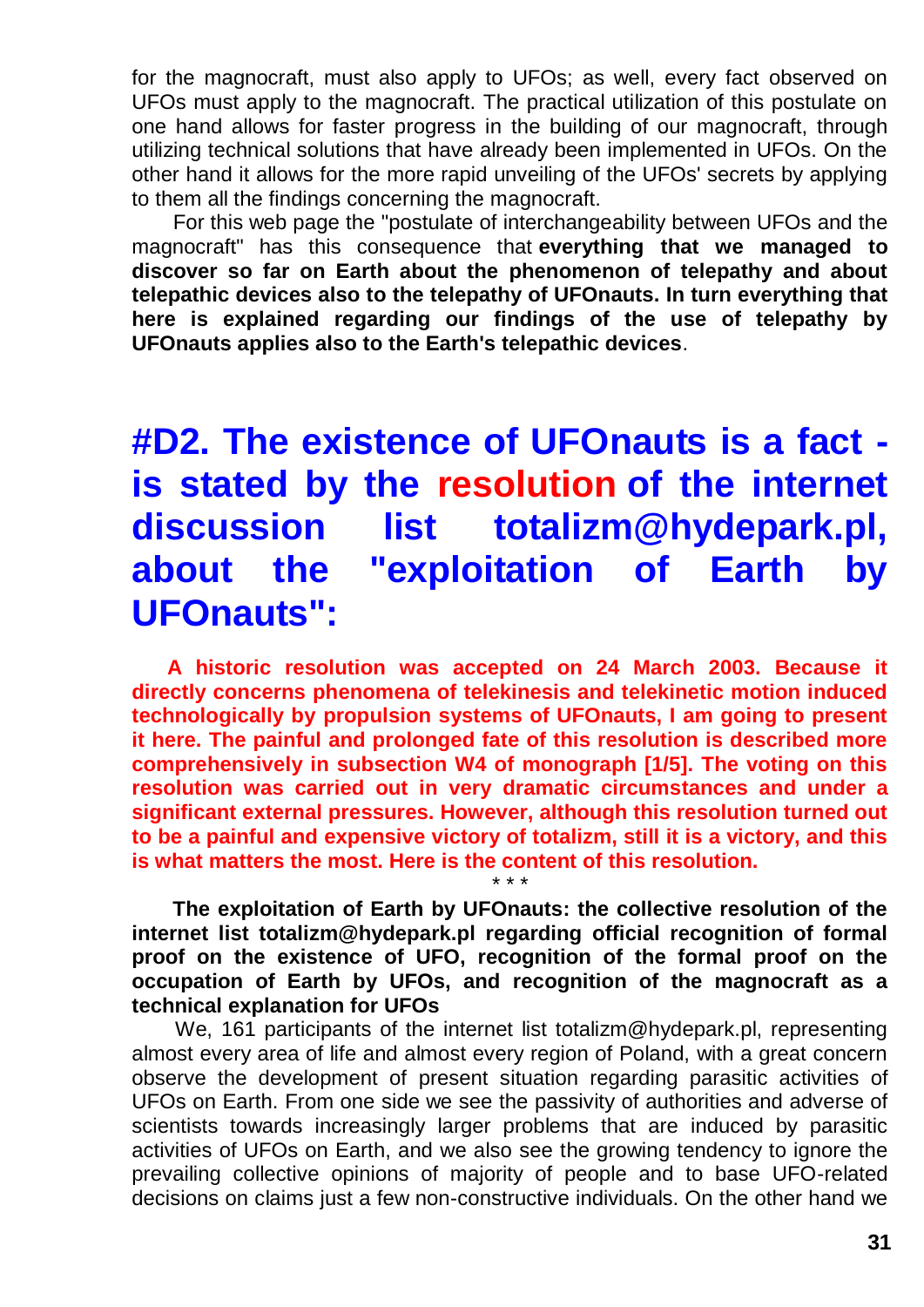for the magnocraft, must also apply to UFOs; as well, every fact observed on UFOs must apply to the magnocraft. The practical utilization of this postulate on one hand allows for faster progress in the building of our magnocraft, through utilizing technical solutions that have already been implemented in UFOs. On the other hand it allows for the more rapid unveiling of the UFOs' secrets by applying to them all the findings concerning the magnocraft.

For this web page the "postulate of interchangeability between UFOs and the magnocraft" has this consequence that **everything that we managed to discover so far on Earth about the phenomenon of telepathy and about telepathic devices also to the telepathy of UFOnauts. In turn everything that here is explained regarding our findings of the use of telepathy by UFOnauts applies also to the Earth's telepathic devices**.

# #D2. The existence of UFOnauts is a fact - is stated by the resolution of the internet discussion list totalizm@hydepark.pl, about the "exploitation of Earth by UFOnauts":

**A historic resolution was accepted on 24 March 2003. Because it directly concerns phenomena of telekinesis and telekinetic motion induced technologically by propulsion systems of UFOnauts, I am going to present it here. The painful and prolonged fate of this resolution is described more comprehensively in subsection W4 of monograph [1/5]. The voting on this resolution was carried out in very dramatic circumstances and under a significant external pressures. However, although this resolution turned out to be a painful and expensive victory of totalizm, still it is a victory, and this is what matters the most. Here is the content of this resolution.**

\* \* \*

**The exploitation of Earth by UFOnauts: the collective resolution of the internet list totalizm@hydepark.pl regarding official recognition of formal proof on the existence of UFO, recognition of the formal proof on the occupation of Earth by UFOs, and recognition of the magnocraft as a technical explanation for UFOs**

We, 161 participants of the internet list totalizm@hydepark.pl, representing almost every area of life and almost every region of Poland, with a great concern observe the development of present situation regarding parasitic activities of UFOs on Earth. From one side we see the passivity of authorities and adverse of scientists towards increasingly larger problems that are induced by parasitic activities of UFOs on Earth, and we also see the growing tendency to ignore the prevailing collective opinions of majority of people and to base UFO-related decisions on claims just a few non-constructive individuals. On the other hand we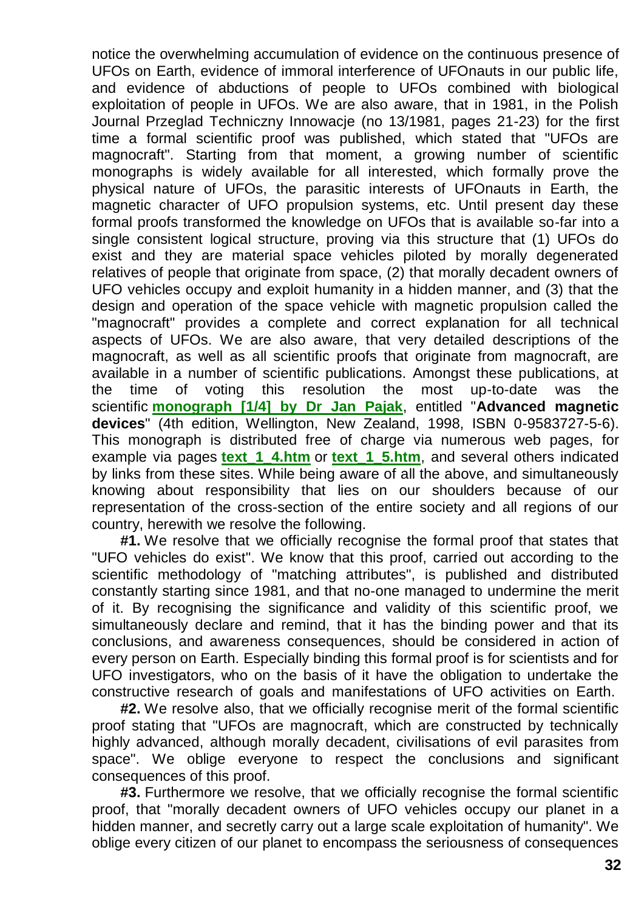notice the overwhelming accumulation of evidence on the continuous presence of UFOs on Earth, evidence of immoral interference of UFOnauts in our public life, and evidence of abductions of people to UFOs combined with biological exploitation of people in UFOs. We are also aware, that in 1981, in the Polish Journal Przeglad Techniczny Innowacje (no 13/1981, pages 21-23) for the first time a formal scientific proof was published, which stated that "UFOs are magnocraft". Starting from that moment, a growing number of scientific monographs is widely available for all interested, which formally prove the physical nature of UFOs, the parasitic interests of UFOnauts in Earth, the magnetic character of UFO propulsion systems, etc. Until present day these formal proofs transformed the knowledge on UFOs that is available so-far into a single consistent logical structure, proving via this structure that (1) UFOs do exist and they are material space vehicles piloted by morally degenerated relatives of people that originate from space, (2) that morally decadent owners of UFO vehicles occupy and exploit humanity in a hidden manner, and (3) that the design and operation of the space vehicle with magnetic propulsion called the "magnocraft" provides a complete and correct explanation for all technical aspects of UFOs. We are also aware, that very detailed descriptions of the magnocraft, as well as all scientific proofs that originate from magnocraft, are available in a number of scientific publications. Amongst these publications, at the time of voting this resolution the most up-to-date was the scientific **monograph [1/4] by Dr Jan Pajak**, entitled "**Advanced magnetic devices**" (4th edition, Wellington, New Zealand, 1998, ISBN 0-9583727-5-6). This monograph is distributed free of charge via numerous web pages, for example via pages **text_1_4.htm** or **text_1_5.htm**, and several others indicated by links from these sites. While being aware of all the above, and simultaneously knowing about responsibility that lies on our shoulders because of our representation of the cross-section of the entire society and all regions of our country, herewith we resolve the following.

**#1.** We resolve that we officially recognise the formal proof that states that "UFO vehicles do exist". We know that this proof, carried out according to the scientific methodology of "matching attributes", is published and distributed constantly starting since 1981, and that no-one managed to undermine the merit of it. By recognising the significance and validity of this scientific proof, we simultaneously declare and remind, that it has the binding power and that its conclusions, and awareness consequences, should be considered in action of every person on Earth. Especially binding this formal proof is for scientists and for UFO investigators, who on the basis of it have the obligation to undertake the constructive research of goals and manifestations of UFO activities on Earth.

**#2.** We resolve also, that we officially recognise merit of the formal scientific proof stating that "UFOs are magnocraft, which are constructed by technically highly advanced, although morally decadent, civilisations of evil parasites from space". We oblige everyone to respect the conclusions and significant consequences of this proof.

**#3.** Furthermore we resolve, that we officially recognise the formal scientific proof, that "morally decadent owners of UFO vehicles occupy our planet in a hidden manner, and secretly carry out a large scale exploitation of humanity". We oblige every citizen of our planet to encompass the seriousness of consequences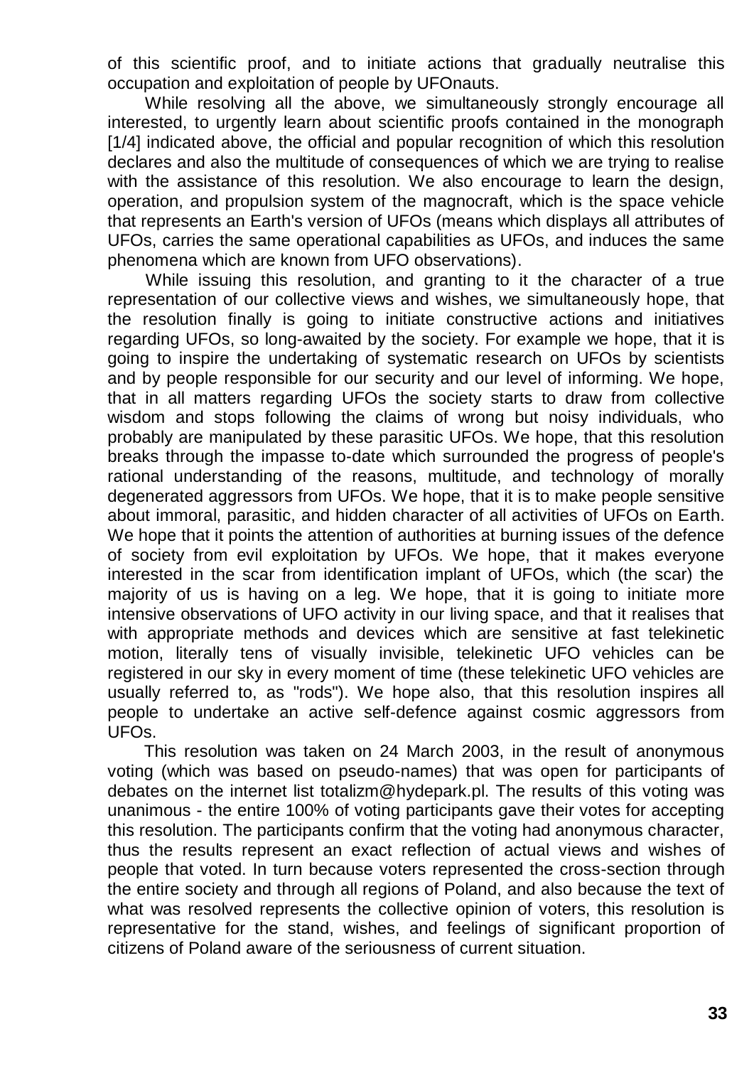of this scientific proof, and to initiate actions that gradually neutralise this occupation and exploitation of people by UFOnauts.

While resolving all the above, we simultaneously strongly encourage all interested, to urgently learn about scientific proofs contained in the monograph [1/4] indicated above, the official and popular recognition of which this resolution declares and also the multitude of consequences of which we are trying to realise with the assistance of this resolution. We also encourage to learn the design, operation, and propulsion system of the magnocraft, which is the space vehicle that represents an Earth's version of UFOs (means which displays all attributes of UFOs, carries the same operational capabilities as UFOs, and induces the same phenomena which are known from UFO observations).

While issuing this resolution, and granting to it the character of a true representation of our collective views and wishes, we simultaneously hope, that the resolution finally is going to initiate constructive actions and initiatives regarding UFOs, so long-awaited by the society. For example we hope, that it is going to inspire the undertaking of systematic research on UFOs by scientists and by people responsible for our security and our level of informing. We hope, that in all matters regarding UFOs the society starts to draw from collective wisdom and stops following the claims of wrong but noisy individuals, who probably are manipulated by these parasitic UFOs. We hope, that this resolution breaks through the impasse to-date which surrounded the progress of people's rational understanding of the reasons, multitude, and technology of morally degenerated aggressors from UFOs. We hope, that it is to make people sensitive about immoral, parasitic, and hidden character of all activities of UFOs on Earth. We hope that it points the attention of authorities at burning issues of the defence of society from evil exploitation by UFOs. We hope, that it makes everyone interested in the scar from identification implant of UFOs, which (the scar) the majority of us is having on a leg. We hope, that it is going to initiate more intensive observations of UFO activity in our living space, and that it realises that with appropriate methods and devices which are sensitive at fast telekinetic motion, literally tens of visually invisible, telekinetic UFO vehicles can be registered in our sky in every moment of time (these telekinetic UFO vehicles are usually referred to, as "rods"). We hope also, that this resolution inspires all people to undertake an active self-defence against cosmic aggressors from UFOs.

This resolution was taken on 24 March 2003, in the result of anonymous voting (which was based on pseudo-names) that was open for participants of debates on the internet list totalizm@hydepark.pl. The results of this voting was unanimous - the entire 100% of voting participants gave their votes for accepting this resolution. The participants confirm that the voting had anonymous character, thus the results represent an exact reflection of actual views and wishes of people that voted. In turn because voters represented the cross-section through the entire society and through all regions of Poland, and also because the text of what was resolved represents the collective opinion of voters, this resolution is representative for the stand, wishes, and feelings of significant proportion of citizens of Poland aware of the seriousness of current situation.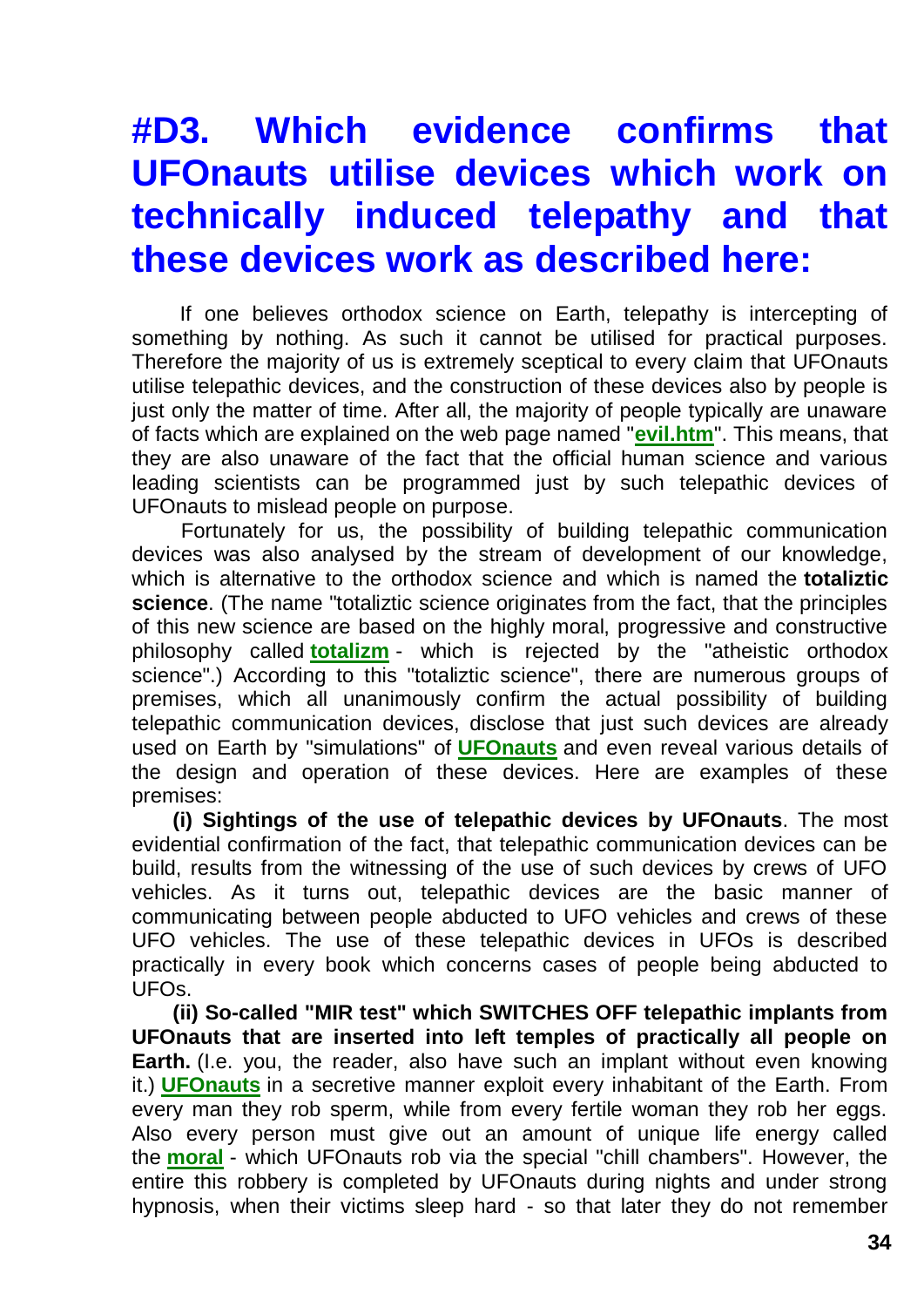# #D3. Which evidence confirms that UFOnauts utilise devices which work on technically induced telepathy and that these devices work as described here:

If one believes orthodox science on Earth, telepathy is intercepting of something by nothing. As such it cannot be utilised for practical purposes. Therefore the majority of us is extremely sceptical to every claim that UFOnauts utilise telepathic devices, and the construction of these devices also by people is just only the matter of time. After all, the majority of people typically are unaware of facts which are explained on the web page named "**evil.htm**". This means, that they are also unaware of the fact that the official human science and various leading scientists can be programmed just by such telepathic devices of UFOnauts to mislead people on purpose.

Fortunately for us, the possibility of building telepathic communication devices was also analysed by the stream of development of our knowledge, which is alternative to the orthodox science and which is named the **totaliztic science**. (The name "totaliztic science originates from the fact, that the principles of this new science are based on the highly moral, progressive and constructive philosophy called **totalizm** - which is rejected by the "atheistic orthodox science".) According to this "totaliztic science", there are numerous groups of premises, which all unanimously confirm the actual possibility of building telepathic communication devices, disclose that just such devices are already used on Earth by "simulations" of **UFOnauts** and even reveal various details of the design and operation of these devices. Here are examples of these premises:

**(i) Sightings of the use of telepathic devices by UFOnauts**. The most evidential confirmation of the fact, that telepathic communication devices can be build, results from the witnessing of the use of such devices by crews of UFO vehicles. As it turns out, telepathic devices are the basic manner of communicating between people abducted to UFO vehicles and crews of these UFO vehicles. The use of these telepathic devices in UFOs is described practically in every book which concerns cases of people being abducted to UFOs.

**(ii) So-called "MIR test" which SWITCHES OFF telepathic implants from UFOnauts that are inserted into left temples of practically all people on Earth.** (I.e. you, the reader, also have such an implant without even knowing it.) **UFOnauts** in a secretive manner exploit every inhabitant of the Earth. From every man they rob sperm, while from every fertile woman they rob her eggs. Also every person must give out an amount of unique life energy called the **moral** - which UFOnauts rob via the special "chill chambers". However, the entire this robbery is completed by UFOnauts during nights and under strong hypnosis, when their victims sleep hard - so that later they do not remember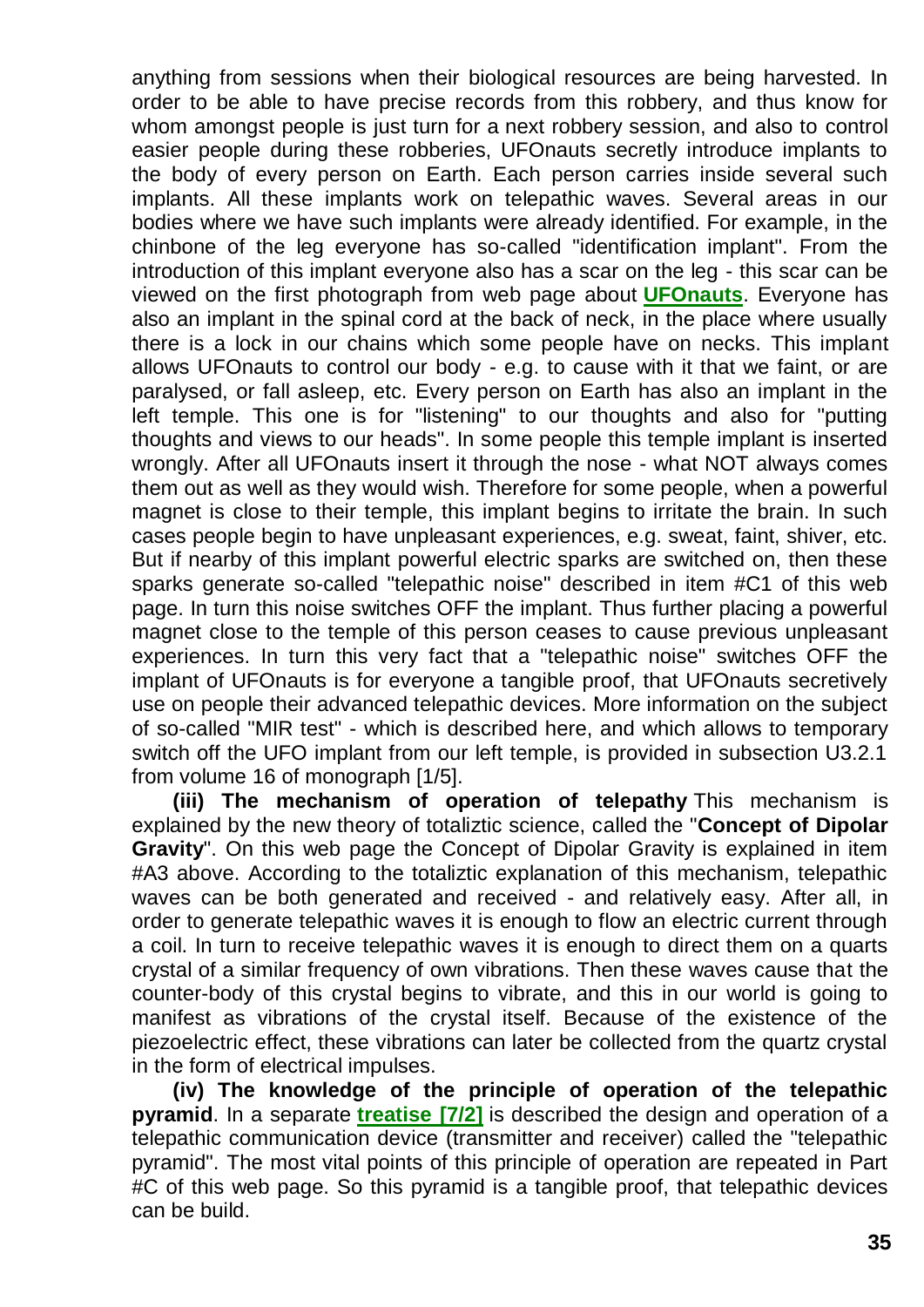anything from sessions when their biological resources are being harvested. In order to be able to have precise records from this robbery, and thus know for whom amongst people is just turn for a next robbery session, and also to control easier people during these robberies, UFOnauts secretly introduce implants to the body of every person on Earth. Each person carries inside several such implants. All these implants work on telepathic waves. Several areas in our bodies where we have such implants were already identified. For example, in the chinbone of the leg everyone has so-called "identification implant". From the introduction of this implant everyone also has a scar on the leg - this scar can be viewed on the first photograph from web page about **UFOnauts**. Everyone has also an implant in the spinal cord at the back of neck, in the place where usually there is a lock in our chains which some people have on necks. This implant allows UFOnauts to control our body - e.g. to cause with it that we faint, or are paralysed, or fall asleep, etc. Every person on Earth has also an implant in the left temple. This one is for "listening" to our thoughts and also for "putting thoughts and views to our heads". In some people this temple implant is inserted wrongly. After all UFOnauts insert it through the nose - what NOT always comes them out as well as they would wish. Therefore for some people, when a powerful magnet is close to their temple, this implant begins to irritate the brain. In such cases people begin to have unpleasant experiences, e.g. sweat, faint, shiver, etc. But if nearby of this implant powerful electric sparks are switched on, then these sparks generate so-called "telepathic noise" described in item #C1 of this web page. In turn this noise switches OFF the implant. Thus further placing a powerful magnet close to the temple of this person ceases to cause previous unpleasant experiences. In turn this very fact that a "telepathic noise" switches OFF the implant of UFOnauts is for everyone a tangible proof, that UFOnauts secretively use on people their advanced telepathic devices. More information on the subject of so-called "MIR test" - which is described here, and which allows to temporary switch off the UFO implant from our left temple, is provided in subsection U3.2.1 from volume 16 of monograph [1/5].

**(iii) The mechanism of operation of telepathy** This mechanism is explained by the new theory of totaliztic science, called the "**Concept of Dipolar Gravity**". On this web page the Concept of Dipolar Gravity is explained in item #A3 above. According to the totaliztic explanation of this mechanism, telepathic waves can be both generated and received - and relatively easy. After all, in order to generate telepathic waves it is enough to flow an electric current through a coil. In turn to receive telepathic waves it is enough to direct them on a quarts crystal of a similar frequency of own vibrations. Then these waves cause that the counter-body of this crystal begins to vibrate, and this in our world is going to manifest as vibrations of the crystal itself. Because of the existence of the piezoelectric effect, these vibrations can later be collected from the quartz crystal in the form of electrical impulses.

**(iv) The knowledge of the principle of operation of the telepathic pyramid**. In a separate **treatise [7/2]** is described the design and operation of a telepathic communication device (transmitter and receiver) called the "telepathic pyramid". The most vital points of this principle of operation are repeated in Part #C of this web page. So this pyramid is a tangible proof, that telepathic devices can be build.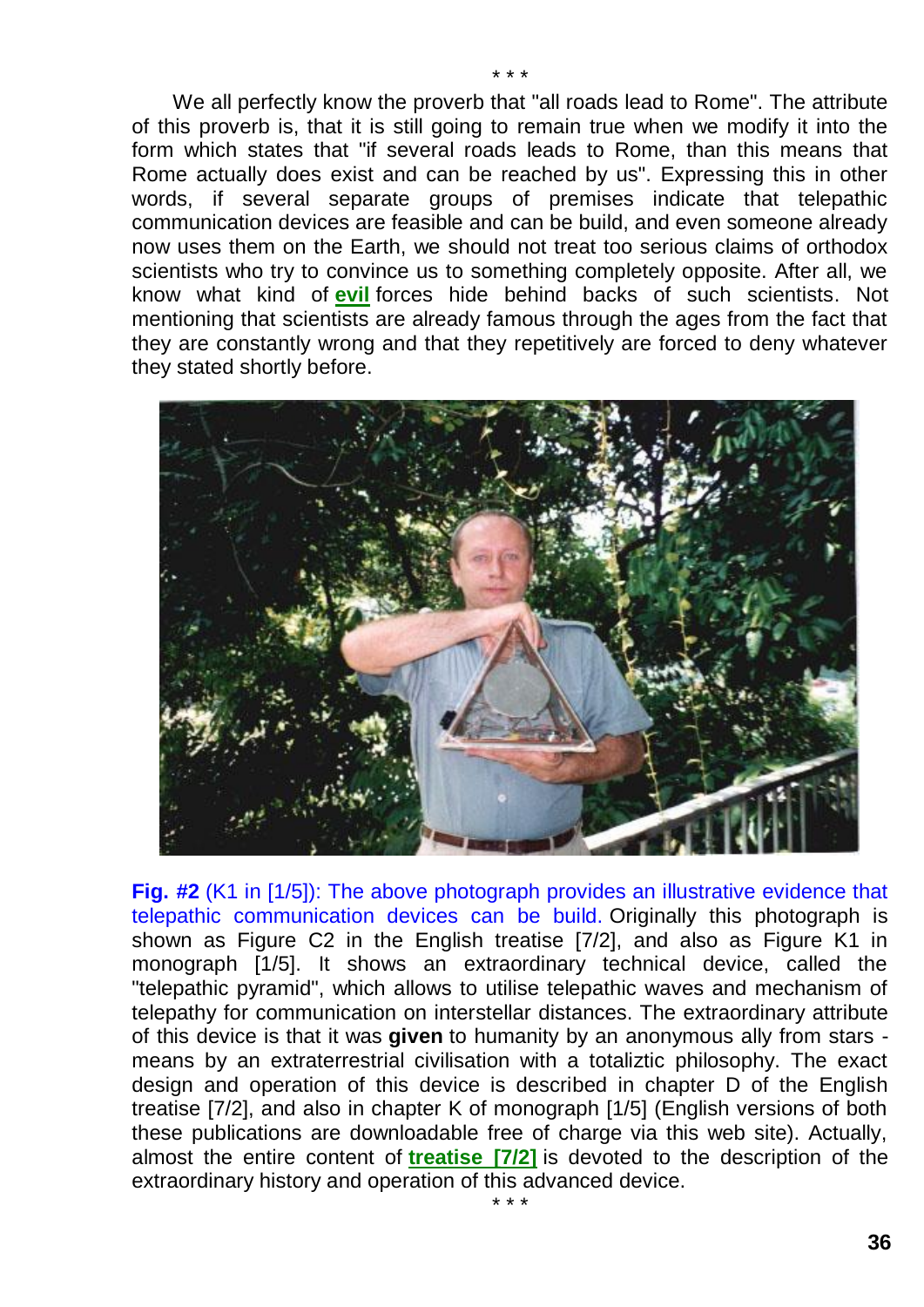\* \* \*

We all perfectly know the proverb that "all roads lead to Rome". The attribute of this proverb is, that it is still going to remain true when we modify it into the form which states that "if several roads leads to Rome, than this means that Rome actually does exist and can be reached by us". Expressing this in other words, if several separate groups of premises indicate that telepathic communication devices are feasible and can be build, and even someone already now uses them on the Earth, we should not treat too serious claims of orthodox scientists who try to convince us to something completely opposite. After all, we know what kind of **evil** forces hide behind backs of such scientists. Not mentioning that scientists are already famous through the ages from the fact that they are constantly wrong and that they repetitively are forced to deny whatever they stated shortly before.

**Fig. #2** (K1 in [1/5]): The above photograph provides an illustrative evidence that telepathic communication devices can be build. Originally this photograph is shown as Figure C2 in the English treatise [7/2], and also as Figure K1 in monograph [1/5]. It shows an extraordinary technical device, called the "telepathic pyramid", which allows to utilise telepathic waves and mechanism of telepathy for communication on interstellar distances. The extraordinary attribute of this device is that it was **given** to humanity by an anonymous ally from stars - means by an extraterrestrial civilisation with a totaliztic philosophy. The exact design and operation of this device is described in chapter D of the English treatise [7/2], and also in chapter K of monograph [1/5] (English versions of both these publications are downloadable free of charge via this web site). Actually, almost the entire content of **treatise [7/2]** is devoted to the description of the extraordinary history and operation of this advanced device.

\* \* \*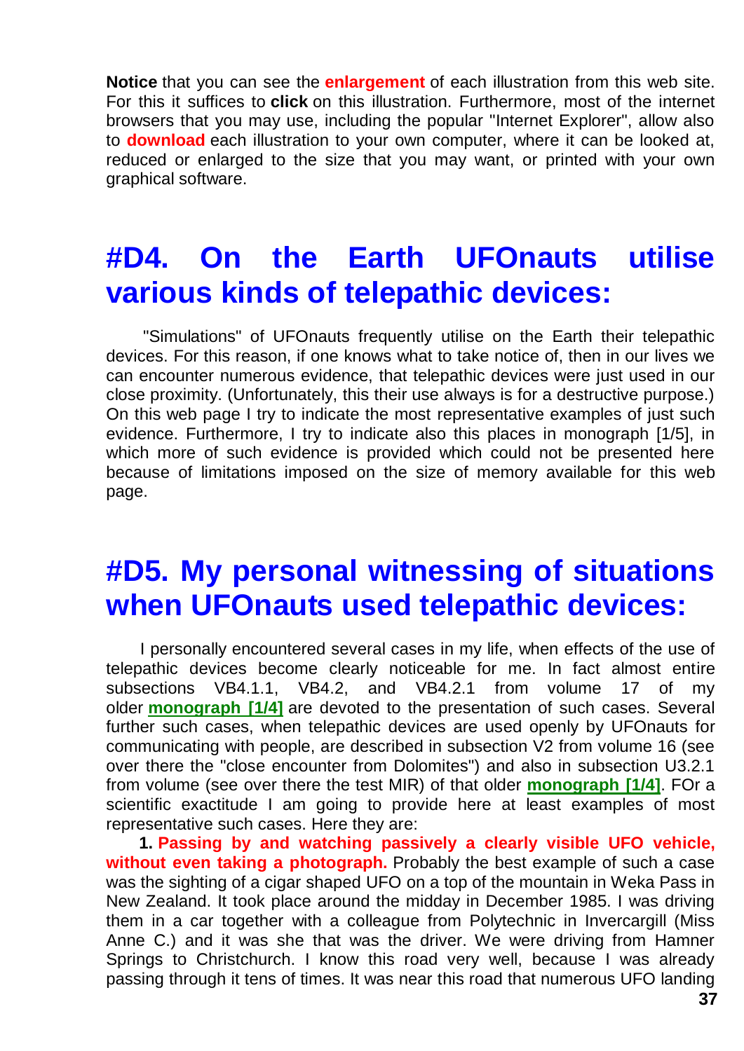**Notice** that you can see the **enlargement** of each illustration from this web site. For this it suffices to **click** on this illustration. Furthermore, most of the internet browsers that you may use, including the popular "Internet Explorer", allow also to **download** each illustration to your own computer, where it can be looked at, reduced or enlarged to the size that you may want, or printed with your own graphical software.

# #D4. On the Earth UFOnauts utilise various kinds of telepathic devices:

"Simulations" of UFOnauts frequently utilise on the Earth their telepathic devices. For this reason, if one knows what to take notice of, then in our lives we can encounter numerous evidence, that telepathic devices were just used in our close proximity. (Unfortunately, this their use always is for a destructive purpose.) On this web page I try to indicate the most representative examples of just such evidence. Furthermore, I try to indicate also this places in monograph [1/5], in which more of such evidence is provided which could not be presented here because of limitations imposed on the size of memory available for this web page.

# #D5. My personal witnessing of situations when UFOnauts used telepathic devices:

I personally encountered several cases in my life, when effects of the use of telepathic devices become clearly noticeable for me. In fact almost entire subsections VB4.1.1, VB4.2, and VB4.2.1 from volume 17 of my older **monograph [1/4]** are devoted to the presentation of such cases. Several further such cases, when telepathic devices are used openly by UFOnauts for communicating with people, are described in subsection V2 from volume 16 (see over there the "close encounter from Dolomites") and also in subsection U3.2.1 from volume (see over there the test MIR) of that older **monograph [1/4]**. FOr a scientific exactitude I am going to provide here at least examples of most representative such cases. Here they are:

**1. Passing by and watching passively a clearly visible UFO vehicle, without even taking a photograph.** Probably the best example of such a case was the sighting of a cigar shaped UFO on a top of the mountain in Weka Pass in New Zealand. It took place around the midday in December 1985. I was driving them in a car together with a colleague from Polytechnic in Invercargill (Miss Anne C.) and it was she that was the driver. We were driving from Hamner Springs to Christchurch. I know this road very well, because I was already passing through it tens of times. It was near this road that numerous UFO landing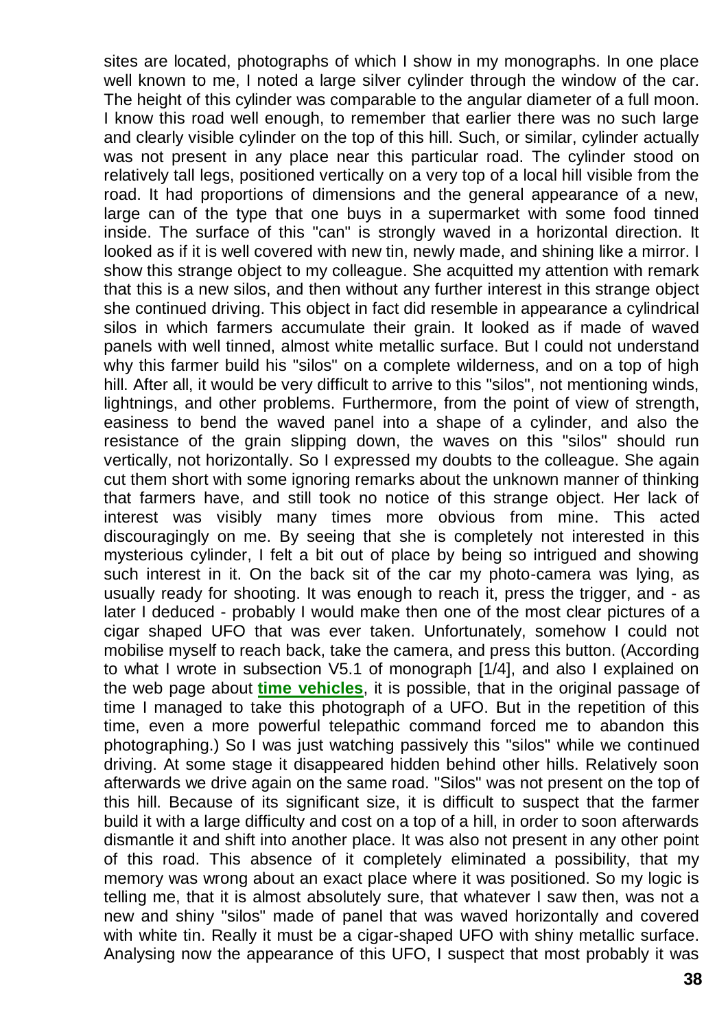sites are located, photographs of which I show in my monographs. In one place well known to me, I noted a large silver cylinder through the window of the car. The height of this cylinder was comparable to the angular diameter of a full moon. I know this road well enough, to remember that earlier there was no such large and clearly visible cylinder on the top of this hill. Such, or similar, cylinder actually was not present in any place near this particular road. The cylinder stood on relatively tall legs, positioned vertically on a very top of a local hill visible from the road. It had proportions of dimensions and the general appearance of a new, large can of the type that one buys in a supermarket with some food tinned inside. The surface of this "can" is strongly waved in a horizontal direction. It looked as if it is well covered with new tin, newly made, and shining like a mirror. I show this strange object to my colleague. She acquitted my attention with remark that this is a new silos, and then without any further interest in this strange object she continued driving. This object in fact did resemble in appearance a cylindrical silos in which farmers accumulate their grain. It looked as if made of waved panels with well tinned, almost white metallic surface. But I could not understand why this farmer build his "silos" on a complete wilderness, and on a top of high hill. After all, it would be very difficult to arrive to this "silos", not mentioning winds, lightnings, and other problems. Furthermore, from the point of view of strength, easiness to bend the waved panel into a shape of a cylinder, and also the resistance of the grain slipping down, the waves on this "silos" should run vertically, not horizontally. So I expressed my doubts to the colleague. She again cut them short with some ignoring remarks about the unknown manner of thinking that farmers have, and still took no notice of this strange object. Her lack of interest was visibly many times more obvious from mine. This acted discouragingly on me. By seeing that she is completely not interested in this mysterious cylinder, I felt a bit out of place by being so intrigued and showing such interest in it. On the back sit of the car my photo-camera was lying, as usually ready for shooting. It was enough to reach it, press the trigger, and - as later I deduced - probably I would make then one of the most clear pictures of a cigar shaped UFO that was ever taken. Unfortunately, somehow I could not mobilise myself to reach back, take the camera, and press this button. (According to what I wrote in subsection V5.1 of monograph [1/4], and also I explained on the web page about **time vehicles**, it is possible, that in the original passage of time I managed to take this photograph of a UFO. But in the repetition of this time, even a more powerful telepathic command forced me to abandon this photographing.) So I was just watching passively this "silos" while we continued driving. At some stage it disappeared hidden behind other hills. Relatively soon afterwards we drive again on the same road. "Silos" was not present on the top of this hill. Because of its significant size, it is difficult to suspect that the farmer build it with a large difficulty and cost on a top of a hill, in order to soon afterwards dismantle it and shift into another place. It was also not present in any other point of this road. This absence of it completely eliminated a possibility, that my memory was wrong about an exact place where it was positioned. So my logic is telling me, that it is almost absolutely sure, that whatever I saw then, was not a new and shiny "silos" made of panel that was waved horizontally and covered with white tin. Really it must be a cigar-shaped UFO with shiny metallic surface. Analysing now the appearance of this UFO, I suspect that most probably it was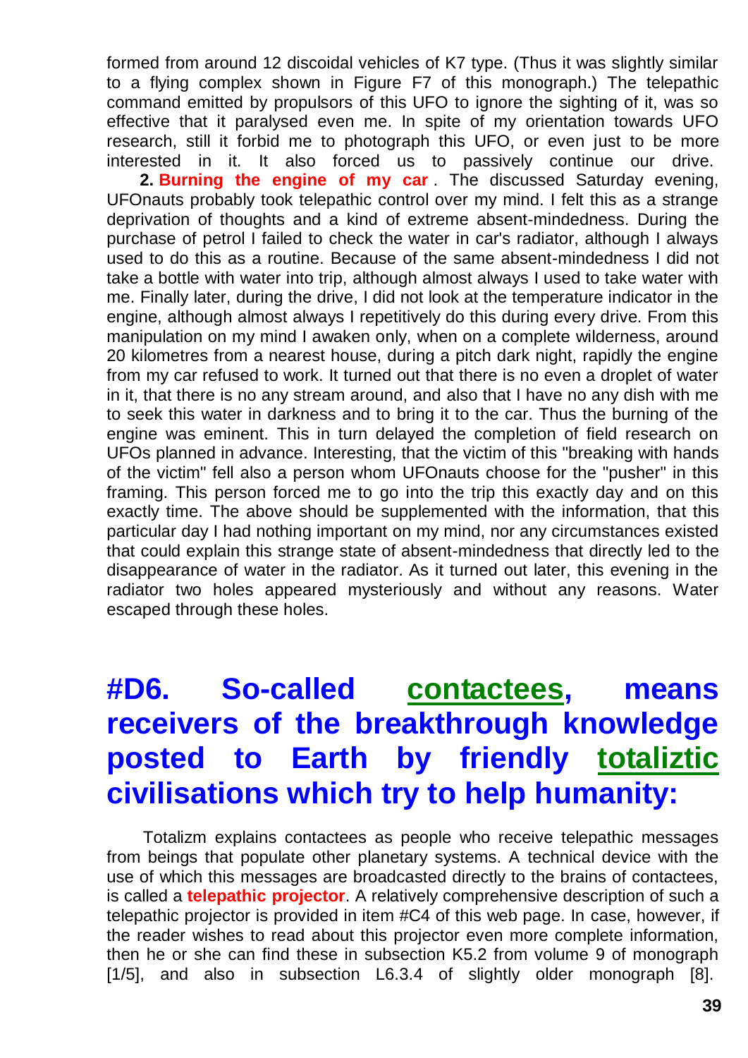formed from around 12 discoidal vehicles of K7 type. (Thus it was slightly similar to a flying complex shown in Figure F7 of this monograph.) The telepathic command emitted by propulsors of this UFO to ignore the sighting of it, was so effective that it paralysed even me. In spite of my orientation towards UFO research, still it forbid me to photograph this UFO, or even just to be more interested in it. It also forced us to passively continue our drive.

**2. Burning the engine of my car** . The discussed Saturday evening, UFOnauts probably took telepathic control over my mind. I felt this as a strange deprivation of thoughts and a kind of extreme absent-mindedness. During the purchase of petrol I failed to check the water in car's radiator, although I always used to do this as a routine. Because of the same absent-mindedness I did not take a bottle with water into trip, although almost always I used to take water with me. Finally later, during the drive, I did not look at the temperature indicator in the engine, although almost always I repetitively do this during every drive. From this manipulation on my mind I awaken only, when on a complete wilderness, around 20 kilometres from a nearest house, during a pitch dark night, rapidly the engine from my car refused to work. It turned out that there is no even a droplet of water in it, that there is no any stream around, and also that I have no any dish with me to seek this water in darkness and to bring it to the car. Thus the burning of the engine was eminent. This in turn delayed the completion of field research on UFOs planned in advance. Interesting, that the victim of this "breaking with hands of the victim" fell also a person whom UFOnauts choose for the "pusher" in this framing. This person forced me to go into the trip this exactly day and on this exactly time. The above should be supplemented with the information, that this particular day I had nothing important on my mind, nor any circumstances existed that could explain this strange state of absent-mindedness that directly led to the disappearance of water in the radiator. As it turned out later, this evening in the radiator two holes appeared mysteriously and without any reasons. Water escaped through these holes.

# #D6. So-called contactees, means receivers of the breakthrough knowledge posted to Earth by friendly totaliztic civilisations which try to help humanity:

Totalizm explains contactees as people who receive telepathic messages from beings that populate other planetary systems. A technical device with the use of which this messages are broadcasted directly to the brains of contactees, is called a **telepathic projector**. A relatively comprehensive description of such a telepathic projector is provided in item #C4 of this web page. In case, however, if the reader wishes to read about this projector even more complete information, then he or she can find these in subsection K5.2 from volume 9 of monograph [1/5], and also in subsection L6.3.4 of slightly older monograph [8].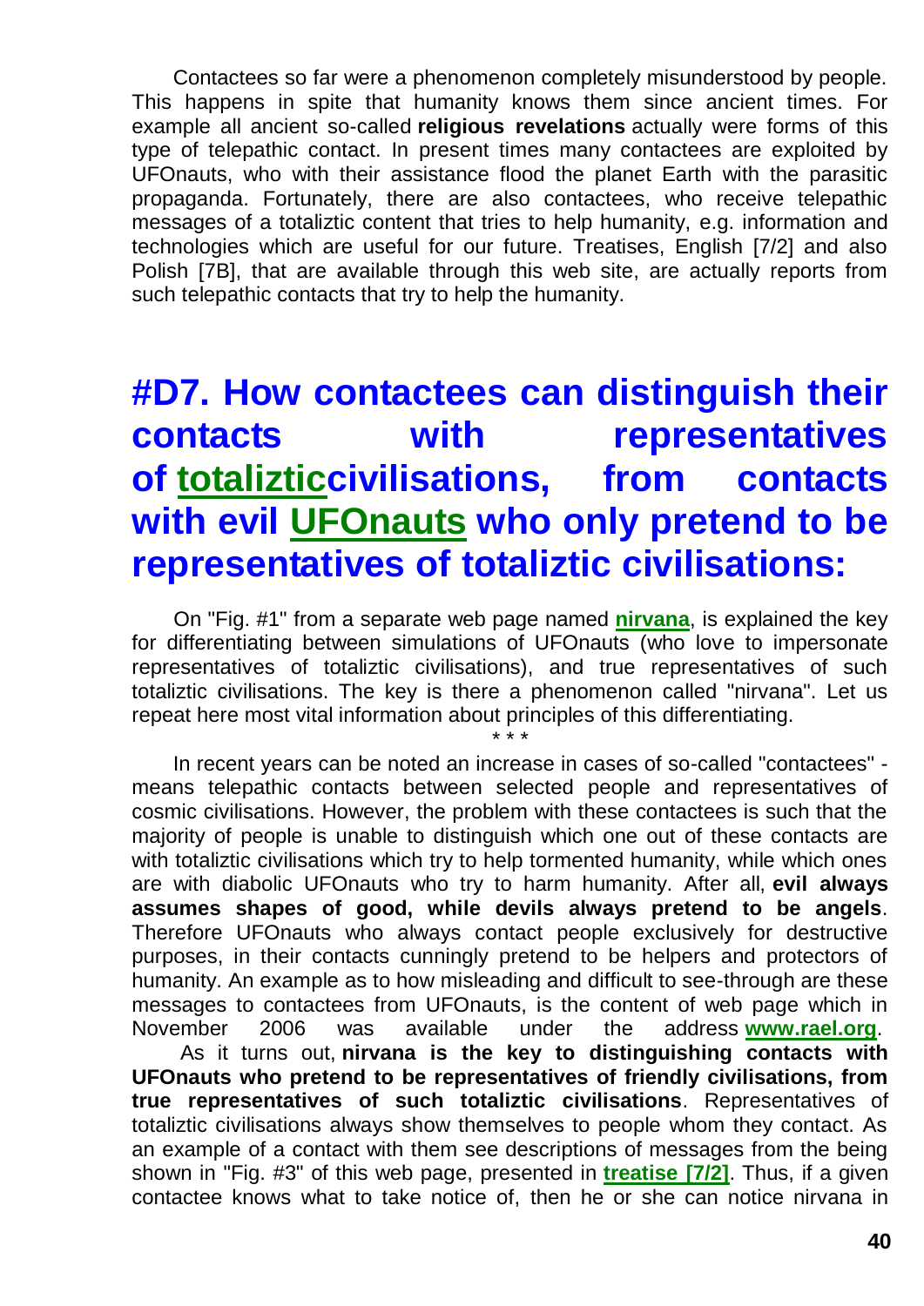Contactees so far were a phenomenon completely misunderstood by people. This happens in spite that humanity knows them since ancient times. For example all ancient so-called **religious revelations** actually were forms of this type of telepathic contact. In present times many contactees are exploited by UFOnauts, who with their assistance flood the planet Earth with the parasitic propaganda. Fortunately, there are also contactees, who receive telepathic messages of a totaliztic content that tries to help humanity, e.g. information and technologies which are useful for our future. Treatises, English [7/2] and also Polish [7B], that are available through this web site, are actually reports from such telepathic contacts that try to help the humanity.

## #D7. How contactees can distinguish their contacts with representatives of totalizticcivilisations, from contacts with evil UFOnauts who only pretend to be representatives of totaliztic civilisations:

On "Fig. #1" from a separate web page named **nirvana**, is explained the key for differentiating between simulations of UFOnauts (who love to impersonate representatives of totaliztic civilisations), and true representatives of such totaliztic civilisations. The key is there a phenomenon called "nirvana". Let us repeat here most vital information about principles of this differentiating.

\* \* \*

In recent years can be noted an increase in cases of so-called "contactees" - means telepathic contacts between selected people and representatives of cosmic civilisations. However, the problem with these contactees is such that the majority of people is unable to distinguish which one out of these contacts are with totaliztic civilisations which try to help tormented humanity, while which ones are with diabolic UFOnauts who try to harm humanity. After all, **evil always assumes shapes of good, while devils always pretend to be angels**. Therefore UFOnauts who always contact people exclusively for destructive purposes, in their contacts cunningly pretend to be helpers and protectors of humanity. An example as to how misleading and difficult to see-through are these messages to contactees from UFOnauts, is the content of web page which in November 2006 was available under the address **www.rael.org**.

As it turns out, **nirvana is the key to distinguishing contacts with UFOnauts who pretend to be representatives of friendly civilisations, from true representatives of such totaliztic civilisations**. Representatives of totaliztic civilisations always show themselves to people whom they contact. As an example of a contact with them see descriptions of messages from the being shown in "Fig. #3" of this web page, presented in **treatise [7/2]**. Thus, if a given contactee knows what to take notice of, then he or she can notice nirvana in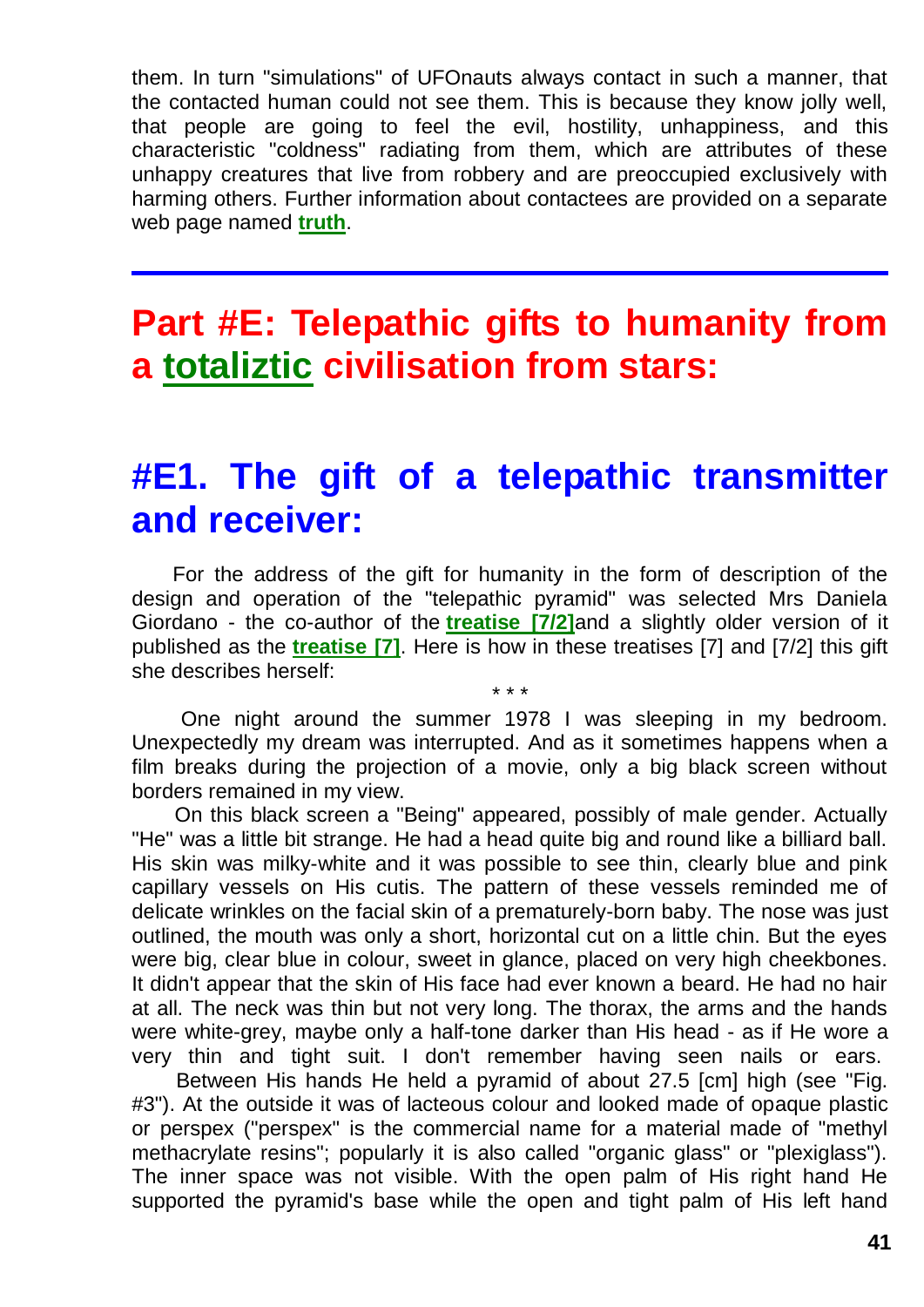them. In turn "simulations" of UFOnauts always contact in such a manner, that the contacted human could not see them. This is because they know jolly well, that people are going to feel the evil, hostility, unhappiness, and this characteristic "coldness" radiating from them, which are attributes of these unhappy creatures that live from robbery and are preoccupied exclusively with harming others. Further information about contactees are provided on a separate web page named **truth**.

---

# Part #E: Telepathic gifts to humanity from a totaliztic civilisation from stars:

## #E1. The gift of a telepathic transmitter and receiver:

For the address of the gift for humanity in the form of description of the design and operation of the "telepathic pyramid" was selected Mrs Daniela Giordano - the co-author of the **treatise [7/2]** and a slightly older version of it published as the **treatise [7]**. Here is how in these treatises [7] and [7/2] this gift she describes herself:

\* \* \*

One night around the summer 1978 I was sleeping in my bedroom. Unexpectedly my dream was interrupted. And as it sometimes happens when a film breaks during the projection of a movie, only a big black screen without borders remained in my view.

On this black screen a "Being" appeared, possibly of male gender. Actually "He" was a little bit strange. He had a head quite big and round like a billiard ball. His skin was milky-white and it was possible to see thin, clearly blue and pink capillary vessels on His cutis. The pattern of these vessels reminded me of delicate wrinkles on the facial skin of a prematurely-born baby. The nose was just outlined, the mouth was only a short, horizontal cut on a little chin. But the eyes were big, clear blue in colour, sweet in glance, placed on very high cheekbones. It didn't appear that the skin of His face had ever known a beard. He had no hair at all. The neck was thin but not very long. The thorax, the arms and the hands were white-grey, maybe only a half-tone darker than His head - as if He wore a very thin and tight suit. I don't remember having seen nails or ears.

Between His hands He held a pyramid of about 27.5 [cm] high (see "Fig. #3"). At the outside it was of lacteous colour and looked made of opaque plastic or perspex ("perspex" is the commercial name for a material made of "methyl methacrylate resins"; popularly it is also called "organic glass" or "plexiglass"). The inner space was not visible. With the open palm of His right hand He supported the pyramid's base while the open and tight palm of His left hand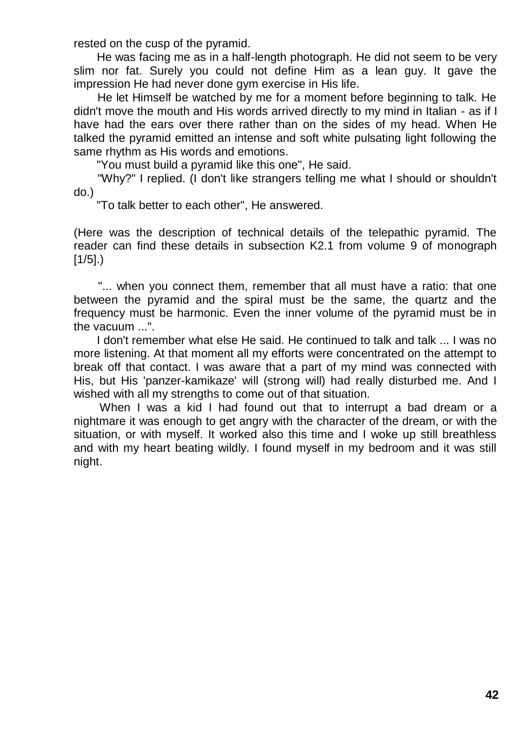rested on the cusp of the pyramid.

He was facing me as in a half-length photograph. He did not seem to be very slim nor fat. Surely you could not define Him as a lean guy. It gave the impression He had never done gym exercise in His life.

He let Himself be watched by me for a moment before beginning to talk. He didn't move the mouth and His words arrived directly to my mind in Italian - as if I have had the ears over there rather than on the sides of my head. When He talked the pyramid emitted an intense and soft white pulsating light following the same rhythm as His words and emotions.

"You must build a pyramid like this one", He said.

"Why?" I replied. (I don't like strangers telling me what I should or shouldn't do.)

"To talk better to each other", He answered.

(Here was the description of technical details of the telepathic pyramid. The reader can find these details in subsection K2.1 from volume 9 of monograph [1/5].)

"... when you connect them, remember that all must have a ratio: that one between the pyramid and the spiral must be the same, the quartz and the frequency must be harmonic. Even the inner volume of the pyramid must be in the vacuum ...".

I don't remember what else He said. He continued to talk and talk ... I was no more listening. At that moment all my efforts were concentrated on the attempt to break off that contact. I was aware that a part of my mind was connected with His, but His 'panzer-kamikaze' will (strong will) had really disturbed me. And I wished with all my strengths to come out of that situation.

When I was a kid I had found out that to interrupt a bad dream or a nightmare it was enough to get angry with the character of the dream, or with the situation, or with myself. It worked also this time and I woke up still breathless and with my heart beating wildly. I found myself in my bedroom and it was still night.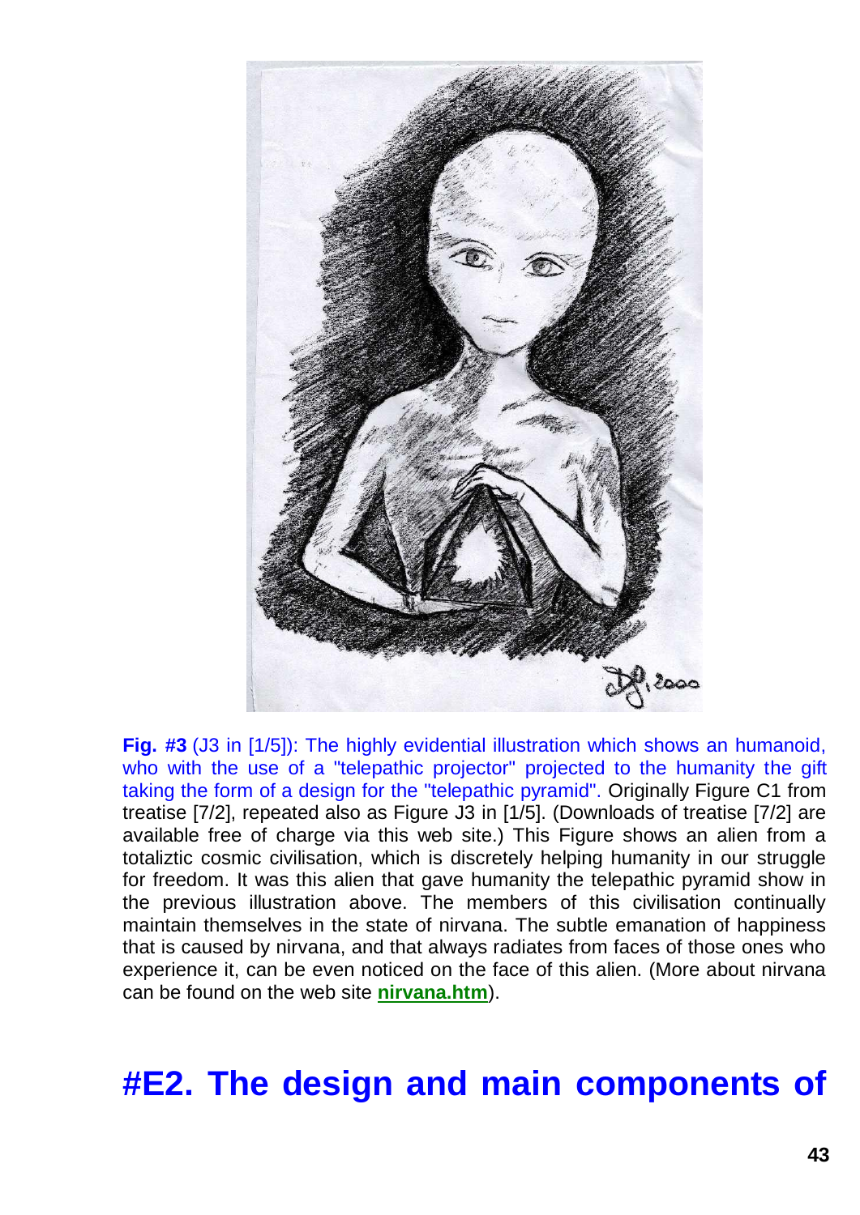**Fig. #3** (J3 in [1/5]): The highly evidential illustration which shows an humanoid, who with the use of a "telepathic projector" projected to the humanity the gift taking the form of a design for the "telepathic pyramid". Originally Figure C1 from treatise [7/2], repeated also as Figure J3 in [1/5]. (Downloads of treatise [7/2] are available free of charge via this web site.) This Figure shows an alien from a totaliztic cosmic civilisation, which is discretely helping humanity in our struggle for freedom. It was this alien that gave humanity the telepathic pyramid show in the previous illustration above. The members of this civilisation continually maintain themselves in the state of nirvana. The subtle emanation of happiness that is caused by nirvana, and that always radiates from faces of those ones who experience it, can be even noticed on the face of this alien. (More about nirvana can be found on the web site **nirvana.htm**).

# #E2. The design and main components of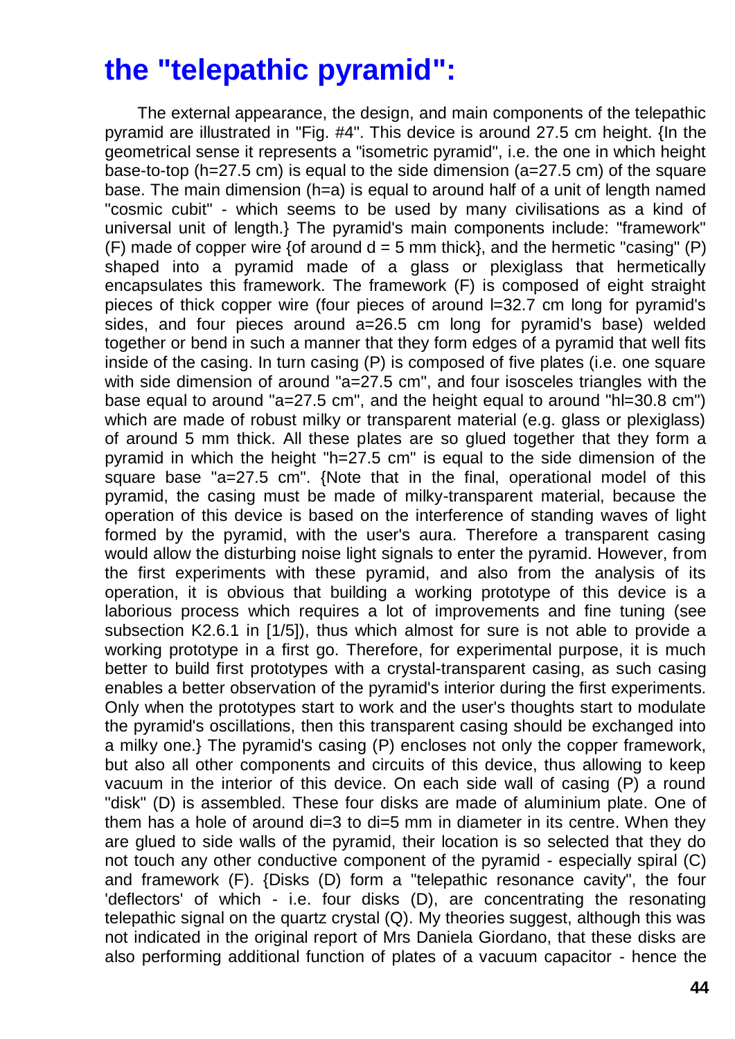# the "telepathic pyramid":

The external appearance, the design, and main components of the telepathic pyramid are illustrated in "Fig. #4". This device is around 27.5 cm height. {In the geometrical sense it represents a "isometric pyramid", i.e. the one in which height base-to-top (h=27.5 cm) is equal to the side dimension (a=27.5 cm) of the square base. The main dimension (h=a) is equal to around half of a unit of length named "cosmic cubit" - which seems to be used by many civilisations as a kind of universal unit of length.} The pyramid's main components include: "framework" (F) made of copper wire {of around d = 5 mm thick}, and the hermetic "casing" (P) shaped into a pyramid made of a glass or plexiglass that hermetically encapsulates this framework. The framework (F) is composed of eight straight pieces of thick copper wire (four pieces of around l=32.7 cm long for pyramid's sides, and four pieces around a=26.5 cm long for pyramid's base) welded together or bend in such a manner that they form edges of a pyramid that well fits inside of the casing. In turn casing (P) is composed of five plates (i.e. one square with side dimension of around "a=27.5 cm", and four isosceles triangles with the base equal to around "a=27.5 cm", and the height equal to around "hl=30.8 cm") which are made of robust milky or transparent material (e.g. glass or plexiglass) of around 5 mm thick. All these plates are so glued together that they form a pyramid in which the height "h=27.5 cm" is equal to the side dimension of the square base "a=27.5 cm". {Note that in the final, operational model of this pyramid, the casing must be made of milky-transparent material, because the operation of this device is based on the interference of standing waves of light formed by the pyramid, with the user's aura. Therefore a transparent casing would allow the disturbing noise light signals to enter the pyramid. However, from the first experiments with these pyramid, and also from the analysis of its operation, it is obvious that building a working prototype of this device is a laborious process which requires a lot of improvements and fine tuning (see subsection K2.6.1 in [1/5]), thus which almost for sure is not able to provide a working prototype in a first go. Therefore, for experimental purpose, it is much better to build first prototypes with a crystal-transparent casing, as such casing enables a better observation of the pyramid's interior during the first experiments. Only when the prototypes start to work and the user's thoughts start to modulate the pyramid's oscillations, then this transparent casing should be exchanged into a milky one.} The pyramid's casing (P) encloses not only the copper framework, but also all other components and circuits of this device, thus allowing to keep vacuum in the interior of this device. On each side wall of casing (P) a round "disk" (D) is assembled. These four disks are made of aluminium plate. One of them has a hole of around di=3 to di=5 mm in diameter in its centre. When they are glued to side walls of the pyramid, their location is so selected that they do not touch any other conductive component of the pyramid - especially spiral (C) and framework (F). {Disks (D) form a "telepathic resonance cavity", the four 'deflectors' of which - i.e. four disks (D), are concentrating the resonating telepathic signal on the quartz crystal (Q). My theories suggest, although this was not indicated in the original report of Mrs Daniela Giordano, that these disks are also performing additional function of plates of a vacuum capacitor - hence the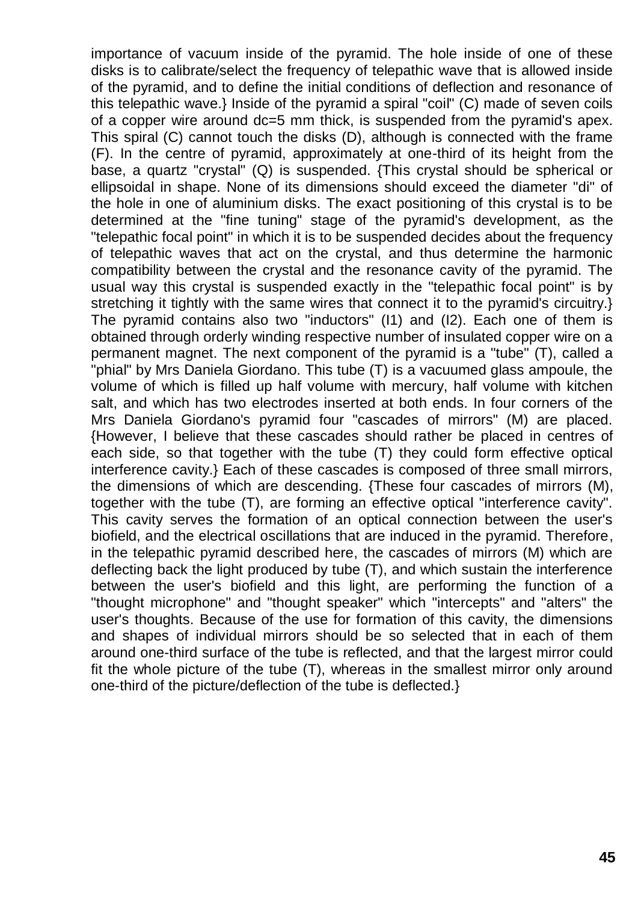importance of vacuum inside of the pyramid. The hole inside of one of these disks is to calibrate/select the frequency of telepathic wave that is allowed inside of the pyramid, and to define the initial conditions of deflection and resonance of this telepathic wave.} Inside of the pyramid a spiral "coil" (C) made of seven coils of a copper wire around dc=5 mm thick, is suspended from the pyramid's apex. This spiral (C) cannot touch the disks (D), although is connected with the frame (F). In the centre of pyramid, approximately at one-third of its height from the base, a quartz "crystal" (Q) is suspended. {This crystal should be spherical or ellipsoidal in shape. None of its dimensions should exceed the diameter "di" of the hole in one of aluminium disks. The exact positioning of this crystal is to be determined at the "fine tuning" stage of the pyramid's development, as the "telepathic focal point" in which it is to be suspended decides about the frequency of telepathic waves that act on the crystal, and thus determine the harmonic compatibility between the crystal and the resonance cavity of the pyramid. The usual way this crystal is suspended exactly in the "telepathic focal point" is by stretching it tightly with the same wires that connect it to the pyramid's circuitry.} The pyramid contains also two "inductors" (I1) and (I2). Each one of them is obtained through orderly winding respective number of insulated copper wire on a permanent magnet. The next component of the pyramid is a "tube" (T), called a "phial" by Mrs Daniela Giordano. This tube (T) is a vacuumed glass ampoule, the volume of which is filled up half volume with mercury, half volume with kitchen salt, and which has two electrodes inserted at both ends. In four corners of the Mrs Daniela Giordano's pyramid four "cascades of mirrors" (M) are placed. {However, I believe that these cascades should rather be placed in centres of each side, so that together with the tube (T) they could form effective optical interference cavity.} Each of these cascades is composed of three small mirrors, the dimensions of which are descending. {These four cascades of mirrors (M), together with the tube (T), are forming an effective optical "interference cavity". This cavity serves the formation of an optical connection between the user's biofield, and the electrical oscillations that are induced in the pyramid. Therefore, in the telepathic pyramid described here, the cascades of mirrors (M) which are deflecting back the light produced by tube (T), and which sustain the interference between the user's biofield and this light, are performing the function of a "thought microphone" and "thought speaker" which "intercepts" and "alters" the user's thoughts. Because of the use for formation of this cavity, the dimensions and shapes of individual mirrors should be so selected that in each of them around one-third surface of the tube is reflected, and that the largest mirror could fit the whole picture of the tube (T), whereas in the smallest mirror only around one-third of the picture/deflection of the tube is deflected.}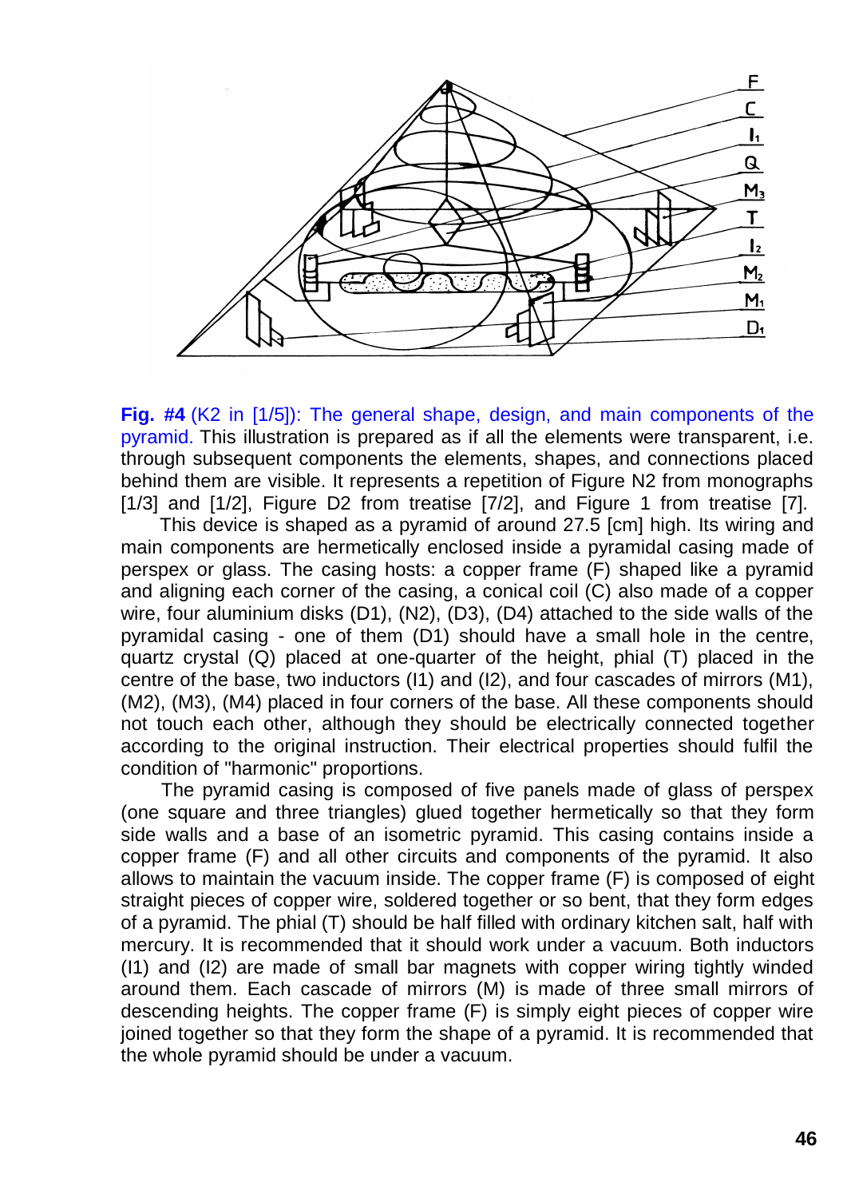**Fig. #4** (K2 in [1/5]): The general shape, design, and main components of the pyramid. This illustration is prepared as if all the elements were transparent, i.e. through subsequent components the elements, shapes, and connections placed behind them are visible. It represents a repetition of Figure N2 from monographs [1/3] and [1/2], Figure D2 from treatise [7/2], and Figure 1 from treatise [7].

This device is shaped as a pyramid of around 27.5 [cm] high. Its wiring and main components are hermetically enclosed inside a pyramidal casing made of perspex or glass. The casing hosts: a copper frame (F) shaped like a pyramid and aligning each corner of the casing, a conical coil (C) also made of a copper wire, four aluminium disks (D1), (N2), (D3), (D4) attached to the side walls of the pyramidal casing - one of them (D1) should have a small hole in the centre, quartz crystal (Q) placed at one-quarter of the height, phial (T) placed in the centre of the base, two inductors (I1) and (I2), and four cascades of mirrors (M1), (M2), (M3), (M4) placed in four corners of the base. All these components should not touch each other, although they should be electrically connected together according to the original instruction. Their electrical properties should fulfil the condition of "harmonic" proportions.

The pyramid casing is composed of five panels made of glass of perspex (one square and three triangles) glued together hermetically so that they form side walls and a base of an isometric pyramid. This casing contains inside a copper frame (F) and all other circuits and components of the pyramid. It also allows to maintain the vacuum inside. The copper frame (F) is composed of eight straight pieces of copper wire, soldered together or so bent, that they form edges of a pyramid. The phial (T) should be half filled with ordinary kitchen salt, half with mercury. It is recommended that it should work under a vacuum. Both inductors (I1) and (I2) are made of small bar magnets with copper wiring tightly winded around them. Each cascade of mirrors (M) is made of three small mirrors of descending heights. The copper frame (F) is simply eight pieces of copper wire joined together so that they form the shape of a pyramid. It is recommended that the whole pyramid should be under a vacuum.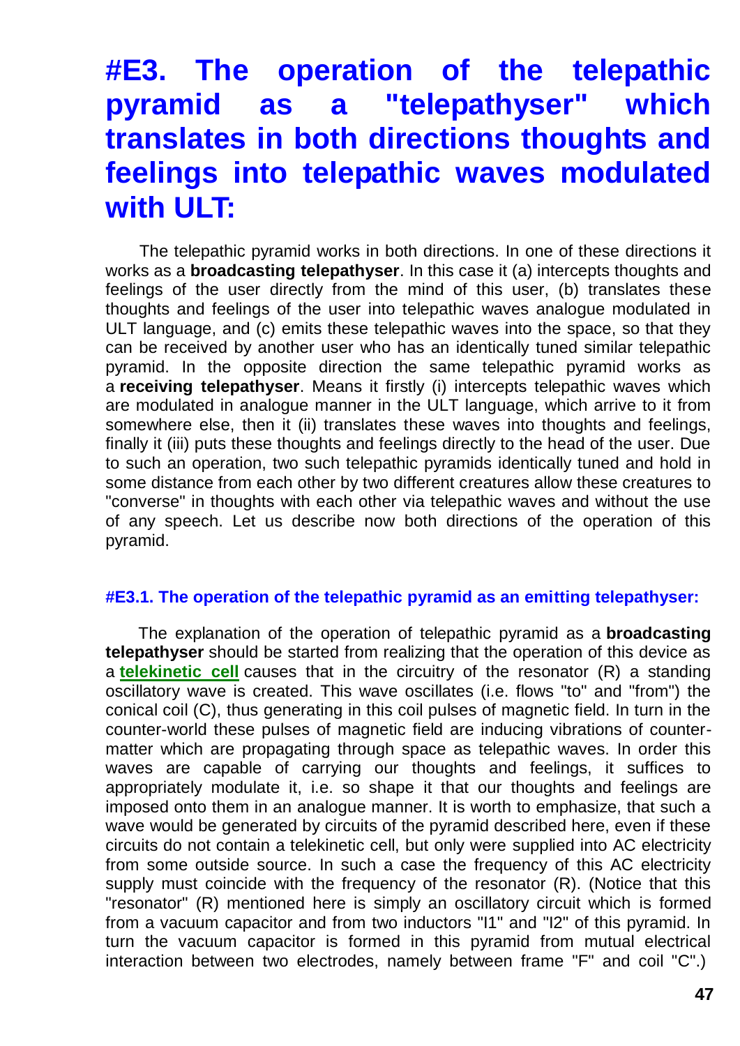# #E3. The operation of the telepathic pyramid as a "telepathyser" which translates in both directions thoughts and feelings into telepathic waves modulated with ULT:

The telepathic pyramid works in both directions. In one of these directions it works as a **broadcasting telepathyser**. In this case it (a) intercepts thoughts and feelings of the user directly from the mind of this user, (b) translates these thoughts and feelings of the user into telepathic waves analogue modulated in ULT language, and (c) emits these telepathic waves into the space, so that they can be received by another user who has an identically tuned similar telepathic pyramid. In the opposite direction the same telepathic pyramid works as a **receiving telepathyser**. Means it firstly (i) intercepts telepathic waves which are modulated in analogue manner in the ULT language, which arrive to it from somewhere else, then it (ii) translates these waves into thoughts and feelings, finally it (iii) puts these thoughts and feelings directly to the head of the user. Due to such an operation, two such telepathic pyramids identically tuned and hold in some distance from each other by two different creatures allow these creatures to "converse" in thoughts with each other via telepathic waves and without the use of any speech. Let us describe now both directions of the operation of this pyramid.

### #E3.1. The operation of the telepathic pyramid as an emitting telepathyser:

The explanation of the operation of telepathic pyramid as a **broadcasting telepathyser** should be started from realizing that the operation of this device as a **telekinetic cell** causes that in the circuitry of the resonator (R) a standing oscillatory wave is created. This wave oscillates (i.e. flows "to" and "from") the conical coil (C), thus generating in this coil pulses of magnetic field. In turn in the counter-world these pulses of magnetic field are inducing vibrations of counter-matter which are propagating through space as telepathic waves. In order this waves are capable of carrying our thoughts and feelings, it suffices to appropriately modulate it, i.e. so shape it that our thoughts and feelings are imposed onto them in an analogue manner. It is worth to emphasize, that such a wave would be generated by circuits of the pyramid described here, even if these circuits do not contain a telekinetic cell, but only were supplied into AC electricity from some outside source. In such a case the frequency of this AC electricity supply must coincide with the frequency of the resonator (R). (Notice that this "resonator" (R) mentioned here is simply an oscillatory circuit which is formed from a vacuum capacitor and from two inductors "I1" and "I2" of this pyramid. In turn the vacuum capacitor is formed in this pyramid from mutual electrical interaction between two electrodes, namely between frame "F" and coil "C".)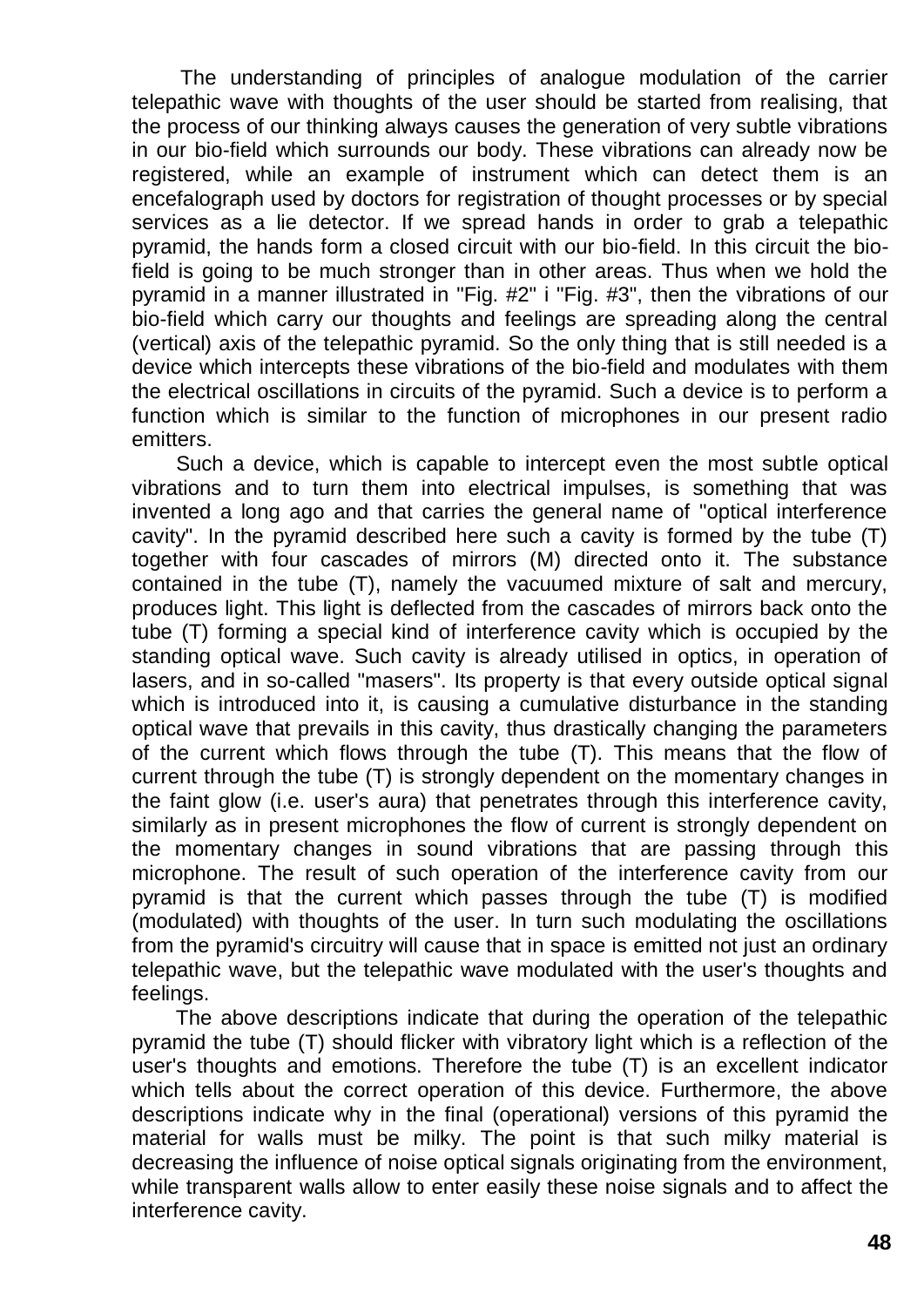The understanding of principles of analogue modulation of the carrier telepathic wave with thoughts of the user should be started from realising, that the process of our thinking always causes the generation of very subtle vibrations in our bio-field which surrounds our body. These vibrations can already now be registered, while an example of instrument which can detect them is an encefalograph used by doctors for registration of thought processes or by special services as a lie detector. If we spread hands in order to grab a telepathic pyramid, the hands form a closed circuit with our bio-field. In this circuit the bio-field is going to be much stronger than in other areas. Thus when we hold the pyramid in a manner illustrated in "Fig. #2" i "Fig. #3", then the vibrations of our bio-field which carry our thoughts and feelings are spreading along the central (vertical) axis of the telepathic pyramid. So the only thing that is still needed is a device which intercepts these vibrations of the bio-field and modulates with them the electrical oscillations in circuits of the pyramid. Such a device is to perform a function which is similar to the function of microphones in our present radio emitters.

Such a device, which is capable to intercept even the most subtle optical vibrations and to turn them into electrical impulses, is something that was invented a long ago and that carries the general name of "optical interference cavity". In the pyramid described here such a cavity is formed by the tube (T) together with four cascades of mirrors (M) directed onto it. The substance contained in the tube (T), namely the vacuumed mixture of salt and mercury, produces light. This light is deflected from the cascades of mirrors back onto the tube (T) forming a special kind of interference cavity which is occupied by the standing optical wave. Such cavity is already utilised in optics, in operation of lasers, and in so-called "masers". Its property is that every outside optical signal which is introduced into it, is causing a cumulative disturbance in the standing optical wave that prevails in this cavity, thus drastically changing the parameters of the current which flows through the tube (T). This means that the flow of current through the tube (T) is strongly dependent on the momentary changes in the faint glow (i.e. user's aura) that penetrates through this interference cavity, similarly as in present microphones the flow of current is strongly dependent on the momentary changes in sound vibrations that are passing through this microphone. The result of such operation of the interference cavity from our pyramid is that the current which passes through the tube (T) is modified (modulated) with thoughts of the user. In turn such modulating the oscillations from the pyramid's circuitry will cause that in space is emitted not just an ordinary telepathic wave, but the telepathic wave modulated with the user's thoughts and feelings.

The above descriptions indicate that during the operation of the telepathic pyramid the tube (T) should flicker with vibratory light which is a reflection of the user's thoughts and emotions. Therefore the tube (T) is an excellent indicator which tells about the correct operation of this device. Furthermore, the above descriptions indicate why in the final (operational) versions of this pyramid the material for walls must be milky. The point is that such milky material is decreasing the influence of noise optical signals originating from the environment, while transparent walls allow to enter easily these noise signals and to affect the interference cavity.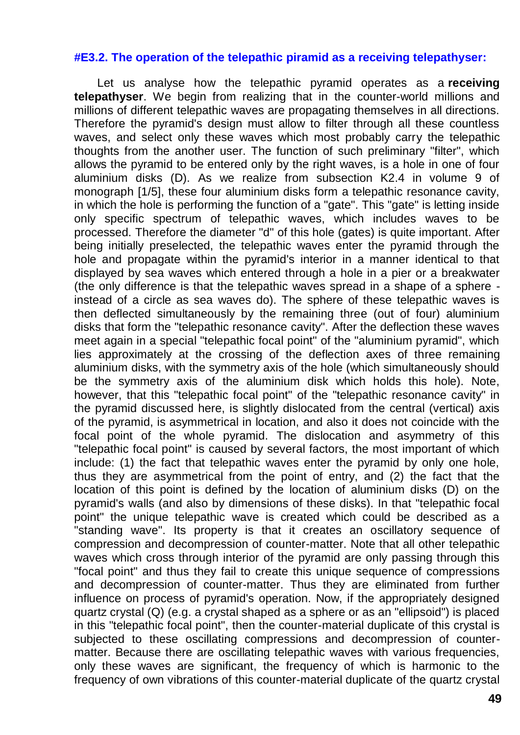#### #E3.2. The operation of the telepathic piramid as a receiving telepathyser:

Let us analyse how the telepathic pyramid operates as a **receiving telepathyser**. We begin from realizing that in the counter-world millions and millions of different telepathic waves are propagating themselves in all directions. Therefore the pyramid's design must allow to filter through all these countless waves, and select only these waves which most probably carry the telepathic thoughts from the another user. The function of such preliminary "filter", which allows the pyramid to be entered only by the right waves, is a hole in one of four aluminium disks (D). As we realize from subsection K2.4 in volume 9 of monograph [1/5], these four aluminium disks form a telepathic resonance cavity, in which the hole is performing the function of a "gate". This "gate" is letting inside only specific spectrum of telepathic waves, which includes waves to be processed. Therefore the diameter "d" of this hole (gates) is quite important. After being initially preselected, the telepathic waves enter the pyramid through the hole and propagate within the pyramid's interior in a manner identical to that displayed by sea waves which entered through a hole in a pier or a breakwater (the only difference is that the telepathic waves spread in a shape of a sphere - instead of a circle as sea waves do). The sphere of these telepathic waves is then deflected simultaneously by the remaining three (out of four) aluminium disks that form the "telepathic resonance cavity". After the deflection these waves meet again in a special "telepathic focal point" of the "aluminium pyramid", which lies approximately at the crossing of the deflection axes of three remaining aluminium disks, with the symmetry axis of the hole (which simultaneously should be the symmetry axis of the aluminium disk which holds this hole). Note, however, that this "telepathic focal point" of the "telepathic resonance cavity" in the pyramid discussed here, is slightly dislocated from the central (vertical) axis of the pyramid, is asymmetrical in location, and also it does not coincide with the focal point of the whole pyramid. The dislocation and asymmetry of this "telepathic focal point" is caused by several factors, the most important of which include: (1) the fact that telepathic waves enter the pyramid by only one hole, thus they are asymmetrical from the point of entry, and (2) the fact that the location of this point is defined by the location of aluminium disks (D) on the pyramid's walls (and also by dimensions of these disks). In that "telepathic focal point" the unique telepathic wave is created which could be described as a "standing wave". Its property is that it creates an oscillatory sequence of compression and decompression of counter-matter. Note that all other telepathic waves which cross through interior of the pyramid are only passing through this "focal point" and thus they fail to create this unique sequence of compressions and decompression of counter-matter. Thus they are eliminated from further influence on process of pyramid's operation. Now, if the appropriately designed quartz crystal (Q) (e.g. a crystal shaped as a sphere or as an "ellipsoid") is placed in this "telepathic focal point", then the counter-material duplicate of this crystal is subjected to these oscillating compressions and decompression of counter-matter. Because there are oscillating telepathic waves with various frequencies, only these waves are significant, the frequency of which is harmonic to the frequency of own vibrations of this counter-material duplicate of the quartz crystal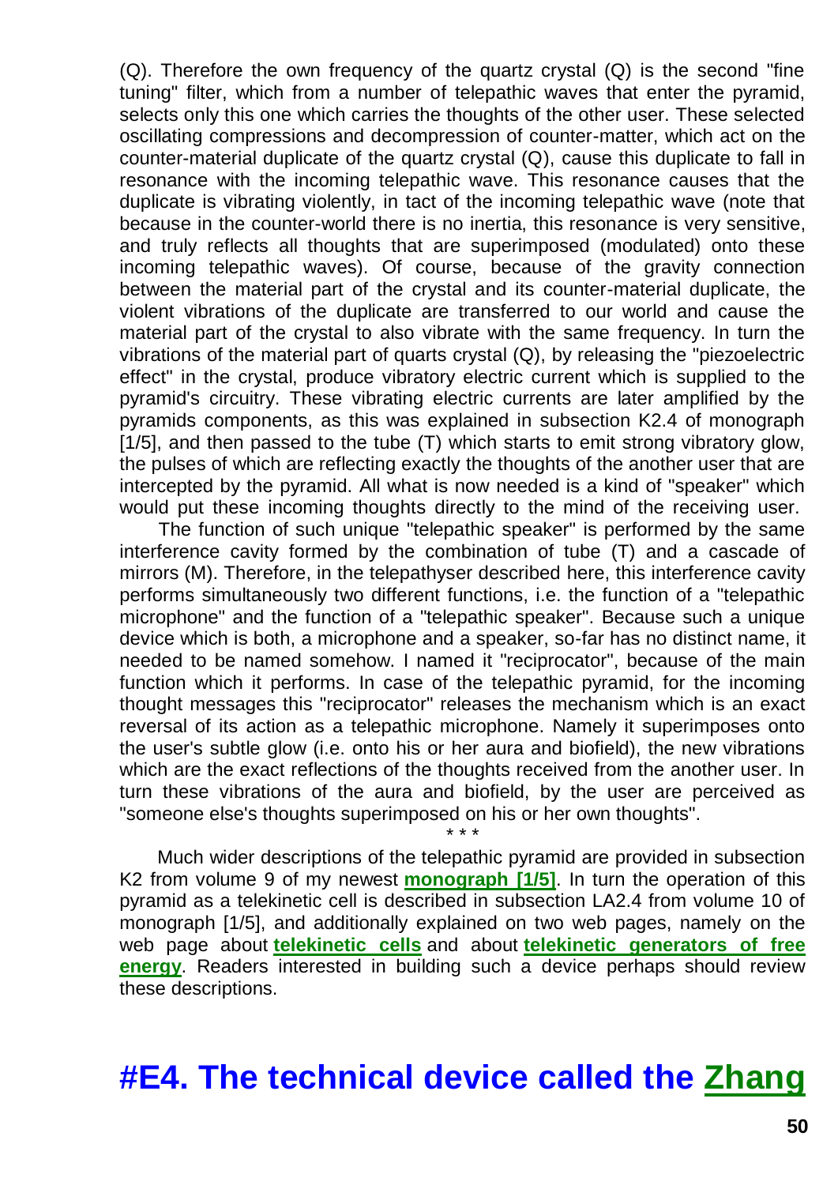(Q). Therefore the own frequency of the quartz crystal (Q) is the second "fine tuning" filter, which from a number of telepathic waves that enter the pyramid, selects only this one which carries the thoughts of the other user. These selected oscillating compressions and decompression of counter-matter, which act on the counter-material duplicate of the quartz crystal (Q), cause this duplicate to fall in resonance with the incoming telepathic wave. This resonance causes that the duplicate is vibrating violently, in tact of the incoming telepathic wave (note that because in the counter-world there is no inertia, this resonance is very sensitive, and truly reflects all thoughts that are superimposed (modulated) onto these incoming telepathic waves). Of course, because of the gravity connection between the material part of the crystal and its counter-material duplicate, the violent vibrations of the duplicate are transferred to our world and cause the material part of the crystal to also vibrate with the same frequency. In turn the vibrations of the material part of quarts crystal (Q), by releasing the "piezoelectric effect" in the crystal, produce vibratory electric current which is supplied to the pyramid's circuitry. These vibrating electric currents are later amplified by the pyramids components, as this was explained in subsection K2.4 of monograph [1/5], and then passed to the tube (T) which starts to emit strong vibratory glow, the pulses of which are reflecting exactly the thoughts of the another user that are intercepted by the pyramid. All what is now needed is a kind of "speaker" which would put these incoming thoughts directly to the mind of the receiving user.

The function of such unique "telepathic speaker" is performed by the same interference cavity formed by the combination of tube (T) and a cascade of mirrors (M). Therefore, in the telepathyser described here, this interference cavity performs simultaneously two different functions, i.e. the function of a "telepathic microphone" and the function of a "telepathic speaker". Because such a unique device which is both, a microphone and a speaker, so-far has no distinct name, it needed to be named somehow. I named it "reciprocator", because of the main function which it performs. In case of the telepathic pyramid, for the incoming thought messages this "reciprocator" releases the mechanism which is an exact reversal of its action as a telepathic microphone. Namely it superimposes onto the user's subtle glow (i.e. onto his or her aura and biofield), the new vibrations which are the exact reflections of the thoughts received from the another user. In turn these vibrations of the aura and biofield, by the user are perceived as "someone else's thoughts superimposed on his or her own thoughts".

\* \* \*

Much wider descriptions of the telepathic pyramid are provided in subsection K2 from volume 9 of my newest **monograph [1/5]**. In turn the operation of this pyramid as a telekinetic cell is described in subsection LA2.4 from volume 10 of monograph [1/5], and additionally explained on two web pages, namely on the web page about **telekinetic cells** and about **telekinetic generators of free energy**. Readers interested in building such a device perhaps should review these descriptions.

# #E4. The technical device called the Zhang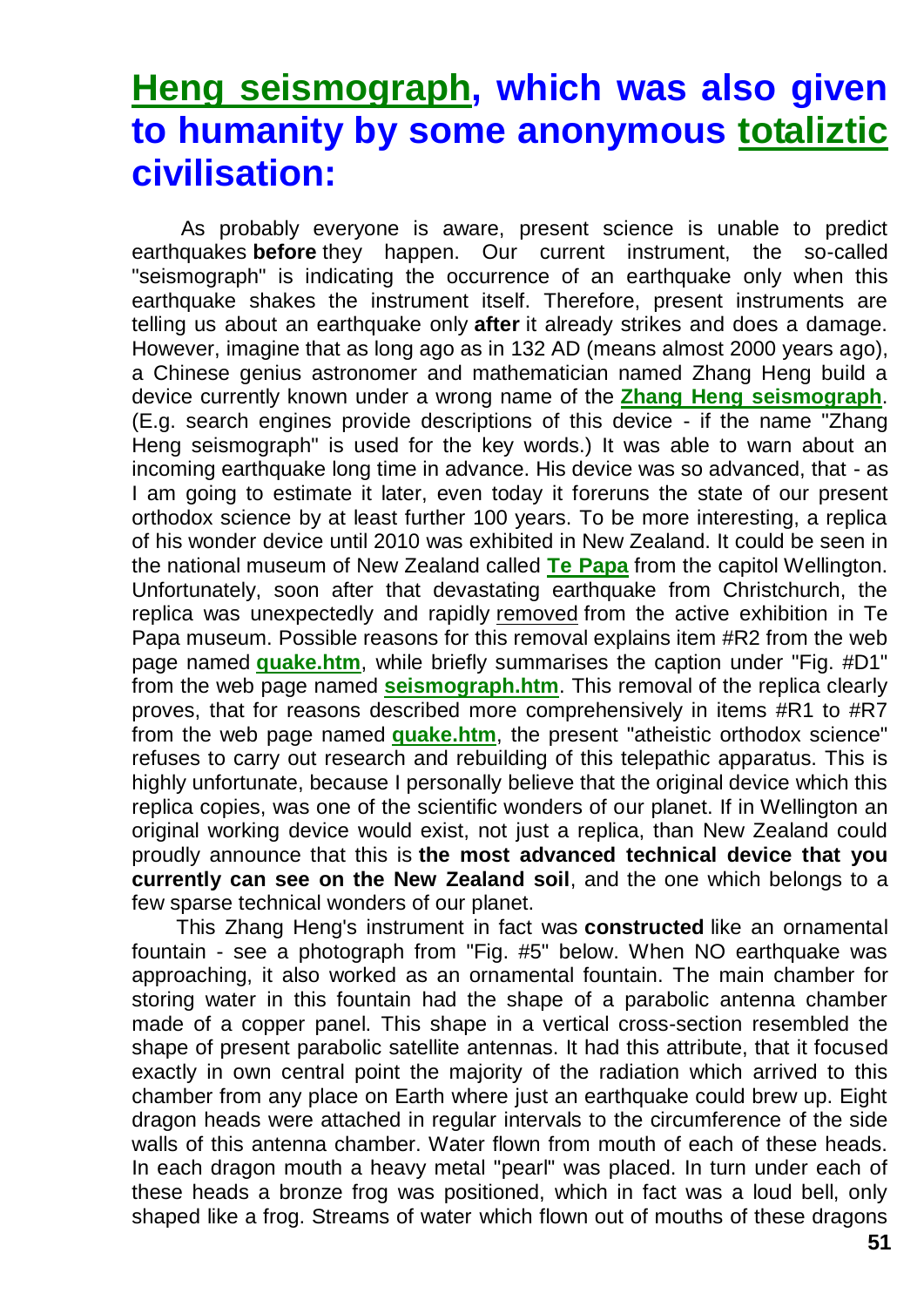# Heng seismograph, which was also given to humanity by some anonymous totaliztic civilisation:

As probably everyone is aware, present science is unable to predict earthquakes **before** they happen. Our current instrument, the so-called "seismograph" is indicating the occurrence of an earthquake only when this earthquake shakes the instrument itself. Therefore, present instruments are telling us about an earthquake only **after** it already strikes and does a damage. However, imagine that as long ago as in 132 AD (means almost 2000 years ago), a Chinese genius astronomer and mathematician named Zhang Heng build a device currently known under a wrong name of the **Zhang Heng seismograph**. (E.g. search engines provide descriptions of this device - if the name "Zhang Heng seismograph" is used for the key words.) It was able to warn about an incoming earthquake long time in advance. His device was so advanced, that - as I am going to estimate it later, even today it foreruns the state of our present orthodox science by at least further 100 years. To be more interesting, a replica of his wonder device until 2010 was exhibited in New Zealand. It could be seen in the national museum of New Zealand called **Te Papa** from the capitol Wellington. Unfortunately, soon after that devastating earthquake from Christchurch, the replica was unexpectedly and rapidly removed from the active exhibition in Te Papa museum. Possible reasons for this removal explains item #R2 from the web page named **quake.htm**, while briefly summarises the caption under "Fig. #D1" from the web page named **seismograph.htm**. This removal of the replica clearly proves, that for reasons described more comprehensively in items #R1 to #R7 from the web page named **quake.htm**, the present "atheistic orthodox science" refuses to carry out research and rebuilding of this telepathic apparatus. This is highly unfortunate, because I personally believe that the original device which this replica copies, was one of the scientific wonders of our planet. If in Wellington an original working device would exist, not just a replica, than New Zealand could proudly announce that this is **the most advanced technical device that you currently can see on the New Zealand soil**, and the one which belongs to a few sparse technical wonders of our planet.

This Zhang Heng's instrument in fact was **constructed** like an ornamental fountain - see a photograph from "Fig. #5" below. When NO earthquake was approaching, it also worked as an ornamental fountain. The main chamber for storing water in this fountain had the shape of a parabolic antenna chamber made of a copper panel. This shape in a vertical cross-section resembled the shape of present parabolic satellite antennas. It had this attribute, that it focused exactly in own central point the majority of the radiation which arrived to this chamber from any place on Earth where just an earthquake could brew up. Eight dragon heads were attached in regular intervals to the circumference of the side walls of this antenna chamber. Water flown from mouth of each of these heads. In each dragon mouth a heavy metal "pearl" was placed. In turn under each of these heads a bronze frog was positioned, which in fact was a loud bell, only shaped like a frog. Streams of water which flown out of mouths of these dragons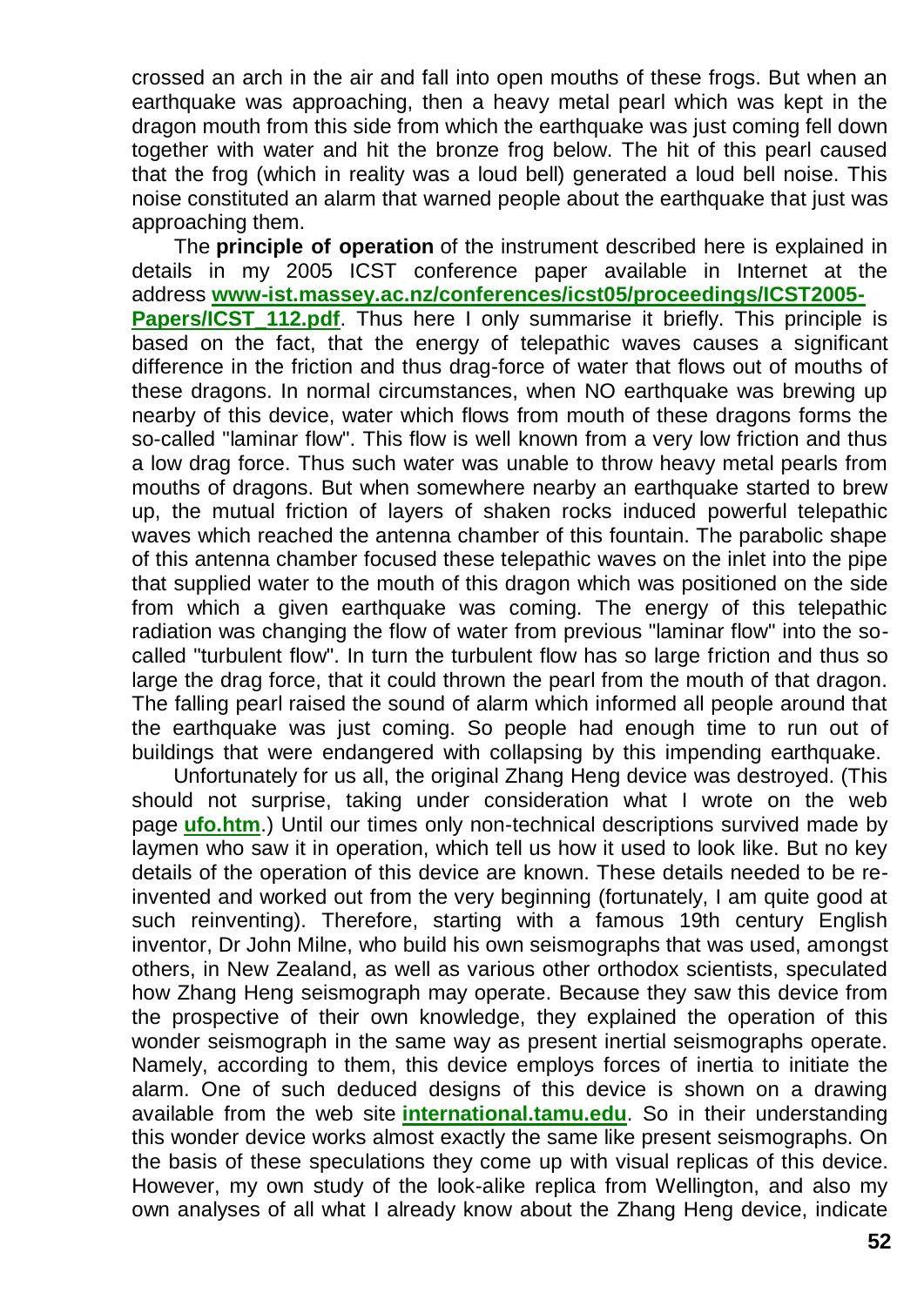crossed an arch in the air and fall into open mouths of these frogs. But when an earthquake was approaching, then a heavy metal pearl which was kept in the dragon mouth from this side from which the earthquake was just coming fell down together with water and hit the bronze frog below. The hit of this pearl caused that the frog (which in reality was a loud bell) generated a loud bell noise. This noise constituted an alarm that warned people about the earthquake that just was approaching them.

The **principle of operation** of the instrument described here is explained in details in my 2005 ICST conference paper available in Internet at the address **www-ist.massey.ac.nz/conferences/icst05/proceedings/ICST2005-Papers/ICST_112.pdf**. Thus here I only summarise it briefly. This principle is based on the fact, that the energy of telepathic waves causes a significant difference in the friction and thus drag-force of water that flows out of mouths of these dragons. In normal circumstances, when NO earthquake was brewing up nearby of this device, water which flows from mouth of these dragons forms the so-called "laminar flow". This flow is well known from a very low friction and thus a low drag force. Thus such water was unable to throw heavy metal pearls from mouths of dragons. But when somewhere nearby an earthquake started to brew up, the mutual friction of layers of shaken rocks induced powerful telepathic waves which reached the antenna chamber of this fountain. The parabolic shape of this antenna chamber focused these telepathic waves on the inlet into the pipe that supplied water to the mouth of this dragon which was positioned on the side from which a given earthquake was coming. The energy of this telepathic radiation was changing the flow of water from previous "laminar flow" into the so-called "turbulent flow". In turn the turbulent flow has so large friction and thus so large the drag force, that it could thrown the pearl from the mouth of that dragon. The falling pearl raised the sound of alarm which informed all people around that the earthquake was just coming. So people had enough time to run out of buildings that were endangered with collapsing by this impending earthquake.

Unfortunately for us all, the original Zhang Heng device was destroyed. (This should not surprise, taking under consideration what I wrote on the web page **ufo.htm**.) Until our times only non-technical descriptions survived made by laymen who saw it in operation, which tell us how it used to look like. But no key details of the operation of this device are known. These details needed to be re-invented and worked out from the very beginning (fortunately, I am quite good at such reinventing). Therefore, starting with a famous 19th century English inventor, Dr John Milne, who build his own seismographs that was used, amongst others, in New Zealand, as well as various other orthodox scientists, speculated how Zhang Heng seismograph may operate. Because they saw this device from the prospective of their own knowledge, they explained the operation of this wonder seismograph in the same way as present inertial seismographs operate. Namely, according to them, this device employs forces of inertia to initiate the alarm. One of such deduced designs of this device is shown on a drawing available from the web site **international.tamu.edu**. So in their understanding this wonder device works almost exactly the same like present seismographs. On the basis of these speculations they come up with visual replicas of this device. However, my own study of the look-alike replica from Wellington, and also my own analyses of all what I already know about the Zhang Heng device, indicate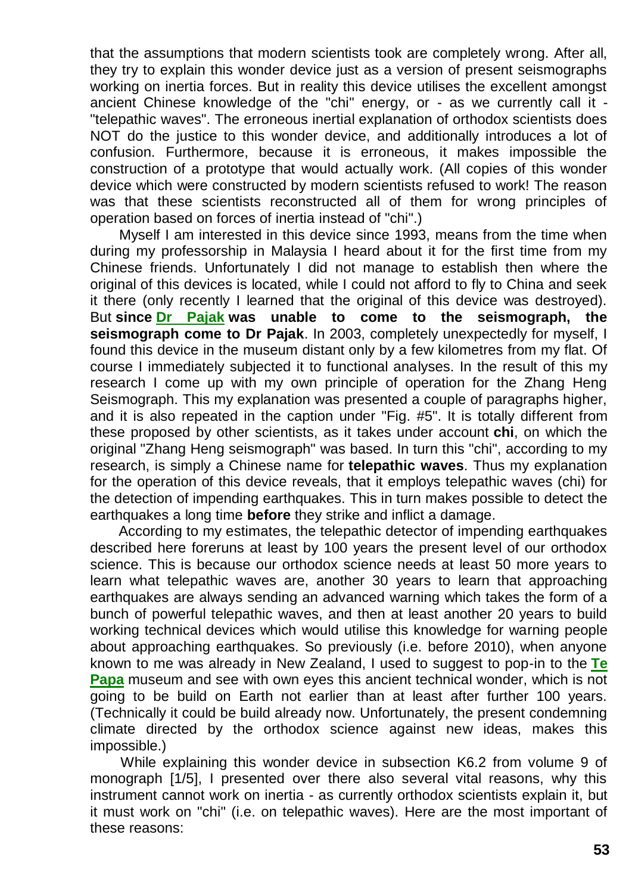that the assumptions that modern scientists took are completely wrong. After all, they try to explain this wonder device just as a version of present seismographs working on inertia forces. But in reality this device utilises the excellent amongst ancient Chinese knowledge of the "chi" energy, or - as we currently call it - "telepathic waves". The erroneous inertial explanation of orthodox scientists does NOT do the justice to this wonder device, and additionally introduces a lot of confusion. Furthermore, because it is erroneous, it makes impossible the construction of a prototype that would actually work. (All copies of this wonder device which were constructed by modern scientists refused to work! The reason was that these scientists reconstructed all of them for wrong principles of operation based on forces of inertia instead of "chi".)

Myself I am interested in this device since 1993, means from the time when during my professorship in Malaysia I heard about it for the first time from my Chinese friends. Unfortunately I did not manage to establish then where the original of this devices is located, while I could not afford to fly to China and seek it there (only recently I learned that the original of this device was destroyed). But **since Dr Pajak was unable to come to the seismograph, the seismograph come to Dr Pajak**. In 2003, completely unexpectedly for myself, I found this device in the museum distant only by a few kilometres from my flat. Of course I immediately subjected it to functional analyses. In the result of this my research I come up with my own principle of operation for the Zhang Heng Seismograph. This my explanation was presented a couple of paragraphs higher, and it is also repeated in the caption under "Fig. #5". It is totally different from these proposed by other scientists, as it takes under account **chi**, on which the original "Zhang Heng seismograph" was based. In turn this "chi", according to my research, is simply a Chinese name for **telepathic waves**. Thus my explanation for the operation of this device reveals, that it employs telepathic waves (chi) for the detection of impending earthquakes. This in turn makes possible to detect the earthquakes a long time **before** they strike and inflict a damage.

According to my estimates, the telepathic detector of impending earthquakes described here foreruns at least by 100 years the present level of our orthodox science. This is because our orthodox science needs at least 50 more years to learn what telepathic waves are, another 30 years to learn that approaching earthquakes are always sending an advanced warning which takes the form of a bunch of powerful telepathic waves, and then at least another 20 years to build working technical devices which would utilise this knowledge for warning people about approaching earthquakes. So previously (i.e. before 2010), when anyone known to me was already in New Zealand, I used to suggest to pop-in to the **Te Papa** museum and see with own eyes this ancient technical wonder, which is not going to be build on Earth not earlier than at least after further 100 years. (Technically it could be build already now. Unfortunately, the present condemning climate directed by the orthodox science against new ideas, makes this impossible.)

While explaining this wonder device in subsection K6.2 from volume 9 of monograph [1/5], I presented over there also several vital reasons, why this instrument cannot work on inertia - as currently orthodox scientists explain it, but it must work on "chi" (i.e. on telepathic waves). Here are the most important of these reasons: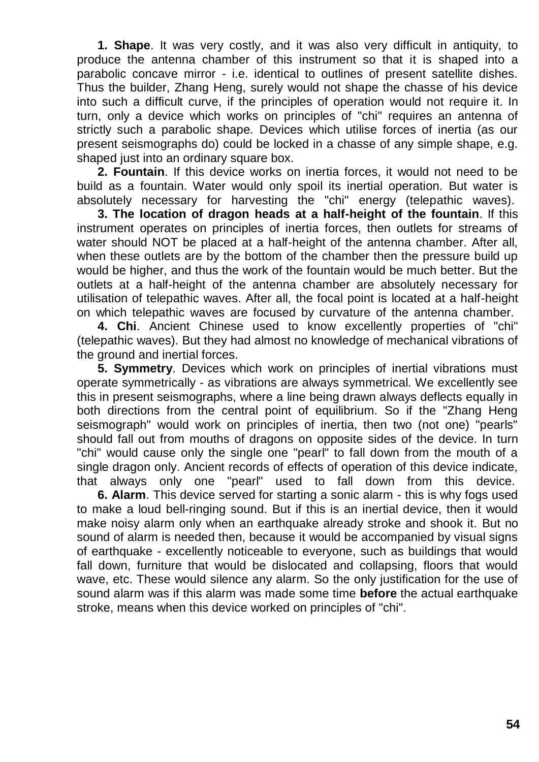**1. Shape**. It was very costly, and it was also very difficult in antiquity, to produce the antenna chamber of this instrument so that it is shaped into a parabolic concave mirror - i.e. identical to outlines of present satellite dishes. Thus the builder, Zhang Heng, surely would not shape the chasse of his device into such a difficult curve, if the principles of operation would not require it. In turn, only a device which works on principles of "chi" requires an antenna of strictly such a parabolic shape. Devices which utilise forces of inertia (as our present seismographs do) could be locked in a chasse of any simple shape, e.g. shaped just into an ordinary square box.

**2. Fountain**. If this device works on inertia forces, it would not need to be build as a fountain. Water would only spoil its inertial operation. But water is absolutely necessary for harvesting the "chi" energy (telepathic waves).

**3. The location of dragon heads at a half-height of the fountain**. If this instrument operates on principles of inertia forces, then outlets for streams of water should NOT be placed at a half-height of the antenna chamber. After all, when these outlets are by the bottom of the chamber then the pressure build up would be higher, and thus the work of the fountain would be much better. But the outlets at a half-height of the antenna chamber are absolutely necessary for utilisation of telepathic waves. After all, the focal point is located at a half-height on which telepathic waves are focused by curvature of the antenna chamber.

**4. Chi**. Ancient Chinese used to know excellently properties of "chi" (telepathic waves). But they had almost no knowledge of mechanical vibrations of the ground and inertial forces.

**5. Symmetry**. Devices which work on principles of inertial vibrations must operate symmetrically - as vibrations are always symmetrical. We excellently see this in present seismographs, where a line being drawn always deflects equally in both directions from the central point of equilibrium. So if the "Zhang Heng seismograph" would work on principles of inertia, then two (not one) "pearls" should fall out from mouths of dragons on opposite sides of the device. In turn "chi" would cause only the single one "pearl" to fall down from the mouth of a single dragon only. Ancient records of effects of operation of this device indicate, that always only one "pearl" used to fall down from this device.

**6. Alarm**. This device served for starting a sonic alarm - this is why fogs used to make a loud bell-ringing sound. But if this is an inertial device, then it would make noisy alarm only when an earthquake already stroke and shook it. But no sound of alarm is needed then, because it would be accompanied by visual signs of earthquake - excellently noticeable to everyone, such as buildings that would fall down, furniture that would be dislocated and collapsing, floors that would wave, etc. These would silence any alarm. So the only justification for the use of sound alarm was if this alarm was made some time **before** the actual earthquake stroke, means when this device worked on principles of "chi".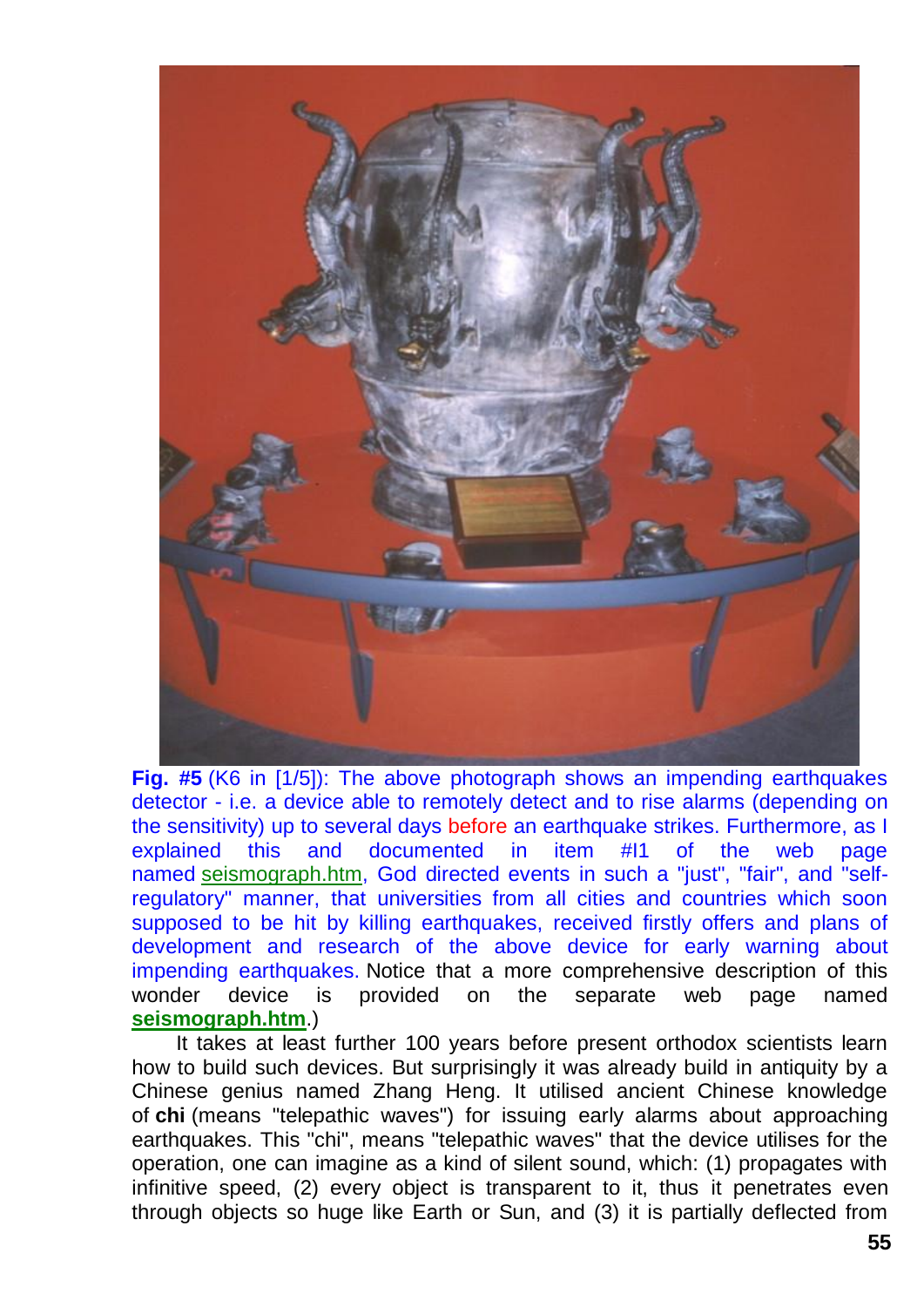**Fig. #5** (K6 in [1/5]): The above photograph shows an impending earthquakes detector - i.e. a device able to remotely detect and to rise alarms (depending on the sensitivity) up to several days before an earthquake strikes. Furthermore, as I explained this and documented in item #I1 of the web page named seismograph.htm, God directed events in such a "just", "fair", and "self-regulatory" manner, that universities from all cities and countries which soon supposed to be hit by killing earthquakes, received firstly offers and plans of development and research of the above device for early warning about impending earthquakes. Notice that a more comprehensive description of this wonder device is provided on the separate web page named **seismograph.htm**.)

It takes at least further 100 years before present orthodox scientists learn how to build such devices. But surprisingly it was already build in antiquity by a Chinese genius named Zhang Heng. It utilised ancient Chinese knowledge of **chi** (means "telepathic waves") for issuing early alarms about approaching earthquakes. This "chi", means "telepathic waves" that the device utilises for the operation, one can imagine as a kind of silent sound, which: (1) propagates with infinitive speed, (2) every object is transparent to it, thus it penetrates even through objects so huge like Earth or Sun, and (3) it is partially deflected from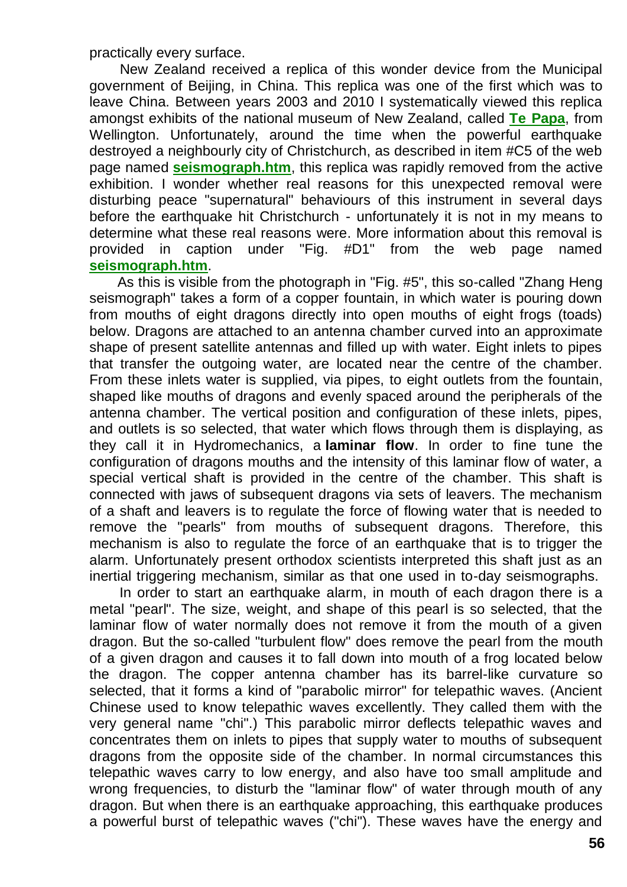practically every surface.

New Zealand received a replica of this wonder device from the Municipal government of Beijing, in China. This replica was one of the first which was to leave China. Between years 2003 and 2010 I systematically viewed this replica amongst exhibits of the national museum of New Zealand, called **Te Papa**, from Wellington. Unfortunately, around the time when the powerful earthquake destroyed a neighbourly city of Christchurch, as described in item #C5 of the web page named **seismograph.htm**, this replica was rapidly removed from the active exhibition. I wonder whether real reasons for this unexpected removal were disturbing peace "supernatural" behaviours of this instrument in several days before the earthquake hit Christchurch - unfortunately it is not in my means to determine what these real reasons were. More information about this removal is provided in caption under "Fig. #D1" from the web page named **seismograph.htm**.

As this is visible from the photograph in "Fig. #5", this so-called "Zhang Heng seismograph" takes a form of a copper fountain, in which water is pouring down from mouths of eight dragons directly into open mouths of eight frogs (toads) below. Dragons are attached to an antenna chamber curved into an approximate shape of present satellite antennas and filled up with water. Eight inlets to pipes that transfer the outgoing water, are located near the centre of the chamber. From these inlets water is supplied, via pipes, to eight outlets from the fountain, shaped like mouths of dragons and evenly spaced around the peripherals of the antenna chamber. The vertical position and configuration of these inlets, pipes, and outlets is so selected, that water which flows through them is displaying, as they call it in Hydromechanics, a **laminar flow**. In order to fine tune the configuration of dragons mouths and the intensity of this laminar flow of water, a special vertical shaft is provided in the centre of the chamber. This shaft is connected with jaws of subsequent dragons via sets of leavers. The mechanism of a shaft and leavers is to regulate the force of flowing water that is needed to remove the "pearls" from mouths of subsequent dragons. Therefore, this mechanism is also to regulate the force of an earthquake that is to trigger the alarm. Unfortunately present orthodox scientists interpreted this shaft just as an inertial triggering mechanism, similar as that one used in to-day seismographs.

In order to start an earthquake alarm, in mouth of each dragon there is a metal "pearl". The size, weight, and shape of this pearl is so selected, that the laminar flow of water normally does not remove it from the mouth of a given dragon. But the so-called "turbulent flow" does remove the pearl from the mouth of a given dragon and causes it to fall down into mouth of a frog located below the dragon. The copper antenna chamber has its barrel-like curvature so selected, that it forms a kind of "parabolic mirror" for telepathic waves. (Ancient Chinese used to know telepathic waves excellently. They called them with the very general name "chi".) This parabolic mirror deflects telepathic waves and concentrates them on inlets to pipes that supply water to mouths of subsequent dragons from the opposite side of the chamber. In normal circumstances this telepathic waves carry to low energy, and also have too small amplitude and wrong frequencies, to disturb the "laminar flow" of water through mouth of any dragon. But when there is an earthquake approaching, this earthquake produces a powerful burst of telepathic waves ("chi"). These waves have the energy and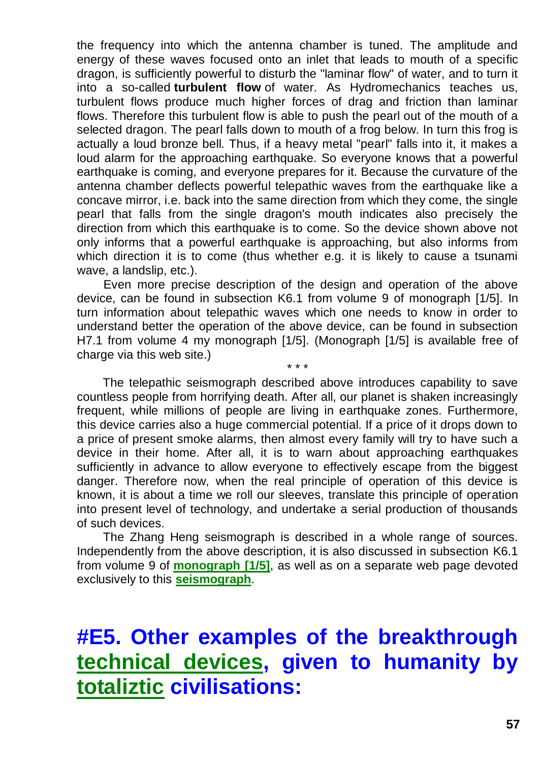the frequency into which the antenna chamber is tuned. The amplitude and energy of these waves focused onto an inlet that leads to mouth of a specific dragon, is sufficiently powerful to disturb the "laminar flow" of water, and to turn it into a so-called **turbulent flow** of water. As Hydromechanics teaches us, turbulent flows produce much higher forces of drag and friction than laminar flows. Therefore this turbulent flow is able to push the pearl out of the mouth of a selected dragon. The pearl falls down to mouth of a frog below. In turn this frog is actually a loud bronze bell. Thus, if a heavy metal "pearl" falls into it, it makes a loud alarm for the approaching earthquake. So everyone knows that a powerful earthquake is coming, and everyone prepares for it. Because the curvature of the antenna chamber deflects powerful telepathic waves from the earthquake like a concave mirror, i.e. back into the same direction from which they come, the single pearl that falls from the single dragon's mouth indicates also precisely the direction from which this earthquake is to come. So the device shown above not only informs that a powerful earthquake is approaching, but also informs from which direction it is to come (thus whether e.g. it is likely to cause a tsunami wave, a landslip, etc.).

Even more precise description of the design and operation of the above device, can be found in subsection K6.1 from volume 9 of monograph [1/5]. In turn information about telepathic waves which one needs to know in order to understand better the operation of the above device, can be found in subsection H7.1 from volume 4 my monograph [1/5]. (Monograph [1/5] is available free of charge via this web site.)

\* \* \*

The telepathic seismograph described above introduces capability to save countless people from horrifying death. After all, our planet is shaken increasingly frequent, while millions of people are living in earthquake zones. Furthermore, this device carries also a huge commercial potential. If a price of it drops down to a price of present smoke alarms, then almost every family will try to have such a device in their home. After all, it is to warn about approaching earthquakes sufficiently in advance to allow everyone to effectively escape from the biggest danger. Therefore now, when the real principle of operation of this device is known, it is about a time we roll our sleeves, translate this principle of operation into present level of technology, and undertake a serial production of thousands of such devices.

The Zhang Heng seismograph is described in a whole range of sources. Independently from the above description, it is also discussed in subsection K6.1 from volume 9 of **monograph [1/5]**, as well as on a separate web page devoted exclusively to this **seismograph**.

# #E5. Other examples of the breakthrough technical devices, given to humanity by totaliztic civilisations: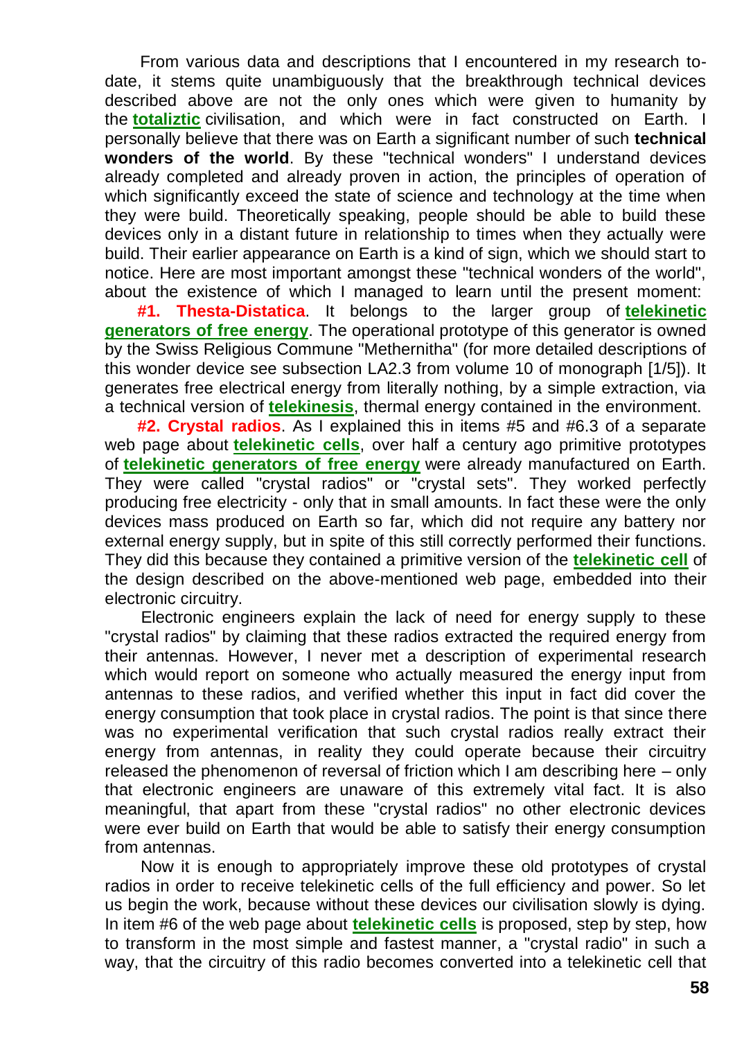From various data and descriptions that I encountered in my research to-date, it stems quite unambiguously that the breakthrough technical devices described above are not the only ones which were given to humanity by the **totaliztic** civilisation, and which were in fact constructed on Earth. I personally believe that there was on Earth a significant number of such **technical wonders of the world**. By these "technical wonders" I understand devices already completed and already proven in action, the principles of operation of which significantly exceed the state of science and technology at the time when they were build. Theoretically speaking, people should be able to build these devices only in a distant future in relationship to times when they actually were build. Their earlier appearance on Earth is a kind of sign, which we should start to notice. Here are most important amongst these "technical wonders of the world", about the existence of which I managed to learn until the present moment:

**#1. Thesta-Distatica**. It belongs to the larger group of **telekinetic generators of free energy**. The operational prototype of this generator is owned by the Swiss Religious Commune "Methernitha" (for more detailed descriptions of this wonder device see subsection LA2.3 from volume 10 of monograph [1/5]). It generates free electrical energy from literally nothing, by a simple extraction, via a technical version of **telekinesis**, thermal energy contained in the environment.

**#2. Crystal radios**. As I explained this in items #5 and #6.3 of a separate web page about **telekinetic cells**, over half a century ago primitive prototypes of **telekinetic generators of free energy** were already manufactured on Earth. They were called "crystal radios" or "crystal sets". They worked perfectly producing free electricity - only that in small amounts. In fact these were the only devices mass produced on Earth so far, which did not require any battery nor external energy supply, but in spite of this still correctly performed their functions. They did this because they contained a primitive version of the **telekinetic cell** of the design described on the above-mentioned web page, embedded into their electronic circuitry.

Electronic engineers explain the lack of need for energy supply to these "crystal radios" by claiming that these radios extracted the required energy from their antennas. However, I never met a description of experimental research which would report on someone who actually measured the energy input from antennas to these radios, and verified whether this input in fact did cover the energy consumption that took place in crystal radios. The point is that since there was no experimental verification that such crystal radios really extract their energy from antennas, in reality they could operate because their circuitry released the phenomenon of reversal of friction which I am describing here – only that electronic engineers are unaware of this extremely vital fact. It is also meaningful, that apart from these "crystal radios" no other electronic devices were ever build on Earth that would be able to satisfy their energy consumption from antennas.

Now it is enough to appropriately improve these old prototypes of crystal radios in order to receive telekinetic cells of the full efficiency and power. So let us begin the work, because without these devices our civilisation slowly is dying. In item #6 of the web page about **telekinetic cells** is proposed, step by step, how to transform in the most simple and fastest manner, a "crystal radio" in such a way, that the circuitry of this radio becomes converted into a telekinetic cell that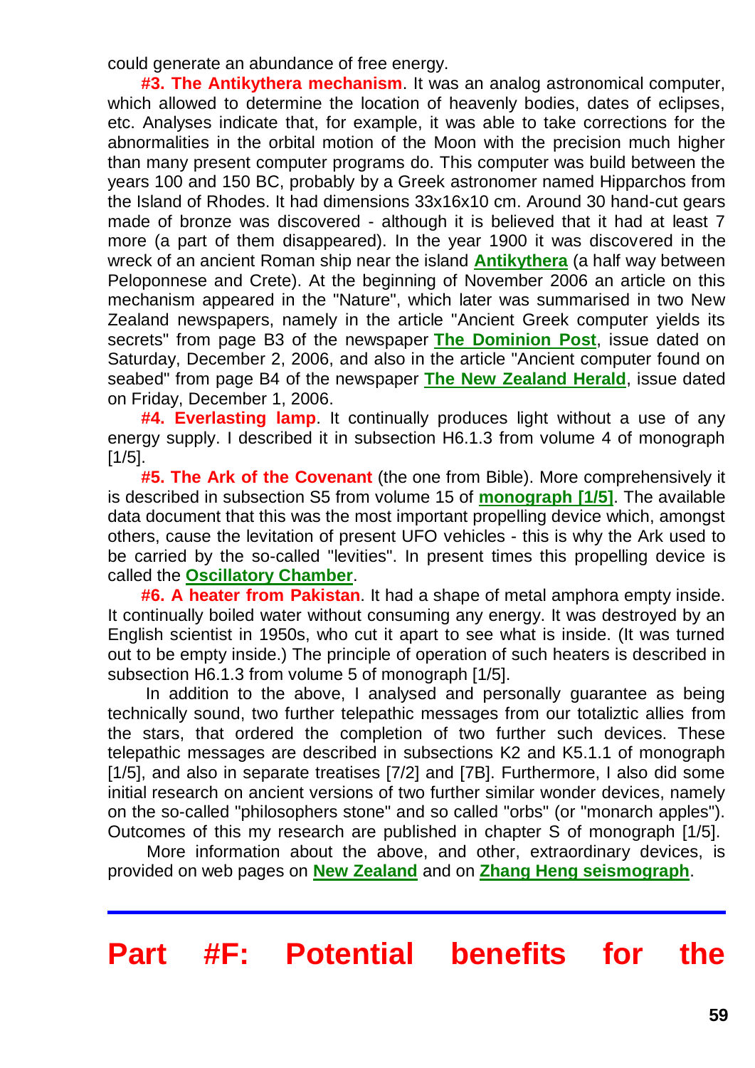could generate an abundance of free energy.

**#3. The Antikythera mechanism**. It was an analog astronomical computer, which allowed to determine the location of heavenly bodies, dates of eclipses, etc. Analyses indicate that, for example, it was able to take corrections for the abnormalities in the orbital motion of the Moon with the precision much higher than many present computer programs do. This computer was build between the years 100 and 150 BC, probably by a Greek astronomer named Hipparchos from the Island of Rhodes. It had dimensions 33x16x10 cm. Around 30 hand-cut gears made of bronze was discovered - although it is believed that it had at least 7 more (a part of them disappeared). In the year 1900 it was discovered in the wreck of an ancient Roman ship near the island **Antikythera** (a half way between Peloponnese and Crete). At the beginning of November 2006 an article on this mechanism appeared in the "Nature", which later was summarised in two New Zealand newspapers, namely in the article "Ancient Greek computer yields its secrets" from page B3 of the newspaper **The Dominion Post**, issue dated on Saturday, December 2, 2006, and also in the article "Ancient computer found on seabed" from page B4 of the newspaper **The New Zealand Herald**, issue dated on Friday, December 1, 2006.

**#4. Everlasting lamp**. It continually produces light without a use of any energy supply. I described it in subsection H6.1.3 from volume 4 of monograph [1/5].

**#5. The Ark of the Covenant** (the one from Bible). More comprehensively it is described in subsection S5 from volume 15 of **monograph [1/5]**. The available data document that this was the most important propelling device which, amongst others, cause the levitation of present UFO vehicles - this is why the Ark used to be carried by the so-called "levities". In present times this propelling device is called the **Oscillatory Chamber**.

**#6. A heater from Pakistan**. It had a shape of metal amphora empty inside. It continually boiled water without consuming any energy. It was destroyed by an English scientist in 1950s, who cut it apart to see what is inside. (It was turned out to be empty inside.) The principle of operation of such heaters is described in subsection H6.1.3 from volume 5 of monograph [1/5].

In addition to the above, I analysed and personally guarantee as being technically sound, two further telepathic messages from our totaliztic allies from the stars, that ordered the completion of two further such devices. These telepathic messages are described in subsections K2 and K5.1.1 of monograph [1/5], and also in separate treatises [7/2] and [7B]. Furthermore, I also did some initial research on ancient versions of two further similar wonder devices, namely on the so-called "philosophers stone" and so called "orbs" (or "monarch apples"). Outcomes of this my research are published in chapter S of monograph [1/5].

More information about the above, and other, extraordinary devices, is provided on web pages on **New Zealand** and on **Zhang Heng seismograph**.

---

# Part #F: Potential benefits for the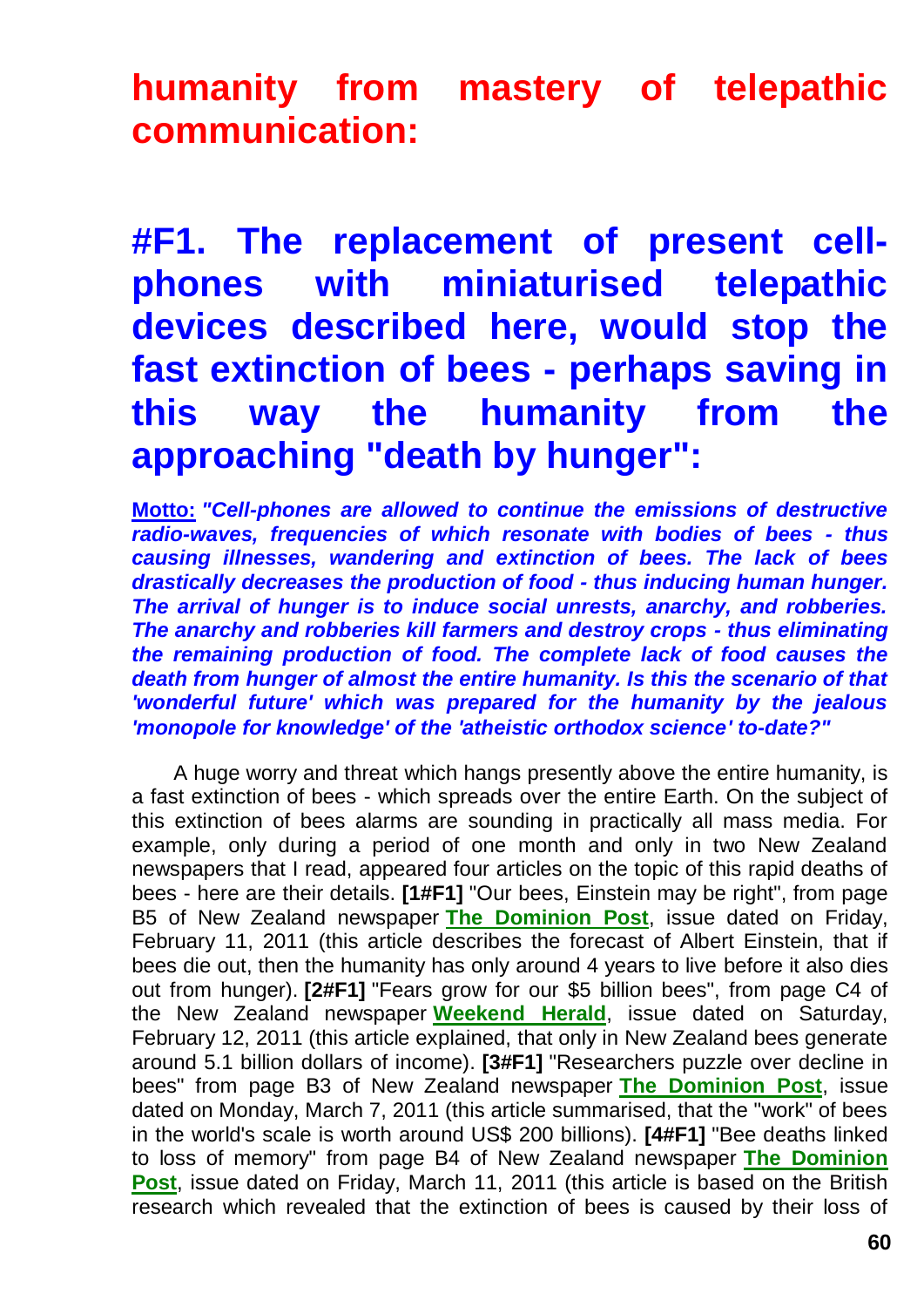## humanity from mastery of telepathic communication:

## #F1. The replacement of present cell-phones with miniaturised telepathic devices described here, would stop the fast extinction of bees - perhaps saving in this way the humanity from the approaching "death by hunger":

**Motto:** ***"Cell-phones are allowed to continue the emissions of destructive radio-waves, frequencies of which resonate with bodies of bees - thus causing illnesses, wandering and extinction of bees. The lack of bees drastically decreases the production of food - thus inducing human hunger. The arrival of hunger is to induce social unrests, anarchy, and robberies. The anarchy and robberies kill farmers and destroy crops - thus eliminating the remaining production of food. The complete lack of food causes the death from hunger of almost the entire humanity. Is this the scenario of that 'wonderful future' which was prepared for the humanity by the jealous 'monopole for knowledge' of the 'atheistic orthodox science' to-date?"***

A huge worry and threat which hangs presently above the entire humanity, is a fast extinction of bees - which spreads over the entire Earth. On the subject of this extinction of bees alarms are sounding in practically all mass media. For example, only during a period of one month and only in two New Zealand newspapers that I read, appeared four articles on the topic of this rapid deaths of bees - here are their details. **[1#F1]** "Our bees, Einstein may be right", from page B5 of New Zealand newspaper **The Dominion Post**, issue dated on Friday, February 11, 2011 (this article describes the forecast of Albert Einstein, that if bees die out, then the humanity has only around 4 years to live before it also dies out from hunger). **[2#F1]** "Fears grow for our $5 billion bees", from page C4 of the New Zealand newspaper **Weekend Herald**, issue dated on Saturday, February 12, 2011 (this article explained, that only in New Zealand bees generate around 5.1 billion dollars of income). **[3#F1]** "Researchers puzzle over decline in bees" from page B3 of New Zealand newspaper **The Dominion Post**, issue dated on Monday, March 7, 2011 (this article summarised, that the "work" of bees in the world's scale is worth around US$ 200 billions). **[4#F1]** "Bee deaths linked to loss of memory" from page B4 of New Zealand newspaper **The Dominion Post**, issue dated on Friday, March 11, 2011 (this article is based on the British research which revealed that the extinction of bees is caused by their loss of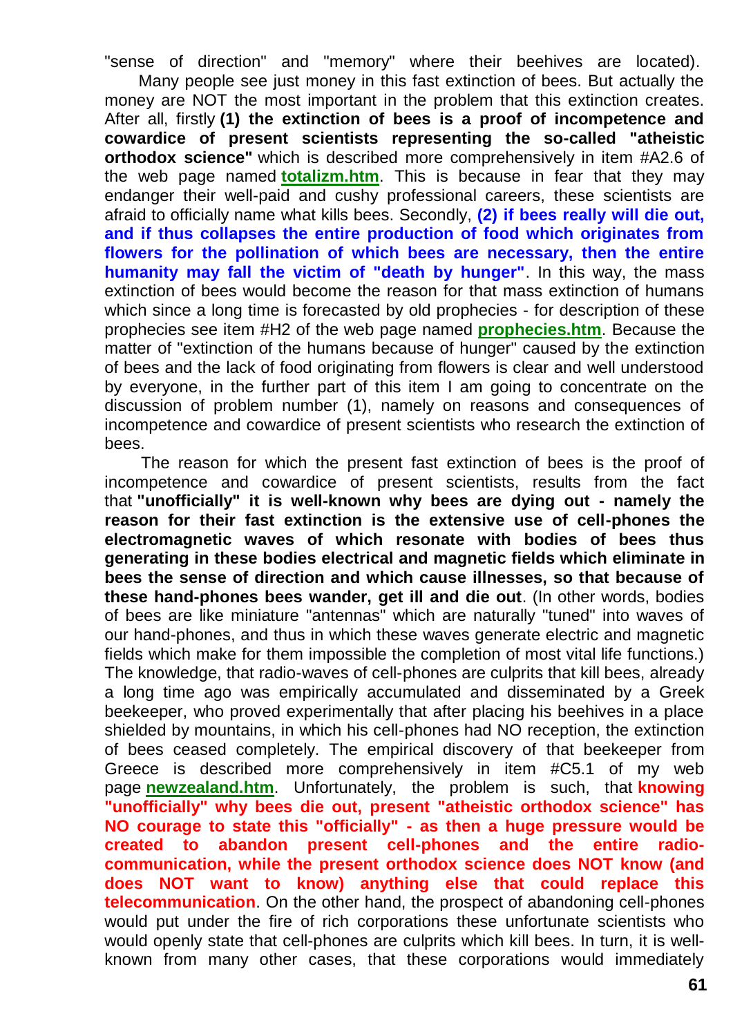"sense of direction" and "memory" where their beehives are located).

Many people see just money in this fast extinction of bees. But actually the money are NOT the most important in the problem that this extinction creates. After all, firstly **(1) the extinction of bees is a proof of incompetence and cowardice of present scientists representing the so-called "atheistic orthodox science"** which is described more comprehensively in item #A2.6 of the web page named **totalizm.htm**. This is because in fear that they may endanger their well-paid and cushy professional careers, these scientists are afraid to officially name what kills bees. Secondly, **(2) if bees really will die out, and if thus collapses the entire production of food which originates from flowers for the pollination of which bees are necessary, then the entire humanity may fall the victim of "death by hunger"**. In this way, the mass extinction of bees would become the reason for that mass extinction of humans which since a long time is forecasted by old prophecies - for description of these prophecies see item #H2 of the web page named **prophecies.htm**. Because the matter of "extinction of the humans because of hunger" caused by the extinction of bees and the lack of food originating from flowers is clear and well understood by everyone, in the further part of this item I am going to concentrate on the discussion of problem number (1), namely on reasons and consequences of incompetence and cowardice of present scientists who research the extinction of bees.

The reason for which the present fast extinction of bees is the proof of incompetence and cowardice of present scientists, results from the fact that **"unofficially" it is well-known why bees are dying out - namely the reason for their fast extinction is the extensive use of cell-phones the electromagnetic waves of which resonate with bodies of bees thus generating in these bodies electrical and magnetic fields which eliminate in bees the sense of direction and which cause illnesses, so that because of these hand-phones bees wander, get ill and die out**. (In other words, bodies of bees are like miniature "antennas" which are naturally "tuned" into waves of our hand-phones, and thus in which these waves generate electric and magnetic fields which make for them impossible the completion of most vital life functions.) The knowledge, that radio-waves of cell-phones are culprits that kill bees, already a long time ago was empirically accumulated and disseminated by a Greek beekeeper, who proved experimentally that after placing his beehives in a place shielded by mountains, in which his cell-phones had NO reception, the extinction of bees ceased completely. The empirical discovery of that beekeeper from Greece is described more comprehensively in item #C5.1 of my web page **newzealand.htm**. Unfortunately, the problem is such, that **knowing "unofficially" why bees die out, present "atheistic orthodox science" has NO courage to state this "officially" - as then a huge pressure would be created to abandon present cell-phones and the entire radio-communication, while the present orthodox science does NOT know (and does NOT want to know) anything else that could replace this telecommunication**. On the other hand, the prospect of abandoning cell-phones would put under the fire of rich corporations these unfortunate scientists who would openly state that cell-phones are culprits which kill bees. In turn, it is well-known from many other cases, that these corporations would immediately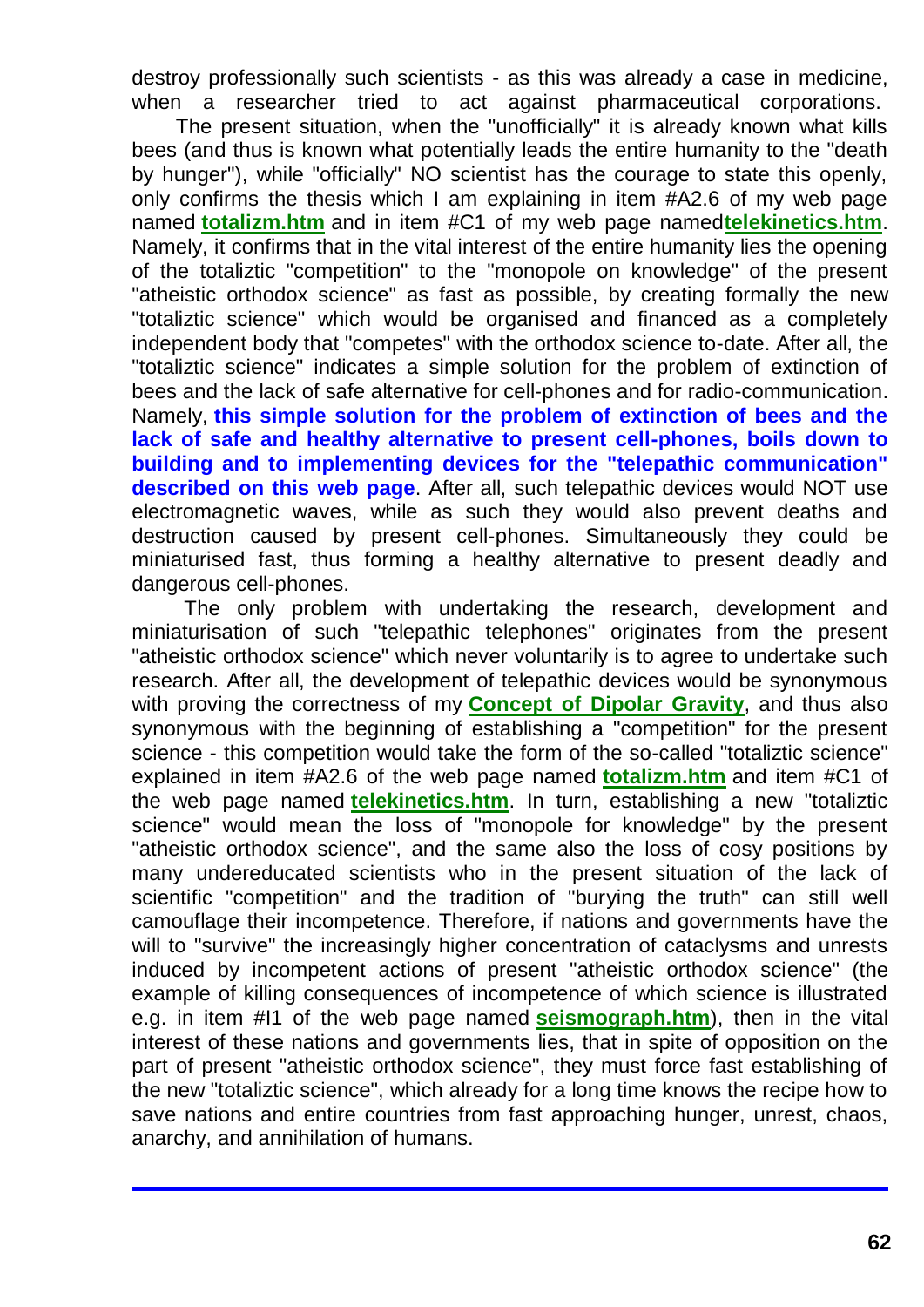destroy professionally such scientists - as this was already a case in medicine, when a researcher tried to act against pharmaceutical corporations.

The present situation, when the "unofficially" it is already known what kills bees (and thus is known what potentially leads the entire humanity to the "death by hunger"), while "officially" NO scientist has the courage to state this openly, only confirms the thesis which I am explaining in item #A2.6 of my web page named **totalizm.htm** and in item #C1 of my web page named**telekinetics.htm**. Namely, it confirms that in the vital interest of the entire humanity lies the opening of the totaliztic "competition" to the "monopole on knowledge" of the present "atheistic orthodox science" as fast as possible, by creating formally the new "totaliztic science" which would be organised and financed as a completely independent body that "competes" with the orthodox science to-date. After all, the "totaliztic science" indicates a simple solution for the problem of extinction of bees and the lack of safe alternative for cell-phones and for radio-communication. Namely, **this simple solution for the problem of extinction of bees and the lack of safe and healthy alternative to present cell-phones, boils down to building and to implementing devices for the "telepathic communication" described on this web page**. After all, such telepathic devices would NOT use electromagnetic waves, while as such they would also prevent deaths and destruction caused by present cell-phones. Simultaneously they could be miniaturised fast, thus forming a healthy alternative to present deadly and dangerous cell-phones.

The only problem with undertaking the research, development and miniaturisation of such "telepathic telephones" originates from the present "atheistic orthodox science" which never voluntarily is to agree to undertake such research. After all, the development of telepathic devices would be synonymous with proving the correctness of my **Concept of Dipolar Gravity**, and thus also synonymous with the beginning of establishing a "competition" for the present science - this competition would take the form of the so-called "totaliztic science" explained in item #A2.6 of the web page named **totalizm.htm** and item #C1 of the web page named **telekinetics.htm**. In turn, establishing a new "totaliztic science" would mean the loss of "monopole for knowledge" by the present "atheistic orthodox science", and the same also the loss of cosy positions by many undereducated scientists who in the present situation of the lack of scientific "competition" and the tradition of "burying the truth" can still well camouflage their incompetence. Therefore, if nations and governments have the will to "survive" the increasingly higher concentration of cataclysms and unrests induced by incompetent actions of present "atheistic orthodox science" (the example of killing consequences of incompetence of which science is illustrated e.g. in item #I1 of the web page named **seismograph.htm**), then in the vital interest of these nations and governments lies, that in spite of opposition on the part of present "atheistic orthodox science", they must force fast establishing of the new "totaliztic science", which already for a long time knows the recipe how to save nations and entire countries from fast approaching hunger, unrest, chaos, anarchy, and annihilation of humans.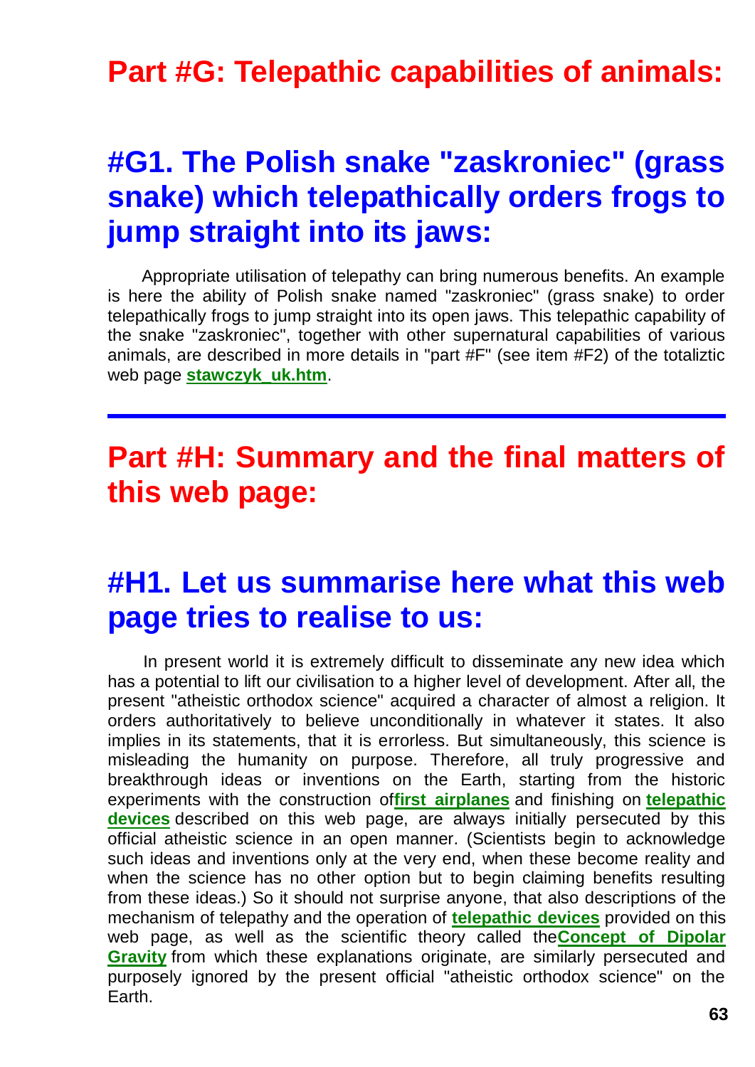# Part #G: Telepathic capabilities of animals:

## #G1. The Polish snake "zaskroniec" (grass snake) which telepathically orders frogs to jump straight into its jaws:

Appropriate utilisation of telepathy can bring numerous benefits. An example is here the ability of Polish snake named "zaskroniec" (grass snake) to order telepathically frogs to jump straight into its open jaws. This telepathic capability of the snake "zaskroniec", together with other supernatural capabilities of various animals, are described in more details in "part #F" (see item #F2) of the totaliztic web page **stawczyk_uk.htm**.

---

# Part #H: Summary and the final matters of this web page:

## #H1. Let us summarise here what this web page tries to realise to us:

In present world it is extremely difficult to disseminate any new idea which has a potential to lift our civilisation to a higher level of development. After all, the present "atheistic orthodox science" acquired a character of almost a religion. It orders authoritatively to believe unconditionally in whatever it states. It also implies in its statements, that it is errorless. But simultaneously, this science is misleading the humanity on purpose. Therefore, all truly progressive and breakthrough ideas or inventions on the Earth, starting from the historic experiments with the construction of**first airplanes** and finishing on **telepathic devices** described on this web page, are always initially persecuted by this official atheistic science in an open manner. (Scientists begin to acknowledge such ideas and inventions only at the very end, when these become reality and when the science has no other option but to begin claiming benefits resulting from these ideas.) So it should not surprise anyone, that also descriptions of the mechanism of telepathy and the operation of **telepathic devices** provided on this web page, as well as the scientific theory called the**Concept of Dipolar Gravity** from which these explanations originate, are similarly persecuted and purposely ignored by the present official "atheistic orthodox science" on the Earth.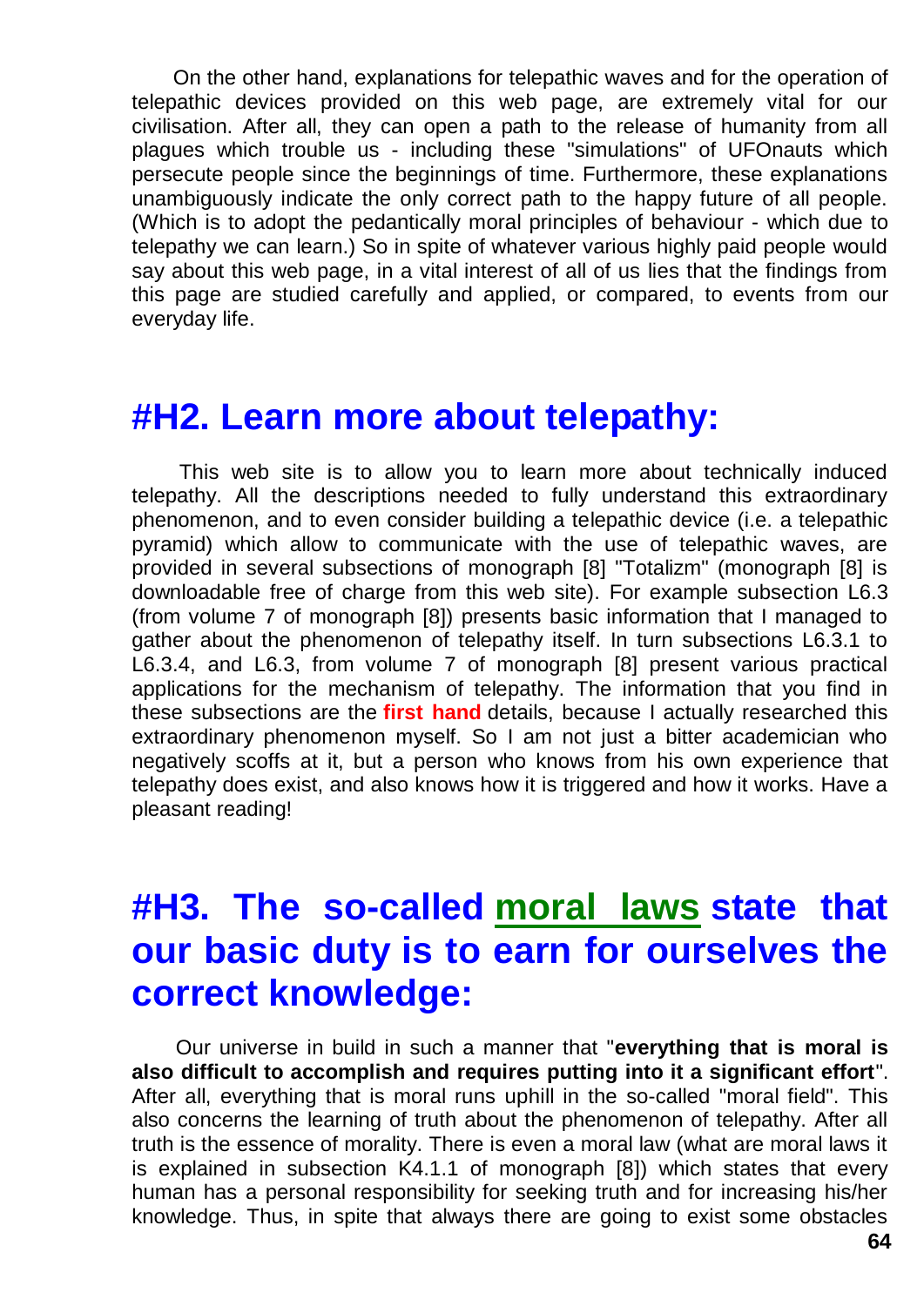On the other hand, explanations for telepathic waves and for the operation of telepathic devices provided on this web page, are extremely vital for our civilisation. After all, they can open a path to the release of humanity from all plagues which trouble us - including these "simulations" of UFOnauts which persecute people since the beginnings of time. Furthermore, these explanations unambiguously indicate the only correct path to the happy future of all people. (Which is to adopt the pedantically moral principles of behaviour - which due to telepathy we can learn.) So in spite of whatever various highly paid people would say about this web page, in a vital interest of all of us lies that the findings from this page are studied carefully and applied, or compared, to events from our everyday life.

## #H2. Learn more about telepathy:

This web site is to allow you to learn more about technically induced telepathy. All the descriptions needed to fully understand this extraordinary phenomenon, and to even consider building a telepathic device (i.e. a telepathic pyramid) which allow to communicate with the use of telepathic waves, are provided in several subsections of monograph [8] "Totalizm" (monograph [8] is downloadable free of charge from this web site). For example subsection L6.3 (from volume 7 of monograph [8]) presents basic information that I managed to gather about the phenomenon of telepathy itself. In turn subsections L6.3.1 to L6.3.4, and L6.3, from volume 7 of monograph [8] present various practical applications for the mechanism of telepathy. The information that you find in these subsections are the **first hand** details, because I actually researched this extraordinary phenomenon myself. So I am not just a bitter academician who negatively scoffs at it, but a person who knows from his own experience that telepathy does exist, and also knows how it is triggered and how it works. Have a pleasant reading!

## #H3. The so-called moral laws state that our basic duty is to earn for ourselves the correct knowledge:

Our universe in build in such a manner that "**everything that is moral is also difficult to accomplish and requires putting into it a significant effort**". After all, everything that is moral runs uphill in the so-called "moral field". This also concerns the learning of truth about the phenomenon of telepathy. After all truth is the essence of morality. There is even a moral law (what are moral laws it is explained in subsection K4.1.1 of monograph [8]) which states that every human has a personal responsibility for seeking truth and for increasing his/her knowledge. Thus, in spite that always there are going to exist some obstacles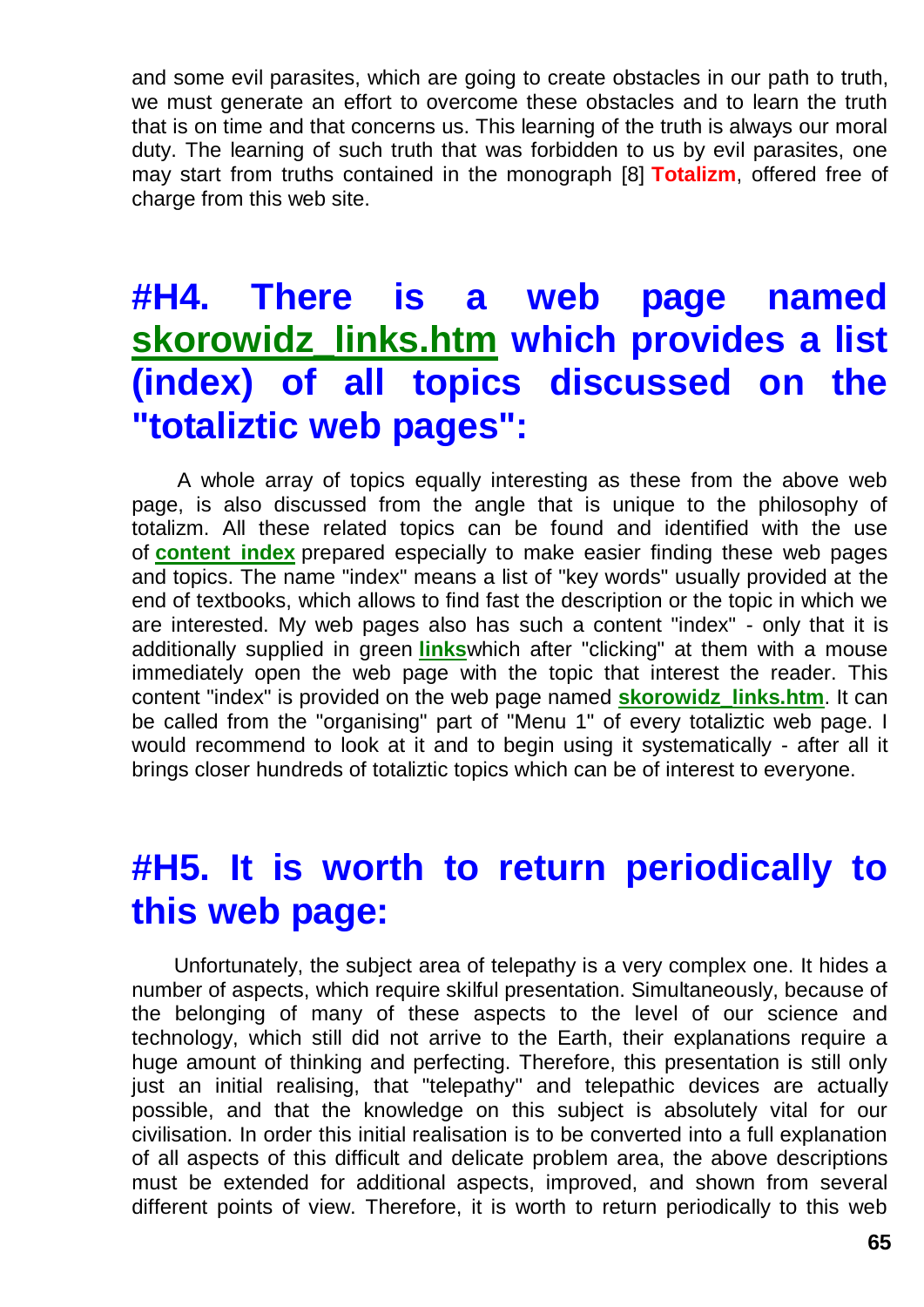and some evil parasites, which are going to create obstacles in our path to truth, we must generate an effort to overcome these obstacles and to learn the truth that is on time and that concerns us. This learning of the truth is always our moral duty. The learning of such truth that was forbidden to us by evil parasites, one may start from truths contained in the monograph [8] **Totalizm**, offered free of charge from this web site.

## #H4. There is a web page named skorowidz_links.htm which provides a list (index) of all topics discussed on the "totaliztic web pages":

A whole array of topics equally interesting as these from the above web page, is also discussed from the angle that is unique to the philosophy of totalizm. All these related topics can be found and identified with the use of **content index** prepared especially to make easier finding these web pages and topics. The name "index" means a list of "key words" usually provided at the end of textbooks, which allows to find fast the description or the topic in which we are interested. My web pages also has such a content "index" - only that it is additionally supplied in green **links**which after "clicking" at them with a mouse immediately open the web page with the topic that interest the reader. This content "index" is provided on the web page named **skorowidz_links.htm**. It can be called from the "organising" part of "Menu 1" of every totaliztic web page. I would recommend to look at it and to begin using it systematically - after all it brings closer hundreds of totaliztic topics which can be of interest to everyone.

## #H5. It is worth to return periodically to this web page:

Unfortunately, the subject area of telepathy is a very complex one. It hides a number of aspects, which require skilful presentation. Simultaneously, because of the belonging of many of these aspects to the level of our science and technology, which still did not arrive to the Earth, their explanations require a huge amount of thinking and perfecting. Therefore, this presentation is still only just an initial realising, that "telepathy" and telepathic devices are actually possible, and that the knowledge on this subject is absolutely vital for our civilisation. In order this initial realisation is to be converted into a full explanation of all aspects of this difficult and delicate problem area, the above descriptions must be extended for additional aspects, improved, and shown from several different points of view. Therefore, it is worth to return periodically to this web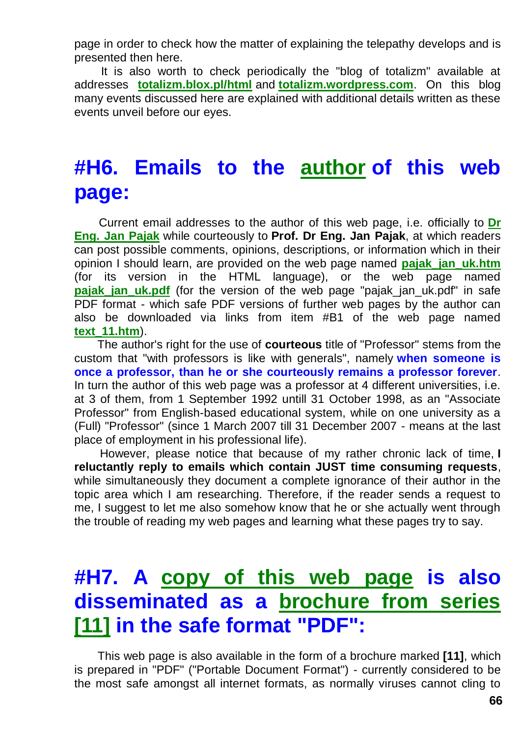page in order to check how the matter of explaining the telepathy develops and is presented then here.

It is also worth to check periodically the "blog of totalizm" available at addresses **totalizm.blox.pl/html** and **totalizm.wordpress.com**. On this blog many events discussed here are explained with additional details written as these events unveil before our eyes.

# #H6. Emails to the author of this web page:

Current email addresses to the author of this web page, i.e. officially to **Dr Eng. Jan Pajak** while courteously to **Prof. Dr Eng. Jan Pajak**, at which readers can post possible comments, opinions, descriptions, or information which in their opinion I should learn, are provided on the web page named **pajak_jan_uk.htm** (for its version in the HTML language), or the web page **pajak_jan_uk.pdf** (for the version of the web page "pajak_jan_uk.pdf" in safe PDF format - which safe PDF versions of further web pages by the author can also be downloaded via links from item #B1 of the web page named **text_11.htm**).

The author's right for the use of **courteous** title of "Professor" stems from the custom that "with professors is like with generals", namely **when someone is once a professor, than he or she courteously remains a professor forever**. In turn the author of this web page was a professor at 4 different universities, i.e. at 3 of them, from 1 September 1992 untill 31 October 1998, as an "Associate Professor" from English-based educational system, while on one university as a (Full) "Professor" (since 1 March 2007 till 31 December 2007 - means at the last place of employment in his professional life).

However, please notice that because of my rather chronic lack of time, **I reluctantly reply to emails which contain JUST time consuming requests**, while simultaneously they document a complete ignorance of their author in the topic area which I am researching. Therefore, if the reader sends a request to me, I suggest to let me also somehow know that he or she actually went through the trouble of reading my web pages and learning what these pages try to say.

# #H7. A copy of this web page is also disseminated as a brochure from series [11] in the safe format "PDF":

This web page is also available in the form of a brochure marked **[11]**, which is prepared in "PDF" ("Portable Document Format") - currently considered to be the most safe amongst all internet formats, as normally viruses cannot cling to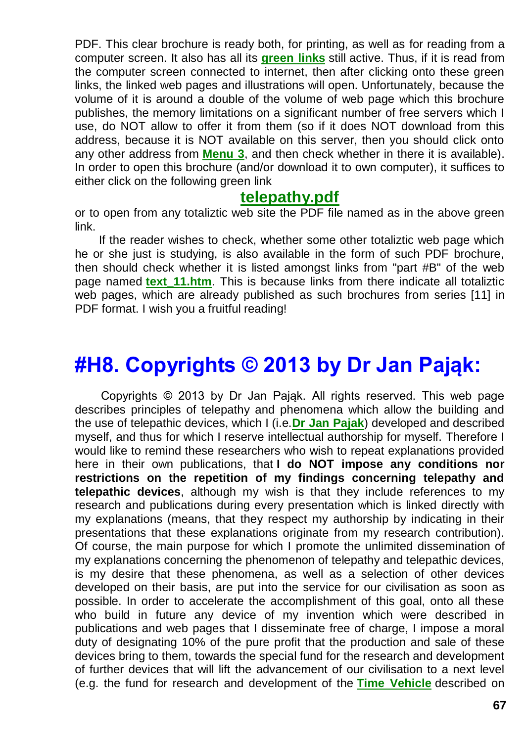PDF. This clear brochure is ready both, for printing, as well as for reading from a computer screen. It also has all its **green links** still active. Thus, if it is read from the computer screen connected to internet, then after clicking onto these green links, the linked web pages and illustrations will open. Unfortunately, because the volume of it is around a double of the volume of web page which this brochure publishes, the memory limitations on a significant number of free servers which I use, do NOT allow to offer it from them (so if it does NOT download from this address, because it is NOT available on this server, then you should click onto any other address from **Menu 3**, and then check whether in there it is available). In order to open this brochure (and/or download it to own computer), it suffices to either click on the following green link

**telepathy.pdf**

or to open from any totaliztic web site the PDF file named as in the above green link.

If the reader wishes to check, whether some other totaliztic web page which he or she just is studying, is also available in the form of such PDF brochure, then should check whether it is listed amongst links from "part #B" of the web page named **text_11.htm**. This is because links from there indicate all totaliztic web pages, which are already published as such brochures from series [11] in PDF format. I wish you a fruitful reading!

# #H8. Copyrights © 2013 by Dr Jan Pająk:

Copyrights © 2013 by Dr Jan Pająk. All rights reserved. This web page describes principles of telepathy and phenomena which allow the building and the use of telepathic devices, which I (i.e.**Dr Jan Pajak**) developed and described myself, and thus for which I reserve intellectual authorship for myself. Therefore I would like to remind these researchers who wish to repeat explanations provided here in their own publications, that **I do NOT impose any conditions nor restrictions on the repetition of my findings concerning telepathy and telepathic devices**, although my wish is that they include references to my research and publications during every presentation which is linked directly with my explanations (means, that they respect my authorship by indicating in their presentations that these explanations originate from my research contribution). Of course, the main purpose for which I promote the unlimited dissemination of my explanations concerning the phenomenon of telepathy and telepathic devices, is my desire that these phenomena, as well as a selection of other devices developed on their basis, are put into the service for our civilisation as soon as possible. In order to accelerate the accomplishment of this goal, onto all these who build in future any device of my invention which were described in publications and web pages that I disseminate free of charge, I impose a moral duty of designating 10% of the pure profit that the production and sale of these devices bring to them, towards the special fund for the research and development of further devices that will lift the advancement of our civilisation to a next level (e.g. the fund for research and development of the **Time Vehicle** described on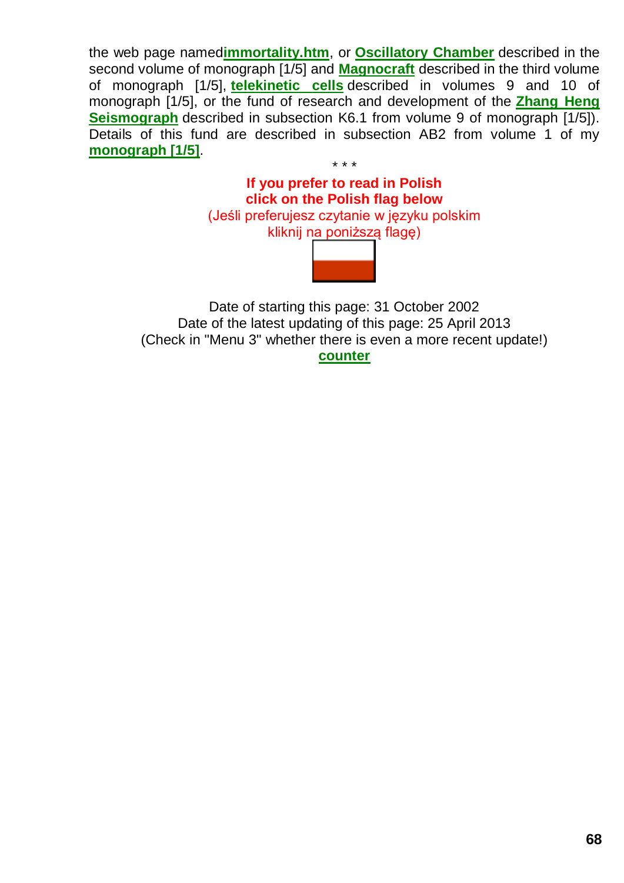the web page named**immortality.htm**, or **Oscillatory Chamber** described in the second volume of monograph [1/5] and **Magnocraft** described in the third volume of monograph [1/5], **telekinetic cells** described in volumes 9 and 10 of monograph [1/5], or the fund of research and development of the **Zhang Heng Seismograph** described in subsection K6.1 from volume 9 of monograph [1/5]). Details of this fund are described in subsection AB2 from volume 1 of my **monograph [1/5]**.

\* \* \*

**If you prefer to read in Polish**
**click on the Polish flag below**
(Jeśli preferujesz czytanie w języku polskim
kliknij na poniższą flagę)

Date of starting this page: 31 October 2002
Date of the latest updating of this page: 25 April 2013
(Check in "Menu 3" whether there is even a more recent update!)
**counter**